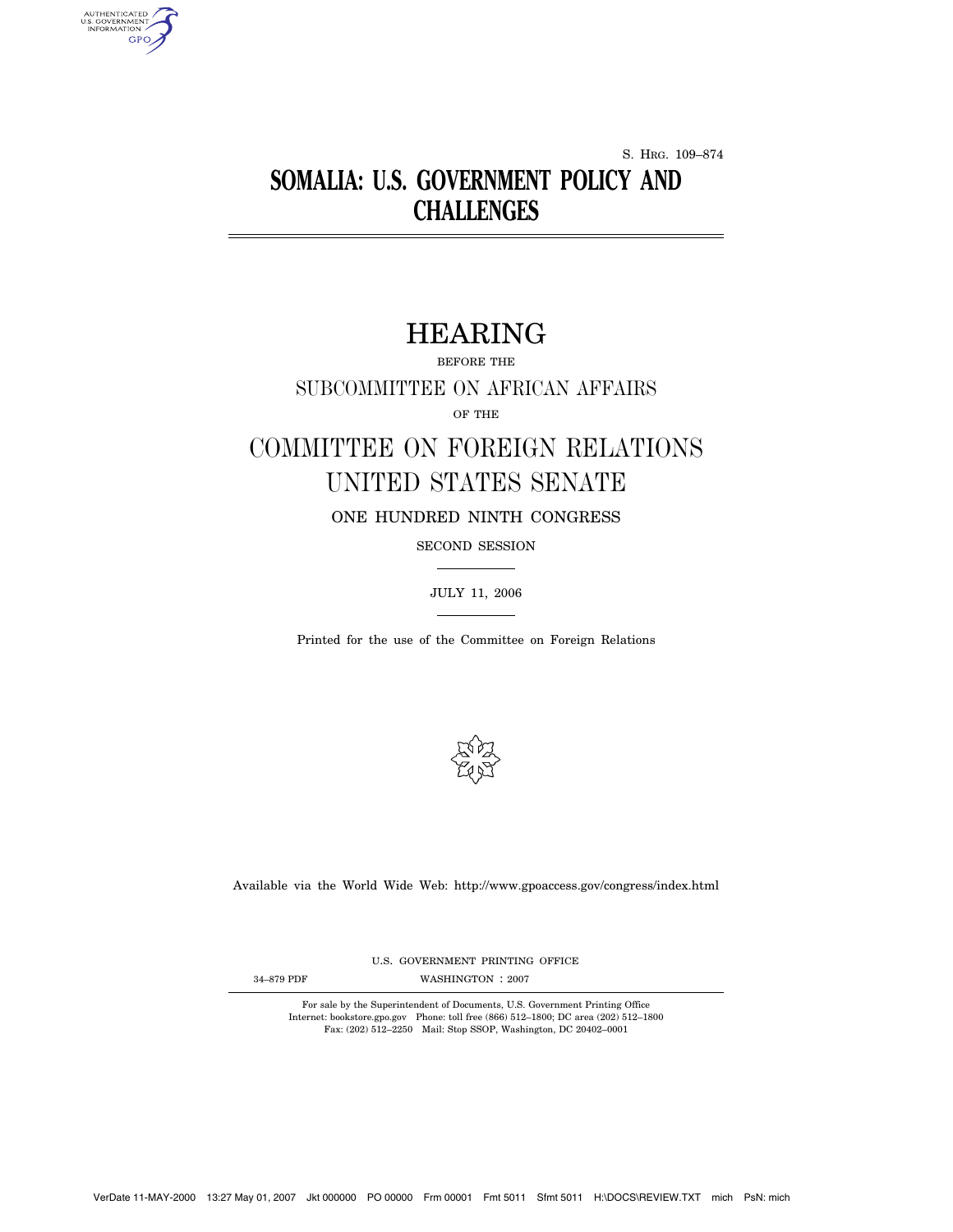S. HRG. 109–874

# SOMALIA: U.S. GOVERNMENT POLICY AND CHALLENGES

## HEARING

BEFORE THE

SUBCOMMITTEE ON AFRICAN AFFAIRS

OF THE

## COMMITTEE ON FOREIGN RELATIONS UNITED STATES SENATE

ONE HUNDRED NINTH CONGRESS

SECOND SESSION

JULY 11, 2006

Printed for the use of the Committee on Foreign Relations

Available via the World Wide Web: http://www.gpoaccess.gov/congress/index.html

U.S. GOVERNMENT PRINTING OFFICE

34–879 PDF WASHINGTON : 2007

For sale by the Superintendent of Documents, U.S. Government Printing Office
Internet: bookstore.gpo.gov Phone: toll free (866) 512–1800; DC area (202) 512–1800
Fax: (202) 512–2250 Mail: Stop SSOP, Washington, DC 20402–0001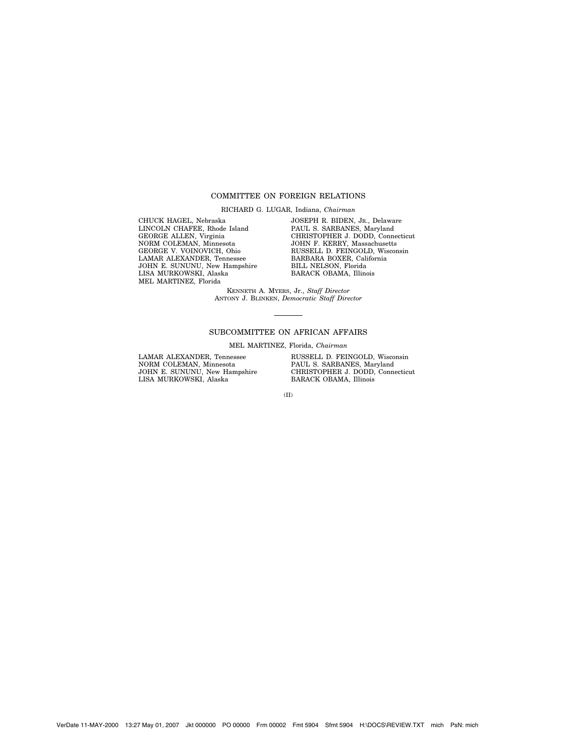## COMMITTEE ON FOREIGN RELATIONS

RICHARD G. LUGAR, Indiana, *Chairman*

| | |
|---|---|
| CHUCK HAGEL, Nebraska | JOSEPH R. BIDEN, JR., Delaware |
| LINCOLN CHAFEE, Rhode Island | PAUL S. SARBANES, Maryland |
| GEORGE ALLEN, Virginia | CHRISTOPHER J. DODD, Connecticut |
| NORM COLEMAN, Minnesota | JOHN F. KERRY, Massachusetts |
| GEORGE V. VOINOVICH, Ohio | RUSSELL D. FEINGOLD, Wisconsin |
| LAMAR ALEXANDER, Tennessee | BARBARA BOXER, California |
| JOHN E. SUNUNU, New Hampshire | BILL NELSON, Florida |
| LISA MURKOWSKI, Alaska | BARACK OBAMA, Illinois |
| MEL MARTINEZ, Florida | |

KENNETH A. MYERS, Jr., *Staff Director*
ANTONY J. BLINKEN, *Democratic Staff Director*

---

## SUBCOMMITTEE ON AFRICAN AFFAIRS

MEL MARTINEZ, Florida, *Chairman*

| | |
|---|---|
| LAMAR ALEXANDER, Tennessee | RUSSELL D. FEINGOLD, Wisconsin |
| NORM COLEMAN, Minnesota | PAUL S. SARBANES, Maryland |
| JOHN E. SUNUNU, New Hampshire | CHRISTOPHER J. DODD, Connecticut |
| LISA MURKOWSKI, Alaska | BARACK OBAMA, Illinois |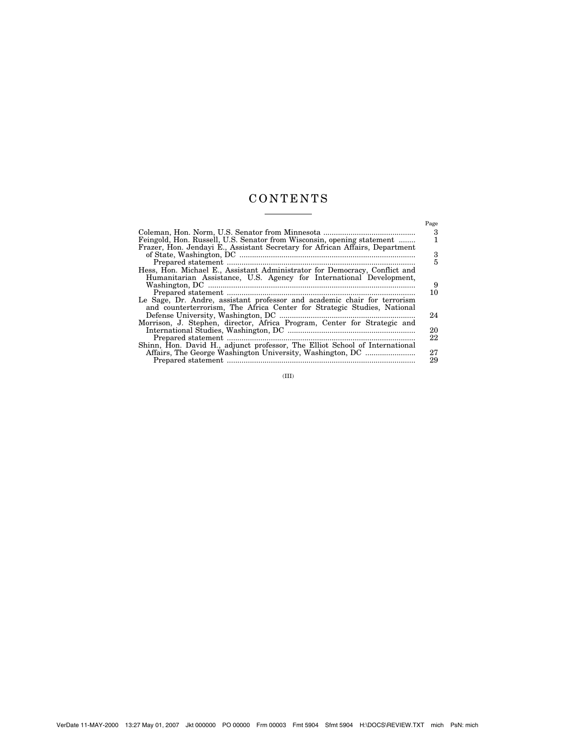# CONTENTS

| | Page |
|---|---|
| Coleman, Hon. Norm, U.S. Senator from Minnesota | 3 |
| Feingold, Hon. Russell, U.S. Senator from Wisconsin, opening statement | 1 |
| Frazer, Hon. Jendayi E., Assistant Secretary for African Affairs, Department of State, Washington, DC | 3 |
| Prepared statement | 5 |
| Hess, Hon. Michael E., Assistant Administrator for Democracy, Conflict and Humanitarian Assistance, U.S. Agency for International Development, Washington, DC | 9 |
| Prepared statement | 10 |
| Le Sage, Dr. Andre, assistant professor and academic chair for terrorism and counterterrorism, The Africa Center for Strategic Studies, National Defense University, Washington, DC | 24 |
| Morrison, J. Stephen, director, Africa Program, Center for Strategic and International Studies, Washington, DC | 20 |
| Prepared statement | 22 |
| Shinn, Hon. David H., adjunct professor, The Elliot School of International Affairs, The George Washington University, Washington, DC | 27 |
| Prepared statement | 29 |

(III)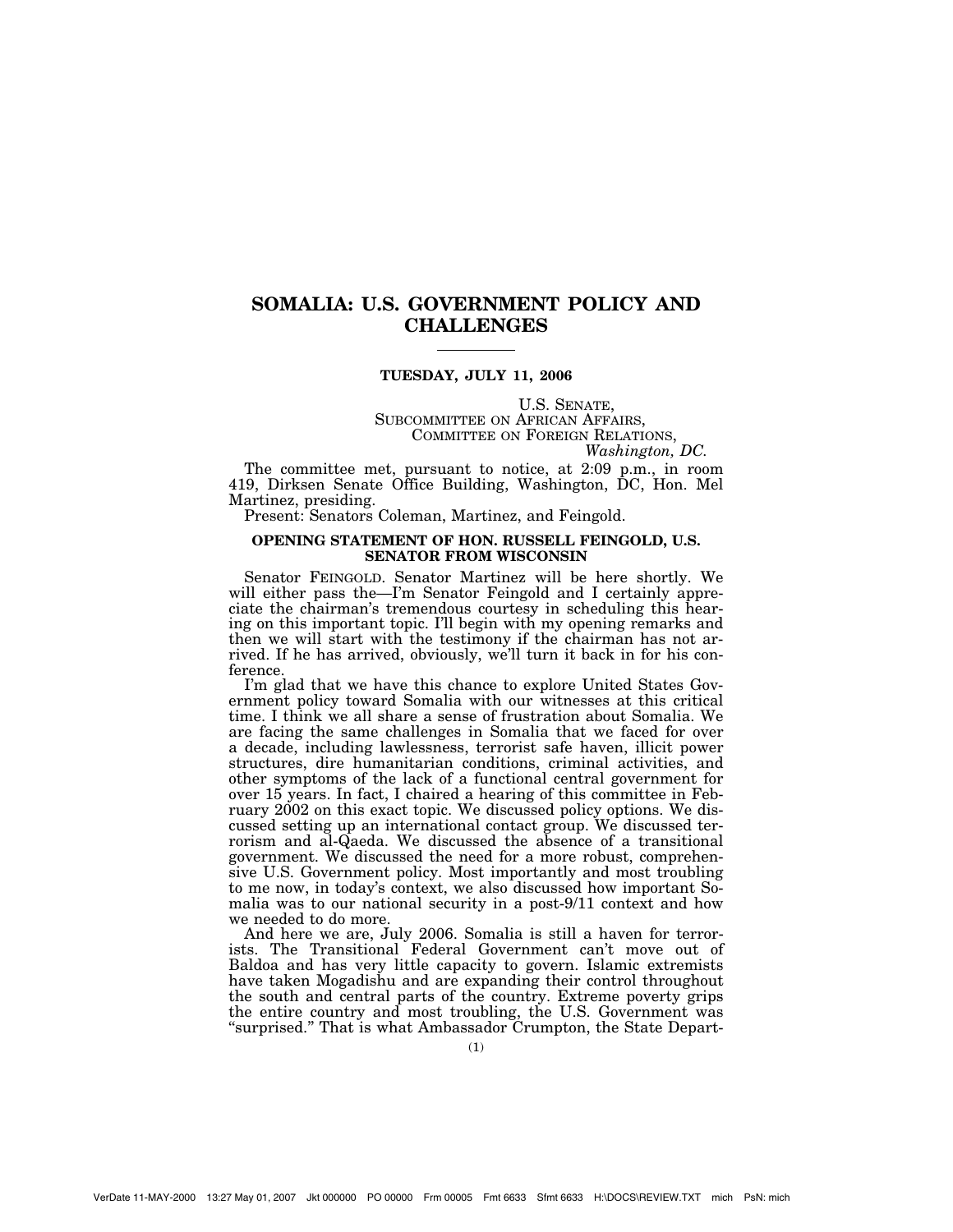# SOMALIA: U.S. GOVERNMENT POLICY AND CHALLENGES

**TUESDAY, JULY 11, 2006**

U.S. SENATE,
SUBCOMMITTEE ON AFRICAN AFFAIRS,
COMMITTEE ON FOREIGN RELATIONS,
*Washington, DC.*

The committee met, pursuant to notice, at 2:09 p.m., in room 419, Dirksen Senate Office Building, Washington, DC, Hon. Mel Martinez, presiding.

Present: Senators Coleman, Martinez, and Feingold.

## OPENING STATEMENT OF HON. RUSSELL FEINGOLD, U.S. SENATOR FROM WISCONSIN

Senator FEINGOLD. Senator Martinez will be here shortly. We will either pass the—I'm Senator Feingold and I certainly appreciate the chairman's tremendous courtesy in scheduling this hearing on this important topic. I'll begin with my opening remarks and then we will start with the testimony if the chairman has not arrived. If he has arrived, obviously, we'll turn it back in for his conference.

I'm glad that we have this chance to explore United States Government policy toward Somalia with our witnesses at this critical time. I think we all share a sense of frustration about Somalia. We are facing the same challenges in Somalia that we faced for over a decade, including lawlessness, terrorist safe haven, illicit power structures, dire humanitarian conditions, criminal activities, and other symptoms of the lack of a functional central government for over 15 years. In fact, I chaired a hearing of this committee in February 2002 on this exact topic. We discussed policy options. We discussed setting up an international contact group. We discussed terrorism and al-Qaeda. We discussed the absence of a transitional government. We discussed the need for a more robust, comprehensive U.S. Government policy. Most importantly and most troubling to me now, in today's context, we also discussed how important Somalia was to our national security in a post-9/11 context and how we needed to do more.

And here we are, July 2006. Somalia is still a haven for terrorists. The Transitional Federal Government can't move out of Baldoa and has very little capacity to govern. Islamic extremists have taken Mogadishu and are expanding their control throughout the south and central parts of the country. Extreme poverty grips the entire country and most troubling, the U.S. Government was "surprised." That is what Ambassador Crumpton, the State Depart-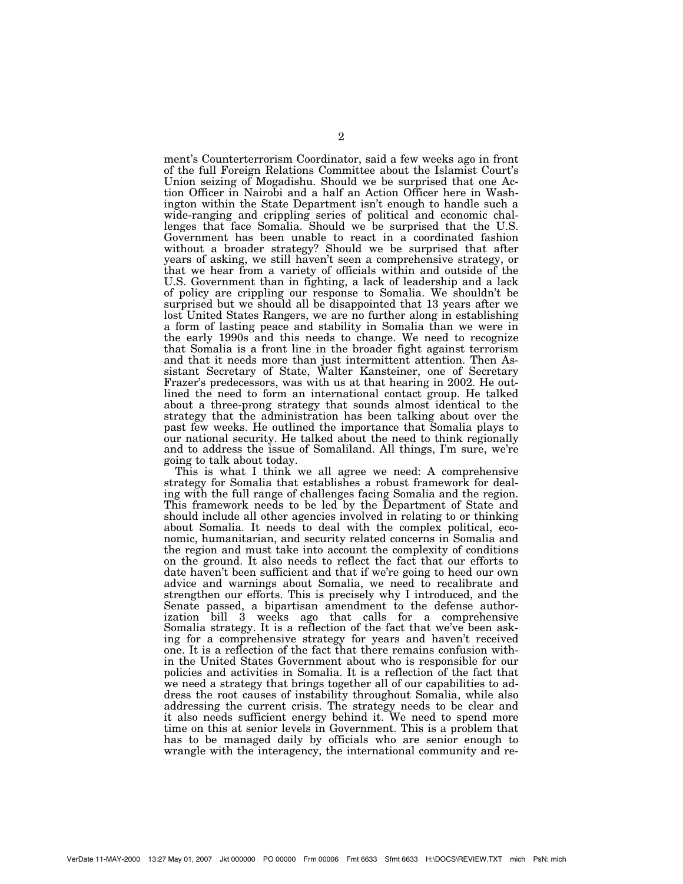ment's Counterterrorism Coordinator, said a few weeks ago in front of the full Foreign Relations Committee about the Islamist Court's Union seizing of Mogadishu. Should we be surprised that one Action Officer in Nairobi and a half an Action Officer here in Washington within the State Department isn't enough to handle such a wide-ranging and crippling series of political and economic challenges that face Somalia. Should we be surprised that the U.S. Government has been unable to react in a coordinated fashion without a broader strategy? Should we be surprised that after years of asking, we still haven't seen a comprehensive strategy, or that we hear from a variety of officials within and outside of the U.S. Government than in fighting, a lack of leadership and a lack of policy are crippling our response to Somalia. We shouldn't be surprised but we should all be disappointed that 13 years after we lost United States Rangers, we are no further along in establishing a form of lasting peace and stability in Somalia than we were in the early 1990s and this needs to change. We need to recognize that Somalia is a front line in the broader fight against terrorism and that it needs more than just intermittent attention. Then Assistant Secretary of State, Walter Kansteiner, one of Secretary Frazer's predecessors, was with us at that hearing in 2002. He outlined the need to form an international contact group. He talked about a three-prong strategy that sounds almost identical to the strategy that the administration has been talking about over the past few weeks. He outlined the importance that Somalia plays to our national security. He talked about the need to think regionally and to address the issue of Somaliland. All things, I'm sure, we're going to talk about today.

This is what I think we all agree we need: A comprehensive strategy for Somalia that establishes a robust framework for dealing with the full range of challenges facing Somalia and the region. This framework needs to be led by the Department of State and should include all other agencies involved in relating to or thinking about Somalia. It needs to deal with the complex political, economic, humanitarian, and security related concerns in Somalia and the region and must take into account the complexity of conditions on the ground. It also needs to reflect the fact that our efforts to date haven't been sufficient and that if we're going to heed our own advice and warnings about Somalia, we need to recalibrate and strengthen our efforts. This is precisely why I introduced, and the Senate passed, a bipartisan amendment to the defense authorization bill 3 weeks ago that calls for a comprehensive Somalia strategy. It is a reflection of the fact that we've been asking for a comprehensive strategy for years and haven't received one. It is a reflection of the fact that there remains confusion within the United States Government about who is responsible for our policies and activities in Somalia. It is a reflection of the fact that we need a strategy that brings together all of our capabilities to address the root causes of instability throughout Somalia, while also addressing the current crisis. The strategy needs to be clear and it also needs sufficient energy behind it. We need to spend more time on this at senior levels in Government. This is a problem that has to be managed daily by officials who are senior enough to wrangle with the interagency, the international community and re-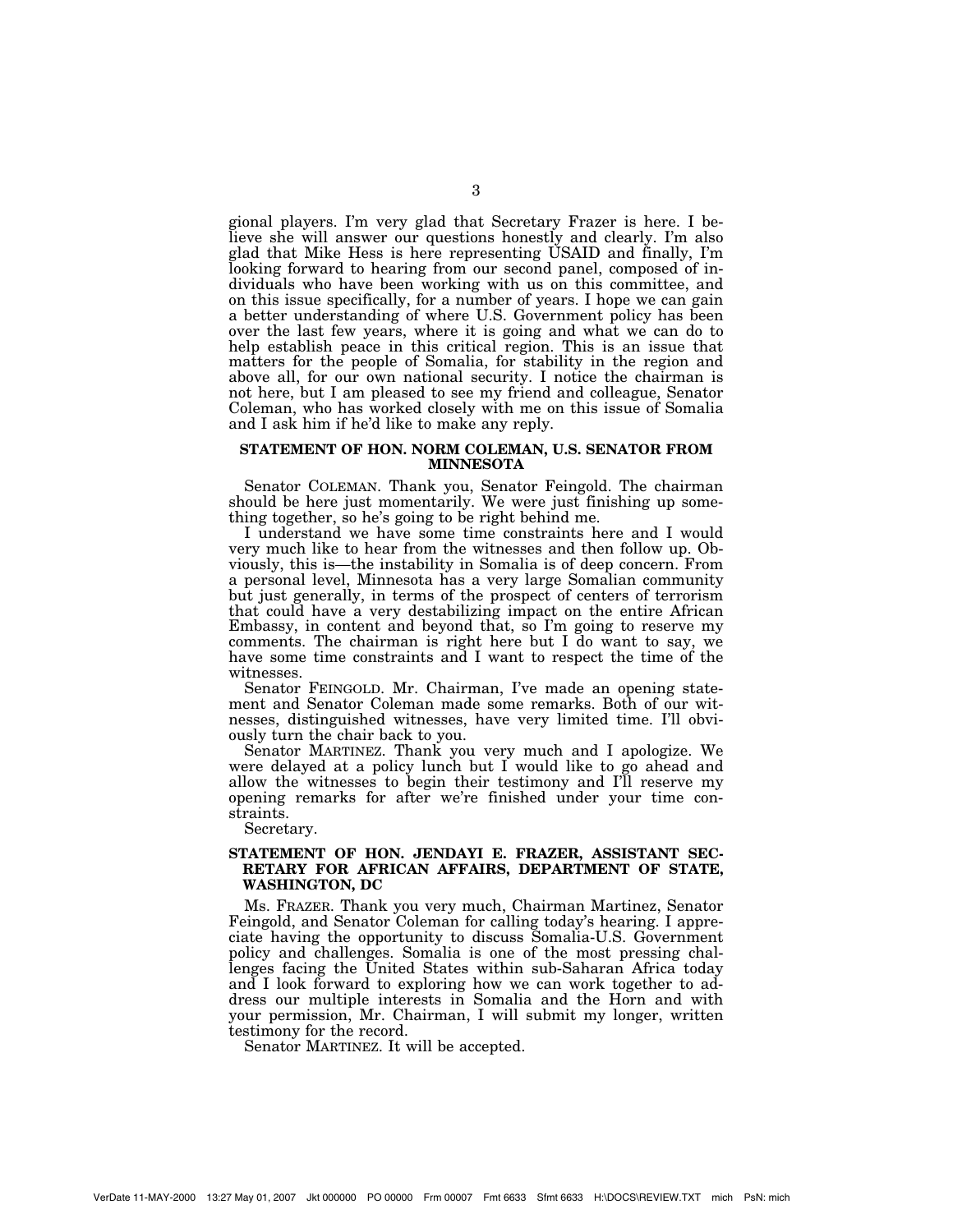gional players. I'm very glad that Secretary Frazer is here. I believe she will answer our questions honestly and clearly. I'm also glad that Mike Hess is here representing USAID and finally, I'm looking forward to hearing from our second panel, composed of individuals who have been working with us on this committee, and on this issue specifically, for a number of years. I hope we can gain a better understanding of where U.S. Government policy has been over the last few years, where it is going and what we can do to help establish peace in this critical region. This is an issue that matters for the people of Somalia, for stability in the region and above all, for our own national security. I notice the chairman is not here, but I am pleased to see my friend and colleague, Senator Coleman, who has worked closely with me on this issue of Somalia and I ask him if he'd like to make any reply.

### STATEMENT OF HON. NORM COLEMAN, U.S. SENATOR FROM MINNESOTA

Senator COLEMAN. Thank you, Senator Feingold. The chairman should be here just momentarily. We were just finishing up something together, so he's going to be right behind me.

I understand we have some time constraints here and I would very much like to hear from the witnesses and then follow up. Obviously, this is—the instability in Somalia is of deep concern. From a personal level, Minnesota has a very large Somalian community but just generally, in terms of the prospect of centers of terrorism that could have a very destabilizing impact on the entire African Embassy, in content and beyond that, so I'm going to reserve my comments. The chairman is right here but I do want to say, we have some time constraints and I want to respect the time of the witnesses.

Senator FEINGOLD. Mr. Chairman, I've made an opening statement and Senator Coleman made some remarks. Both of our witnesses, distinguished witnesses, have very limited time. I'll obviously turn the chair back to you.

Senator MARTINEZ. Thank you very much and I apologize. We were delayed at a policy lunch but I would like to go ahead and allow the witnesses to begin their testimony and I'll reserve my opening remarks for after we're finished under your time constraints.

Secretary.

### STATEMENT OF HON. JENDAYI E. FRAZER, ASSISTANT SECRETARY FOR AFRICAN AFFAIRS, DEPARTMENT OF STATE, WASHINGTON, DC

Ms. FRAZER. Thank you very much, Chairman Martinez, Senator Feingold, and Senator Coleman for calling today's hearing. I appreciate having the opportunity to discuss Somalia-U.S. Government policy and challenges. Somalia is one of the most pressing challenges facing the United States within sub-Saharan Africa today and I look forward to exploring how we can work together to address our multiple interests in Somalia and the Horn and with your permission, Mr. Chairman, I will submit my longer, written testimony for the record.

Senator MARTINEZ. It will be accepted.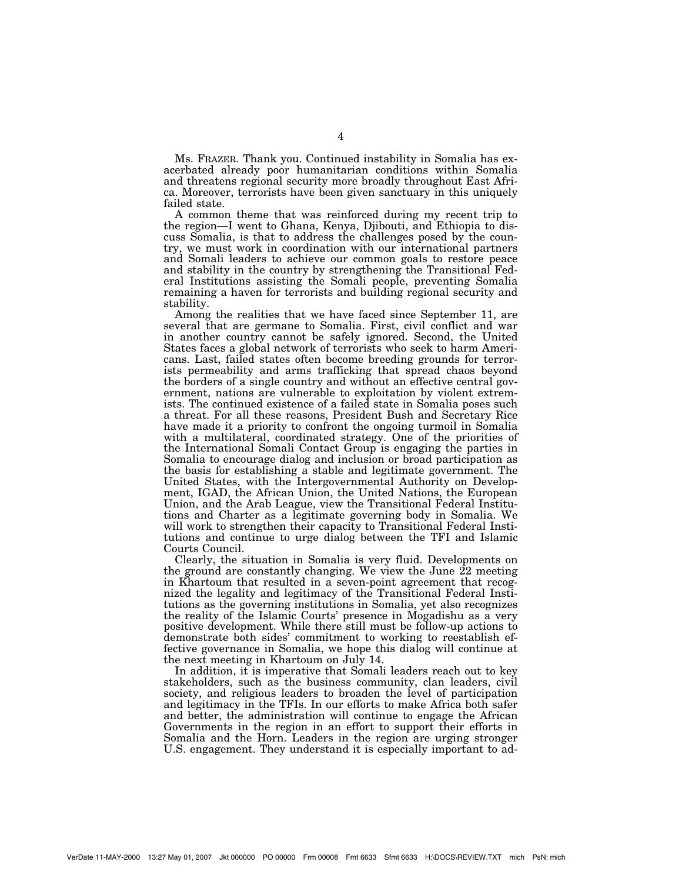Ms. FRAZER. Thank you. Continued instability in Somalia has exacerbated already poor humanitarian conditions within Somalia and threatens regional security more broadly throughout East Africa. Moreover, terrorists have been given sanctuary in this uniquely failed state.

A common theme that was reinforced during my recent trip to the region—I went to Ghana, Kenya, Djibouti, and Ethiopia to discuss Somalia, is that to address the challenges posed by the country, we must work in coordination with our international partners and Somali leaders to achieve our common goals to restore peace and stability in the country by strengthening the Transitional Federal Institutions assisting the Somali people, preventing Somalia remaining a haven for terrorists and building regional security and stability.

Among the realities that we have faced since September 11, are several that are germane to Somalia. First, civil conflict and war in another country cannot be safely ignored. Second, the United States faces a global network of terrorists who seek to harm Americans. Last, failed states often become breeding grounds for terrorists permeability and arms trafficking that spread chaos beyond the borders of a single country and without an effective central government, nations are vulnerable to exploitation by violent extremists. The continued existence of a failed state in Somalia poses such a threat. For all these reasons, President Bush and Secretary Rice have made it a priority to confront the ongoing turmoil in Somalia with a multilateral, coordinated strategy. One of the priorities of the International Somali Contact Group is engaging the parties in Somalia to encourage dialog and inclusion or broad participation as the basis for establishing a stable and legitimate government. The United States, with the Intergovernmental Authority on Development, IGAD, the African Union, the United Nations, the European Union, and the Arab League, view the Transitional Federal Institutions and Charter as a legitimate governing body in Somalia. We will work to strengthen their capacity to Transitional Federal Institutions and continue to urge dialog between the TFI and Islamic Courts Council.

Clearly, the situation in Somalia is very fluid. Developments on the ground are constantly changing. We view the June 22 meeting in Khartoum that resulted in a seven-point agreement that recognized the legality and legitimacy of the Transitional Federal Institutions as the governing institutions in Somalia, yet also recognizes the reality of the Islamic Courts' presence in Mogadishu as a very positive development. While there still must be follow-up actions to demonstrate both sides' commitment to working to reestablish effective governance in Somalia, we hope this dialog will continue at the next meeting in Khartoum on July 14.

In addition, it is imperative that Somali leaders reach out to key stakeholders, such as the business community, clan leaders, civil society, and religious leaders to broaden the level of participation and legitimacy in the TFIs. In our efforts to make Africa both safer and better, the administration will continue to engage the African Governments in the region in an effort to support their efforts in Somalia and the Horn. Leaders in the region are urging stronger U.S. engagement. They understand it is especially important to ad-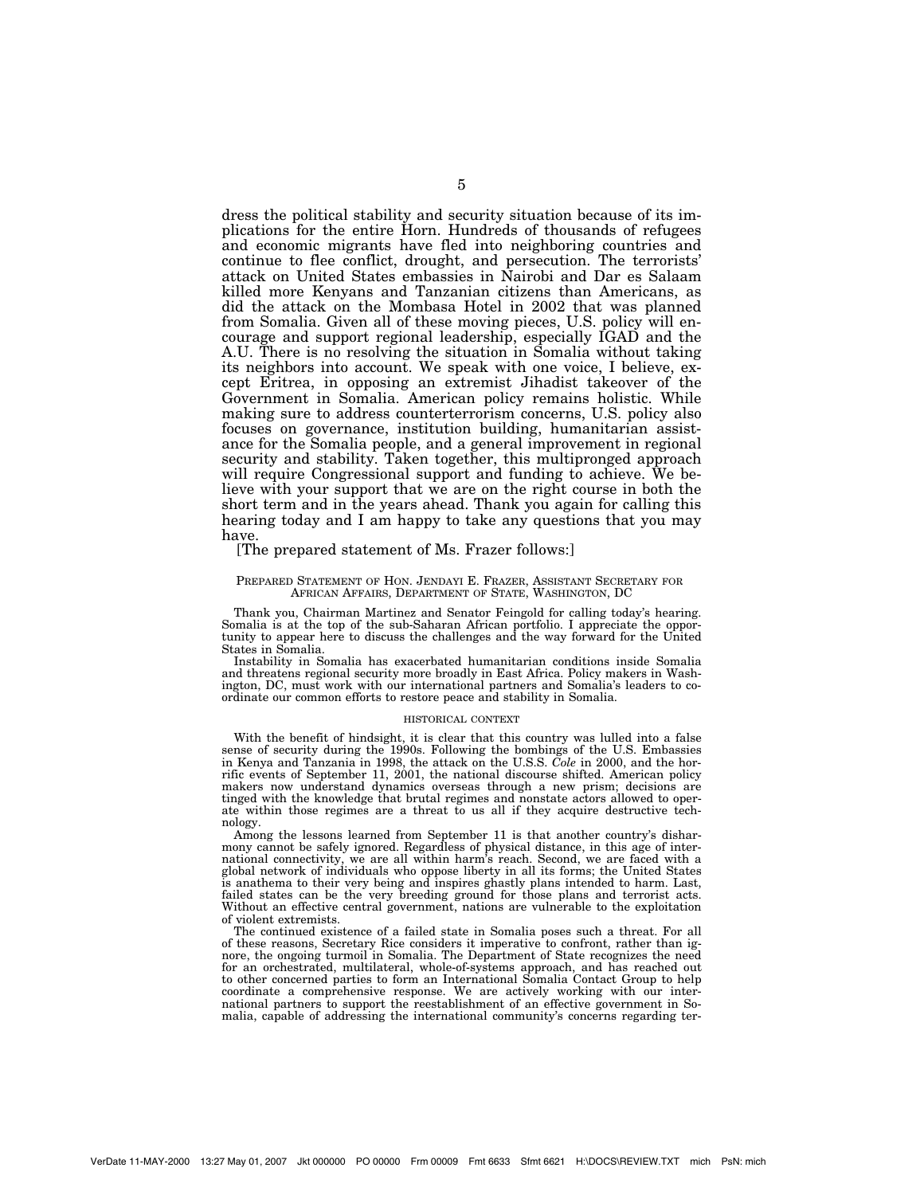dress the political stability and security situation because of its implications for the entire Horn. Hundreds of thousands of refugees and economic migrants have fled into neighboring countries and continue to flee conflict, drought, and persecution. The terrorists' attack on United States embassies in Nairobi and Dar es Salaam killed more Kenyans and Tanzanian citizens than Americans, as did the attack on the Mombasa Hotel in 2002 that was planned from Somalia. Given all of these moving pieces, U.S. policy will encourage and support regional leadership, especially IGAD and the A.U. There is no resolving the situation in Somalia without taking its neighbors into account. We speak with one voice, I believe, except Eritrea, in opposing an extremist Jihadist takeover of the Government in Somalia. American policy remains holistic. While making sure to address counterterrorism concerns, U.S. policy also focuses on governance, institution building, humanitarian assistance for the Somalia people, and a general improvement in regional security and stability. Taken together, this multipronged approach will require Congressional support and funding to achieve. We believe with your support that we are on the right course in both the short term and in the years ahead. Thank you again for calling this hearing today and I am happy to take any questions that you may have.

[The prepared statement of Ms. Frazer follows:]

PREPARED STATEMENT OF HON. JENDAYI E. FRAZER, ASSISTANT SECRETARY FOR AFRICAN AFFAIRS, DEPARTMENT OF STATE, WASHINGTON, DC

Thank you, Chairman Martinez and Senator Feingold for calling today's hearing. Somalia is at the top of the sub-Saharan African portfolio. I appreciate the opportunity to appear here to discuss the challenges and the way forward for the United States in Somalia.

Instability in Somalia has exacerbated humanitarian conditions inside Somalia and threatens regional security more broadly in East Africa. Policy makers in Washington, DC, must work with our international partners and Somalia's leaders to coordinate our common efforts to restore peace and stability in Somalia.

HISTORICAL CONTEXT

With the benefit of hindsight, it is clear that this country was lulled into a false sense of security during the 1990s. Following the bombings of the U.S. Embassies in Kenya and Tanzania in 1998, the attack on the U.S.S. *Cole* in 2000, and the horrific events of September 11, 2001, the national discourse shifted. American policy makers now understand dynamics overseas through a new prism; decisions are tinged with the knowledge that brutal regimes and nonstate actors allowed to operate within those regimes are a threat to us all if they acquire destructive technology.

Among the lessons learned from September 11 is that another country's disharmony cannot be safely ignored. Regardless of physical distance, in this age of international connectivity, we are all within harm's reach. Second, we are faced with a global network of individuals who oppose liberty in all its forms; the United States is anathema to their very being and inspires ghastly plans intended to harm. Last, failed states can be the very breeding ground for those plans and terrorist acts. Without an effective central government, nations are vulnerable to the exploitation of violent extremists.

The continued existence of a failed state in Somalia poses such a threat. For all of these reasons, Secretary Rice considers it imperative to confront, rather than ignore, the ongoing turmoil in Somalia. The Department of State recognizes the need for an orchestrated, multilateral, whole-of-systems approach, and has reached out to other concerned parties to form an International Somalia Contact Group to help coordinate a comprehensive response. We are actively working with our international partners to support the reestablishment of an effective government in Somalia, capable of addressing the international community's concerns regarding ter-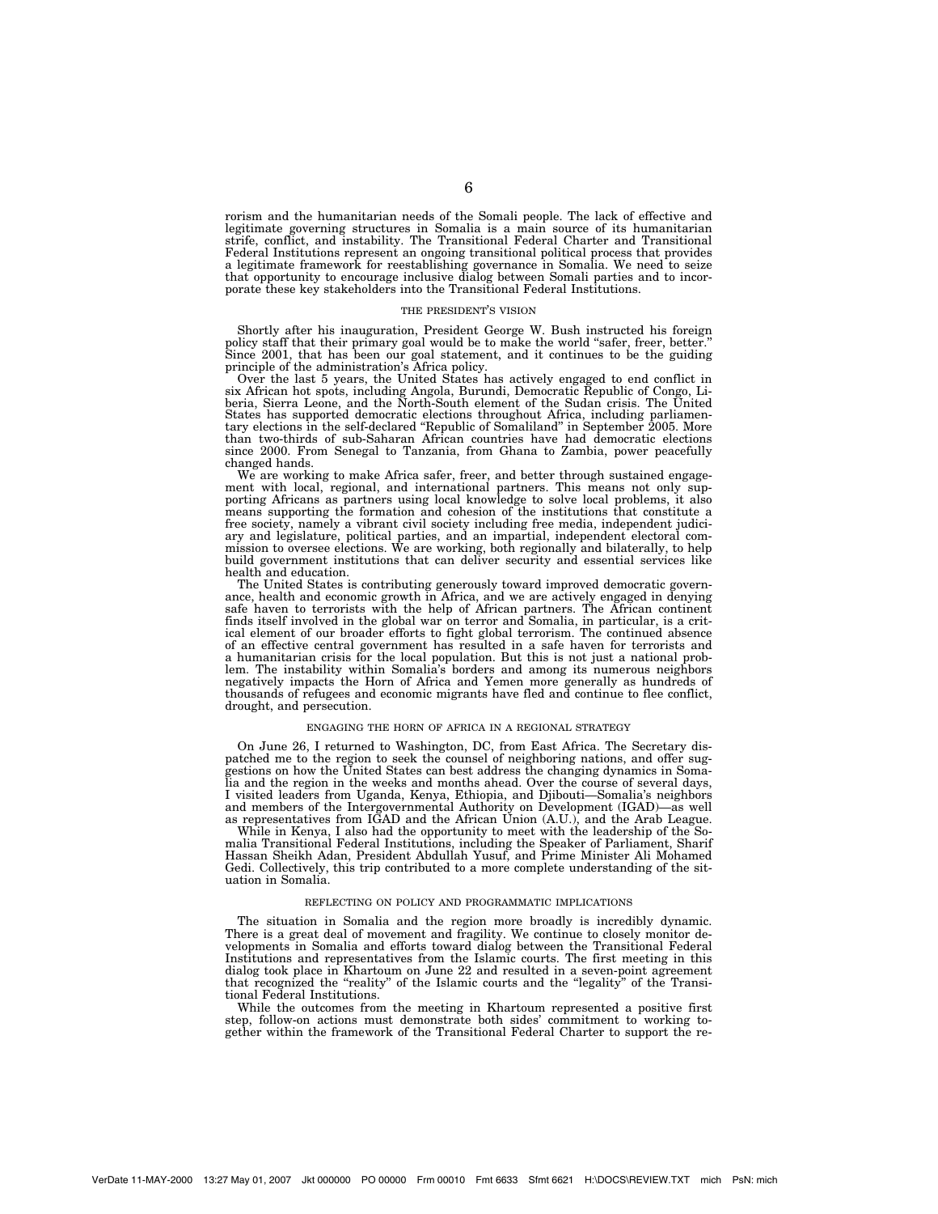rorism and the humanitarian needs of the Somali people. The lack of effective and legitimate governing structures in Somalia is a main source of its humanitarian strife, conflict, and instability. The Transitional Federal Charter and Transitional Federal Institutions represent an ongoing transitional political process that provides a legitimate framework for reestablishing governance in Somalia. We need to seize that opportunity to encourage inclusive dialog between Somali parties and to incorporate these key stakeholders into the Transitional Federal Institutions.

## THE PRESIDENT'S VISION

Shortly after his inauguration, President George W. Bush instructed his foreign policy staff that their primary goal would be to make the world "safer, freer, better." Since 2001, that has been our goal statement, and it continues to be the guiding principle of the administration's Africa policy.

Over the last 5 years, the United States has actively engaged to end conflict in six African hot spots, including Angola, Burundi, Democratic Republic of Congo, Liberia, Sierra Leone, and the North-South element of the Sudan crisis. The United States has supported democratic elections throughout Africa, including parliamentary elections in the self-declared "Republic of Somaliland" in September 2005. More than two-thirds of sub-Saharan African countries have had democratic elections since 2000. From Senegal to Tanzania, from Ghana to Zambia, power peacefully changed hands.

We are working to make Africa safer, freer, and better through sustained engagement with local, regional, and international partners. This means not only supporting Africans as partners using local knowledge to solve local problems, it also means supporting the formation and cohesion of the institutions that constitute a free society, namely a vibrant civil society including free media, independent judiciary and legislature, political parties, and an impartial, independent electoral commission to oversee elections. We are working, both regionally and bilaterally, to help build government institutions that can deliver security and essential services like health and education.

The United States is contributing generously toward improved democratic governance, health and economic growth in Africa, and we are actively engaged in denying safe haven to terrorists with the help of African partners. The African continent finds itself involved in the global war on terror and Somalia, in particular, is a critical element of our broader efforts to fight global terrorism. The continued absence of an effective central government has resulted in a safe haven for terrorists and a humanitarian crisis for the local population. But this is not just a national problem. The instability within Somalia's borders and among its numerous neighbors negatively impacts the Horn of Africa and Yemen more generally as hundreds of thousands of refugees and economic migrants have fled and continue to flee conflict, drought, and persecution.

## ENGAGING THE HORN OF AFRICA IN A REGIONAL STRATEGY

On June 26, I returned to Washington, DC, from East Africa. The Secretary dispatched me to the region to seek the counsel of neighboring nations, and offer suggestions on how the United States can best address the changing dynamics in Somalia and the region in the weeks and months ahead. Over the course of several days, I visited leaders from Uganda, Kenya, Ethiopia, and Djibouti—Somalia's neighbors and members of the Intergovernmental Authority on Development (IGAD)—as well as representatives from IGAD and the African Union (A.U.), and the Arab League.

While in Kenya, I also had the opportunity to meet with the leadership of the Somalia Transitional Federal Institutions, including the Speaker of Parliament, Sharif Hassan Sheikh Adan, President Abdullah Yusuf, and Prime Minister Ali Mohamed Gedi. Collectively, this trip contributed to a more complete understanding of the situation in Somalia.

## REFLECTING ON POLICY AND PROGRAMMATIC IMPLICATIONS

The situation in Somalia and the region more broadly is incredibly dynamic. There is a great deal of movement and fragility. We continue to closely monitor developments in Somalia and efforts toward dialog between the Transitional Federal Institutions and representatives from the Islamic courts. The first meeting in this dialog took place in Khartoum on June 22 and resulted in a seven-point agreement that recognized the "reality" of the Islamic courts and the "legality" of the Transitional Federal Institutions.

While the outcomes from the meeting in Khartoum represented a positive first step, follow-on actions must demonstrate both sides' commitment to working together within the framework of the Transitional Federal Charter to support the re-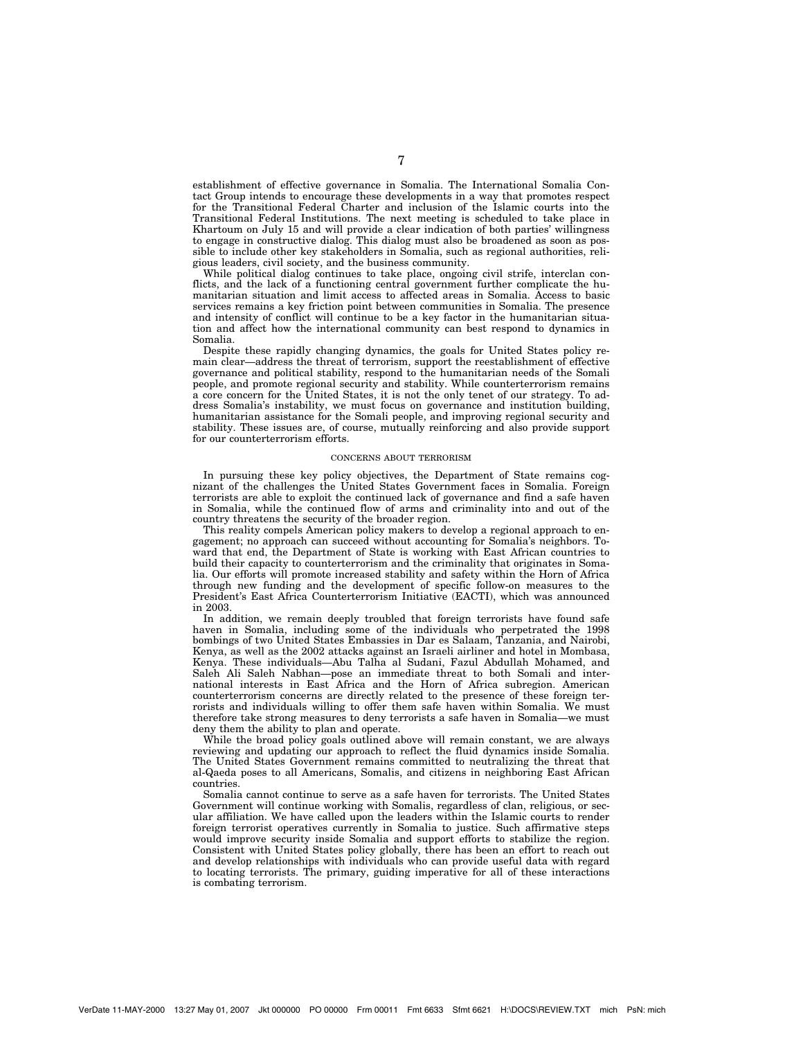establishment of effective governance in Somalia. The International Somalia Contact Group intends to encourage these developments in a way that promotes respect for the Transitional Federal Charter and inclusion of the Islamic courts into the Transitional Federal Institutions. The next meeting is scheduled to take place in Khartoum on July 15 and will provide a clear indication of both parties' willingness to engage in constructive dialog. This dialog must also be broadened as soon as possible to include other key stakeholders in Somalia, such as regional authorities, religious leaders, civil society, and the business community.

While political dialog continues to take place, ongoing civil strife, interclan conflicts, and the lack of a functioning central government further complicate the humanitarian situation and limit access to affected areas in Somalia. Access to basic services remains a key friction point between communities in Somalia. The presence and intensity of conflict will continue to be a key factor in the humanitarian situation and affect how the international community can best respond to dynamics in Somalia.

Despite these rapidly changing dynamics, the goals for United States policy remain clear—address the threat of terrorism, support the reestablishment of effective governance and political stability, respond to the humanitarian needs of the Somali people, and promote regional security and stability. While counterterrorism remains a core concern for the United States, it is not the only tenet of our strategy. To address Somalia's instability, we must focus on governance and institution building, humanitarian assistance for the Somali people, and improving regional security and stability. These issues are, of course, mutually reinforcing and also provide support for our counterterrorism efforts.

## CONCERNS ABOUT TERRORISM

In pursuing these key policy objectives, the Department of State remains cognizant of the challenges the United States Government faces in Somalia. Foreign terrorists are able to exploit the continued lack of governance and find a safe haven in Somalia, while the continued flow of arms and criminality into and out of the country threatens the security of the broader region.

This reality compels American policy makers to develop a regional approach to engagement; no approach can succeed without accounting for Somalia's neighbors. Toward that end, the Department of State is working with East African countries to build their capacity to counterterrorism and the criminality that originates in Somalia. Our efforts will promote increased stability and safety within the Horn of Africa through new funding and the development of specific follow-on measures to the President's East Africa Counterterrorism Initiative (EACTI), which was announced in 2003.

In addition, we remain deeply troubled that foreign terrorists have found safe haven in Somalia, including some of the individuals who perpetrated the 1998 bombings of two United States Embassies in Dar es Salaam, Tanzania, and Nairobi, Kenya, as well as the 2002 attacks against an Israeli airliner and hotel in Mombasa, Kenya. These individuals—Abu Talha al Sudani, Fazul Abdullah Mohamed, and Saleh Ali Saleh Nabhan—pose an immediate threat to both Somali and international interests in East Africa and the Horn of Africa subregion. American counterterrorism concerns are directly related to the presence of these foreign terrorists and individuals willing to offer them safe haven within Somalia. We must therefore take strong measures to deny terrorists a safe haven in Somalia—we must deny them the ability to plan and operate.

While the broad policy goals outlined above will remain constant, we are always reviewing and updating our approach to reflect the fluid dynamics inside Somalia. The United States Government remains committed to neutralizing the threat that al-Qaeda poses to all Americans, Somalis, and citizens in neighboring East African countries.

Somalia cannot continue to serve as a safe haven for terrorists. The United States Government will continue working with Somalis, regardless of clan, religious, or secular affiliation. We have called upon the leaders within the Islamic courts to render foreign terrorist operatives currently in Somalia to justice. Such affirmative steps would improve security inside Somalia and support efforts to stabilize the region. Consistent with United States policy globally, there has been an effort to reach out and develop relationships with individuals who can provide useful data with regard to locating terrorists. The primary, guiding imperative for all of these interactions is combating terrorism.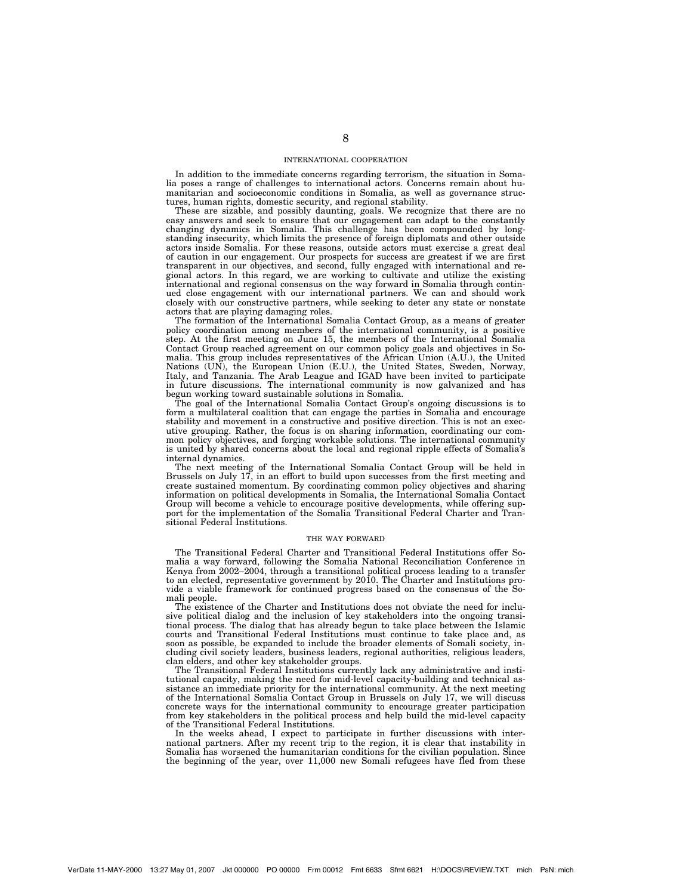## INTERNATIONAL COOPERATION

In addition to the immediate concerns regarding terrorism, the situation in Somalia poses a range of challenges to international actors. Concerns remain about humanitarian and socioeconomic conditions in Somalia, as well as governance structures, human rights, domestic security, and regional stability.

These are sizable, and possibly daunting, goals. We recognize that there are no easy answers and seek to ensure that our engagement can adapt to the constantly changing dynamics in Somalia. This challenge has been compounded by longstanding insecurity, which limits the presence of foreign diplomats and other outside actors inside Somalia. For these reasons, outside actors must exercise a great deal of caution in our engagement. Our prospects for success are greatest if we are first transparent in our objectives, and second, fully engaged with international and regional actors. In this regard, we are working to cultivate and utilize the existing international and regional consensus on the way forward in Somalia through continued close engagement with our international partners. We can and should work closely with our constructive partners, while seeking to deter any state or nonstate actors that are playing damaging roles.

The formation of the International Somalia Contact Group, as a means of greater policy coordination among members of the international community, is a positive step. At the first meeting on June 15, the members of the International Somalia Contact Group reached agreement on our common policy goals and objectives in Somalia. This group includes representatives of the African Union (A.U.), the United Nations (UN), the European Union (E.U.), the United States, Sweden, Norway, Italy, and Tanzania. The Arab League and IGAD have been invited to participate in future discussions. The international community is now galvanized and has begun working toward sustainable solutions in Somalia.

The goal of the International Somalia Contact Group's ongoing discussions is to form a multilateral coalition that can engage the parties in Somalia and encourage stability and movement in a constructive and positive direction. This is not an executive grouping. Rather, the focus is on sharing information, coordinating our common policy objectives, and forging workable solutions. The international community is united by shared concerns about the local and regional ripple effects of Somalia's internal dynamics.

The next meeting of the International Somalia Contact Group will be held in Brussels on July 17, in an effort to build upon successes from the first meeting and create sustained momentum. By coordinating common policy objectives and sharing information on political developments in Somalia, the International Somalia Contact Group will become a vehicle to encourage positive developments, while offering support for the implementation of the Somalia Transitional Federal Charter and Transitional Federal Institutions.

## THE WAY FORWARD

The Transitional Federal Charter and Transitional Federal Institutions offer Somalia a way forward, following the Somalia National Reconciliation Conference in Kenya from 2002–2004, through a transitional political process leading to a transfer to an elected, representative government by 2010. The Charter and Institutions provide a viable framework for continued progress based on the consensus of the Somali people.

The existence of the Charter and Institutions does not obviate the need for inclusive political dialog and the inclusion of key stakeholders into the ongoing transitional process. The dialog that has already begun to take place between the Islamic courts and Transitional Federal Institutions must continue to take place and, as soon as possible, be expanded to include the broader elements of Somali society, including civil society leaders, business leaders, regional authorities, religious leaders, clan elders, and other key stakeholder groups.

The Transitional Federal Institutions currently lack any administrative and institutional capacity, making the need for mid-level capacity-building and technical assistance an immediate priority for the international community. At the next meeting of the International Somalia Contact Group in Brussels on July 17, we will discuss concrete ways for the international community to encourage greater participation from key stakeholders in the political process and help build the mid-level capacity of the Transitional Federal Institutions.

In the weeks ahead, I expect to participate in further discussions with international partners. After my recent trip to the region, it is clear that instability in Somalia has worsened the humanitarian conditions for the civilian population. Since the beginning of the year, over 11,000 new Somali refugees have fled from these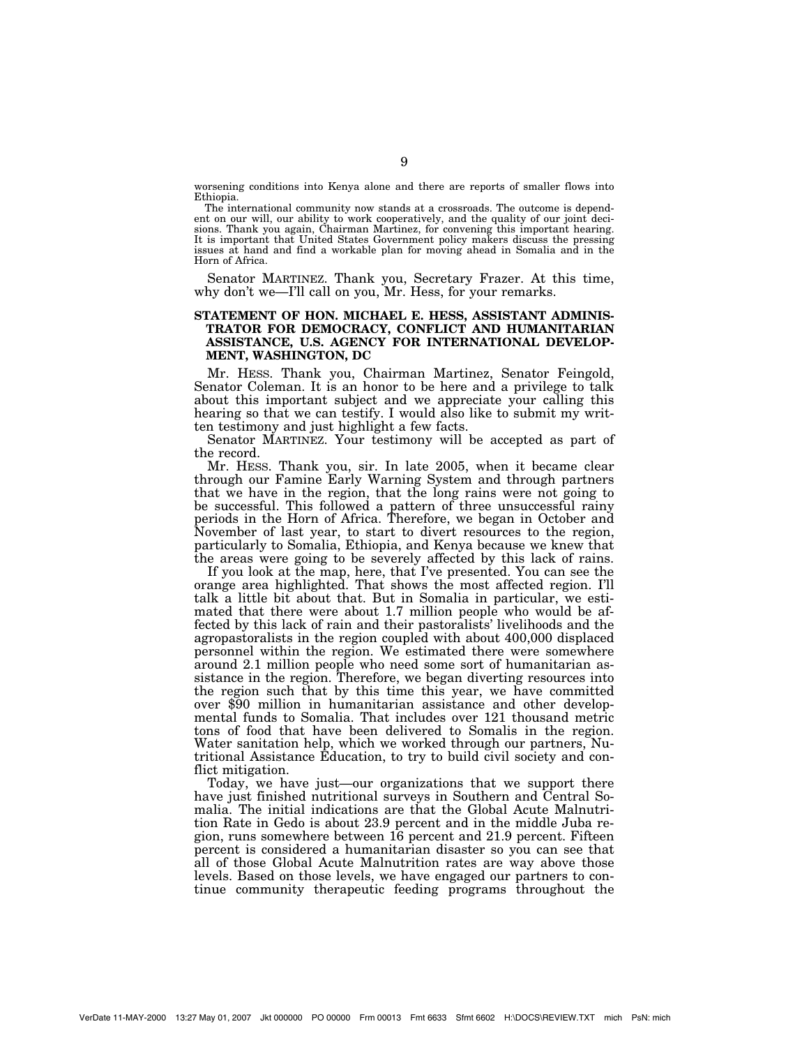worsening conditions into Kenya alone and there are reports of smaller flows into Ethiopia.

The international community now stands at a crossroads. The outcome is dependent on our will, our ability to work cooperatively, and the quality of our joint decisions. Thank you again, Chairman Martinez, for convening this important hearing. It is important that United States Government policy makers discuss the pressing issues at hand and find a workable plan for moving ahead in Somalia and in the Horn of Africa.

Senator MARTINEZ. Thank you, Secretary Frazer. At this time, why don't we—I'll call on you, Mr. Hess, for your remarks.

## STATEMENT OF HON. MICHAEL E. HESS, ASSISTANT ADMINISTRATOR FOR DEMOCRACY, CONFLICT AND HUMANITARIAN ASSISTANCE, U.S. AGENCY FOR INTERNATIONAL DEVELOPMENT, WASHINGTON, DC

Mr. HESS. Thank you, Chairman Martinez, Senator Feingold, Senator Coleman. It is an honor to be here and a privilege to talk about this important subject and we appreciate your calling this hearing so that we can testify. I would also like to submit my written testimony and just highlight a few facts.

Senator MARTINEZ. Your testimony will be accepted as part of the record.

Mr. HESS. Thank you, sir. In late 2005, when it became clear through our Famine Early Warning System and through partners that we have in the region, that the long rains were not going to be successful. This followed a pattern of three unsuccessful rainy periods in the Horn of Africa. Therefore, we began in October and November of last year, to start to divert resources to the region, particularly to Somalia, Ethiopia, and Kenya because we knew that the areas were going to be severely affected by this lack of rains.

If you look at the map, here, that I've presented. You can see the orange area highlighted. That shows the most affected region. I'll talk a little bit about that. But in Somalia in particular, we estimated that there were about 1.7 million people who would be affected by this lack of rain and their pastoralists' livelihoods and the agropastoralists in the region coupled with about 400,000 displaced personnel within the region. We estimated there were somewhere around 2.1 million people who need some sort of humanitarian assistance in the region. Therefore, we began diverting resources into the region such that by this time this year, we have committed over $90 million in humanitarian assistance and other developmental funds to Somalia. That includes over 121 thousand metric tons of food that have been delivered to Somalis in the region. Water sanitation help, which we worked through our partners, Nutritional Assistance Education, to try to build civil society and conflict mitigation.

Today, we have just—our organizations that we support there have just finished nutritional surveys in Southern and Central Somalia. The initial indications are that the Global Acute Malnutrition Rate in Gedo is about 23.9 percent and in the middle Juba region, runs somewhere between 16 percent and 21.9 percent. Fifteen percent is considered a humanitarian disaster so you can see that all of those Global Acute Malnutrition rates are way above those levels. Based on those levels, we have engaged our partners to continue community therapeutic feeding programs throughout the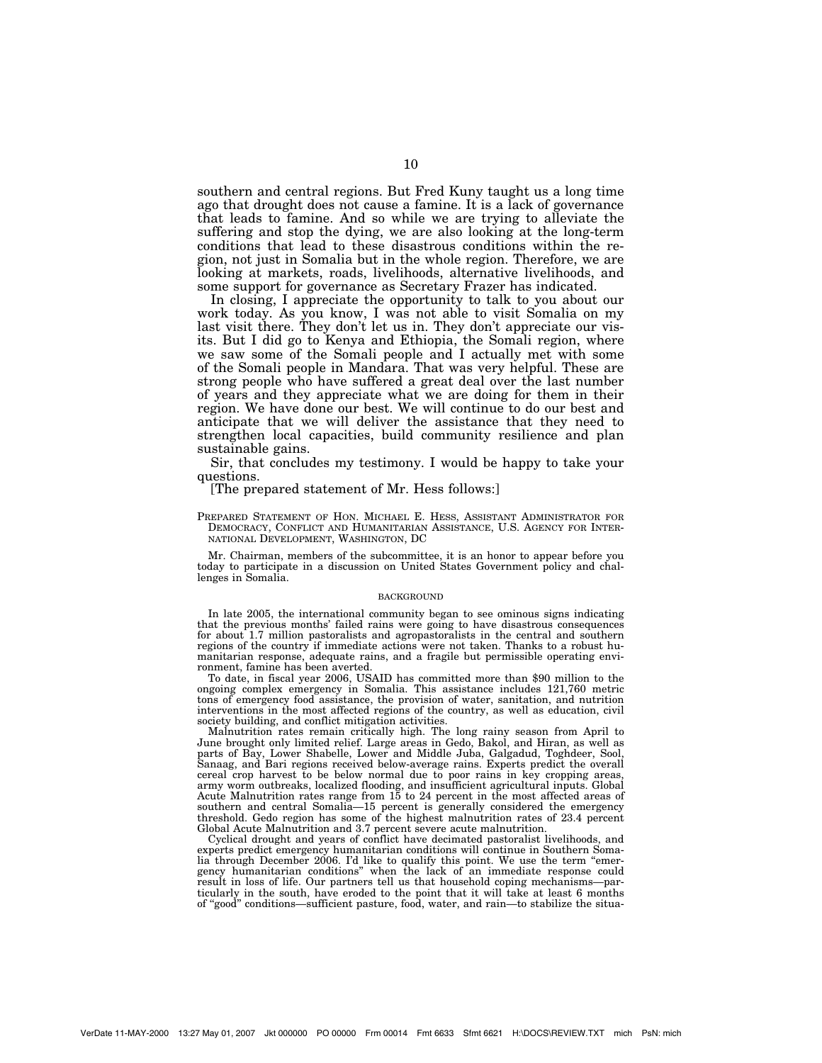southern and central regions. But Fred Kuny taught us a long time ago that drought does not cause a famine. It is a lack of governance that leads to famine. And so while we are trying to alleviate the suffering and stop the dying, we are also looking at the long-term conditions that lead to these disastrous conditions within the region, not just in Somalia but in the whole region. Therefore, we are looking at markets, roads, livelihoods, alternative livelihoods, and some support for governance as Secretary Frazer has indicated.

In closing, I appreciate the opportunity to talk to you about our work today. As you know, I was not able to visit Somalia on my last visit there. They don't let us in. They don't appreciate our visits. But I did go to Kenya and Ethiopia, the Somali region, where we saw some of the Somali people and I actually met with some of the Somali people in Mandara. That was very helpful. These are strong people who have suffered a great deal over the last number of years and they appreciate what we are doing for them in their region. We have done our best. We will continue to do our best and anticipate that we will deliver the assistance that they need to strengthen local capacities, build community resilience and plan sustainable gains.

Sir, that concludes my testimony. I would be happy to take your questions.

[The prepared statement of Mr. Hess follows:]

PREPARED STATEMENT OF HON. MICHAEL E. HESS, ASSISTANT ADMINISTRATOR FOR DEMOCRACY, CONFLICT AND HUMANITARIAN ASSISTANCE, U.S. AGENCY FOR INTERNATIONAL DEVELOPMENT, WASHINGTON, DC

Mr. Chairman, members of the subcommittee, it is an honor to appear before you today to participate in a discussion on United States Government policy and challenges in Somalia.

## BACKGROUND

In late 2005, the international community began to see ominous signs indicating that the previous months' failed rains were going to have disastrous consequences for about 1.7 million pastoralists and agropastoralists in the central and southern regions of the country if immediate actions were not taken. Thanks to a robust humanitarian response, adequate rains, and a fragile but permissible operating environment, famine has been averted.

To date, in fiscal year 2006, USAID has committed more than $90 million to the ongoing complex emergency in Somalia. This assistance includes 121,760 metric tons of emergency food assistance, the provision of water, sanitation, and nutrition interventions in the most affected regions of the country, as well as education, civil society building, and conflict mitigation activities.

Malnutrition rates remain critically high. The long rainy season from April to June brought only limited relief. Large areas in Gedo, Bakol, and Hiran, as well as parts of Bay, Lower Shabelle, Lower and Middle Juba, Galgadud, Toghdeer, Sool, Sanaag, and Bari regions received below-average rains. Experts predict the overall cereal crop harvest to be below normal due to poor rains in key cropping areas, army worm outbreaks, localized flooding, and insufficient agricultural inputs. Global Acute Malnutrition rates range from 15 to 24 percent in the most affected areas of southern and central Somalia—15 percent is generally considered the emergency threshold. Gedo region has some of the highest malnutrition rates of 23.4 percent Global Acute Malnutrition and 3.7 percent severe acute malnutrition.

Cyclical drought and years of conflict have decimated pastoralist livelihoods, and experts predict emergency humanitarian conditions will continue in Southern Somalia through December 2006. I'd like to qualify this point. We use the term "emergency humanitarian conditions" when the lack of an immediate response could result in loss of life. Our partners tell us that household coping mechanisms—particularly in the south, have eroded to the point that it will take at least 6 months of "good" conditions—sufficient pasture, food, water, and rain—to stabilize the situa-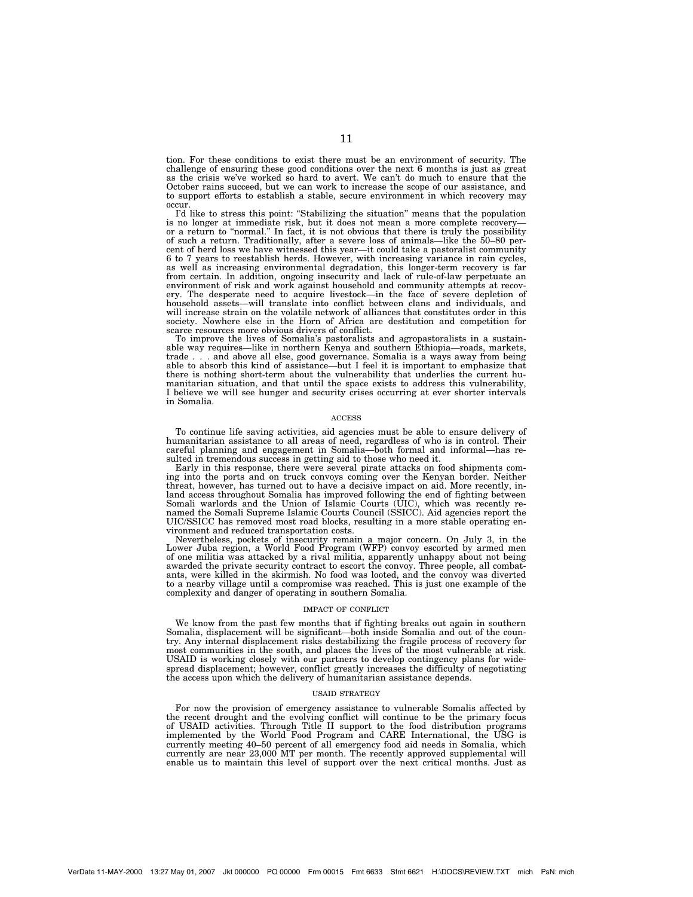tion. For these conditions to exist there must be an environment of security. The challenge of ensuring these good conditions over the next 6 months is just as great as the crisis we've worked so hard to avert. We can't do much to ensure that the October rains succeed, but we can work to increase the scope of our assistance, and to support efforts to establish a stable, secure environment in which recovery may occur.

I'd like to stress this point: "Stabilizing the situation" means that the population is no longer at immediate risk, but it does not mean a more complete recovery—or a return to "normal." In fact, it is not obvious that there is truly the possibility of such a return. Traditionally, after a severe loss of animals—like the 50–80 percent of herd loss we have witnessed this year—it could take a pastoralist community 6 to 7 years to reestablish herds. However, with increasing variance in rain cycles, as well as increasing environmental degradation, this longer-term recovery is far from certain. In addition, ongoing insecurity and lack of rule-of-law perpetuate an environment of risk and work against household and community attempts at recovery. The desperate need to acquire livestock—in the face of severe depletion of household assets—will translate into conflict between clans and individuals, and will increase strain on the volatile network of alliances that constitutes order in this society. Nowhere else in the Horn of Africa are destitution and competition for scarce resources more obvious drivers of conflict.

To improve the lives of Somalia's pastoralists and agropastoralists in a sustainable way requires—like in northern Kenya and southern Ethiopia—roads, markets, trade . . . and above all else, good governance. Somalia is a ways away from being able to absorb this kind of assistance—but I feel it is important to emphasize that there is nothing short-term about the vulnerability that underlies the current humanitarian situation, and that until the space exists to address this vulnerability, I believe we will see hunger and security crises occurring at ever shorter intervals in Somalia.

## ACCESS

To continue life saving activities, aid agencies must be able to ensure delivery of humanitarian assistance to all areas of need, regardless of who is in control. Their careful planning and engagement in Somalia—both formal and informal—has resulted in tremendous success in getting aid to those who need it.

Early in this response, there were several pirate attacks on food shipments coming into the ports and on truck convoys coming over the Kenyan border. Neither threat, however, has turned out to have a decisive impact on aid. More recently, inland access throughout Somalia has improved following the end of fighting between Somali warlords and the Union of Islamic Courts (UIC), which was recently renamed the Somali Supreme Islamic Courts Council (SSICC). Aid agencies report the UIC/SSICC has removed most road blocks, resulting in a more stable operating environment and reduced transportation costs.

Nevertheless, pockets of insecurity remain a major concern. On July 3, in the Lower Juba region, a World Food Program (WFP) convoy escorted by armed men of one militia was attacked by a rival militia, apparently unhappy about not being awarded the private security contract to escort the convoy. Three people, all combatants, were killed in the skirmish. No food was looted, and the convoy was diverted to a nearby village until a compromise was reached. This is just one example of the complexity and danger of operating in southern Somalia.

## IMPACT OF CONFLICT

We know from the past few months that if fighting breaks out again in southern Somalia, displacement will be significant—both inside Somalia and out of the country. Any internal displacement risks destabilizing the fragile process of recovery for most communities in the south, and places the lives of the most vulnerable at risk. USAID is working closely with our partners to develop contingency plans for widespread displacement; however, conflict greatly increases the difficulty of negotiating the access upon which the delivery of humanitarian assistance depends.

## USAID STRATEGY

For now the provision of emergency assistance to vulnerable Somalis affected by the recent drought and the evolving conflict will continue to be the primary focus of USAID activities. Through Title II support to the food distribution programs implemented by the World Food Program and CARE International, the USG is currently meeting 40–50 percent of all emergency food aid needs in Somalia, which currently are near 23,000 MT per month. The recently approved supplemental will enable us to maintain this level of support over the next critical months. Just as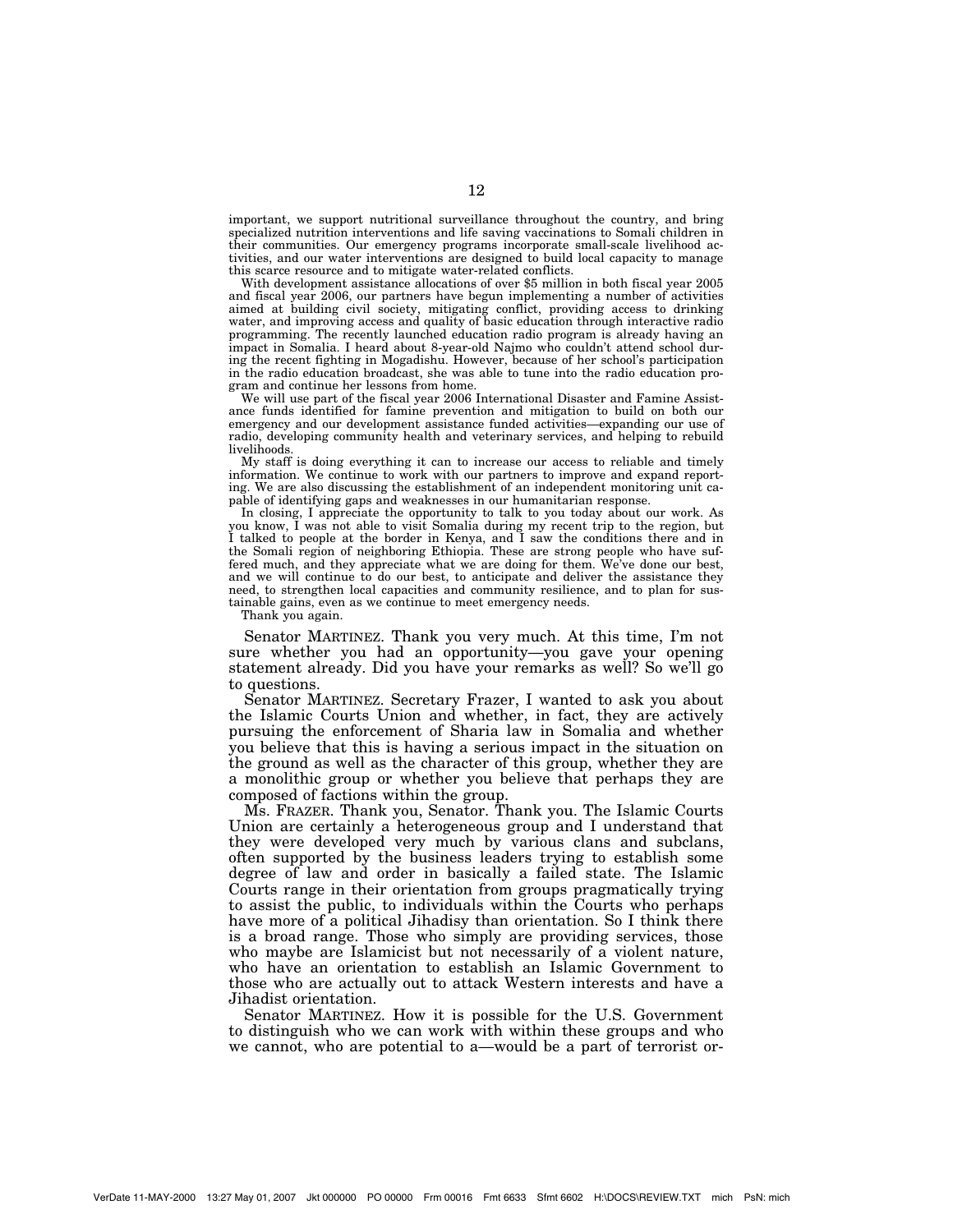important, we support nutritional surveillance throughout the country, and bring specialized nutrition interventions and life saving vaccinations to Somali children in their communities. Our emergency programs incorporate small-scale livelihood activities, and our water interventions are designed to build local capacity to manage this scarce resource and to mitigate water-related conflicts.

With development assistance allocations of over $5 million in both fiscal year 2005 and fiscal year 2006, our partners have begun implementing a number of activities aimed at building civil society, mitigating conflict, providing access to drinking water, and improving access and quality of basic education through interactive radio programming. The recently launched education radio program is already having an impact in Somalia. I heard about 8-year-old Najmo who couldn't attend school during the recent fighting in Mogadishu. However, because of her school's participation in the radio education broadcast, she was able to tune into the radio education program and continue her lessons from home.

We will use part of the fiscal year 2006 International Disaster and Famine Assistance funds identified for famine prevention and mitigation to build on both our emergency and our development assistance funded activities—expanding our use of radio, developing community health and veterinary services, and helping to rebuild livelihoods.

My staff is doing everything it can to increase our access to reliable and timely information. We continue to work with our partners to improve and expand reporting. We are also discussing the establishment of an independent monitoring unit capable of identifying gaps and weaknesses in our humanitarian response.

In closing, I appreciate the opportunity to talk to you today about our work. As you know, I was not able to visit Somalia during my recent trip to the region, but I talked to people at the border in Kenya, and I saw the conditions there and in the Somali region of neighboring Ethiopia. These are strong people who have suffered much, and they appreciate what we are doing for them. We've done our best, and we will continue to do our best, to anticipate and deliver the assistance they need, to strengthen local capacities and community resilience, and to plan for sustainable gains, even as we continue to meet emergency needs.

Thank you again.

Senator MARTINEZ. Thank you very much. At this time, I'm not sure whether you had an opportunity—you gave your opening statement already. Did you have your remarks as well? So we'll go to questions.

Senator MARTINEZ. Secretary Frazer, I wanted to ask you about the Islamic Courts Union and whether, in fact, they are actively pursuing the enforcement of Sharia law in Somalia and whether you believe that this is having a serious impact in the situation on the ground as well as the character of this group, whether they are a monolithic group or whether you believe that perhaps they are composed of factions within the group.

Ms. FRAZER. Thank you, Senator. Thank you. The Islamic Courts Union are certainly a heterogeneous group and I understand that they were developed very much by various clans and subclans, often supported by the business leaders trying to establish some degree of law and order in basically a failed state. The Islamic Courts range in their orientation from groups pragmatically trying to assist the public, to individuals within the Courts who perhaps have more of a political Jihadisy than orientation. So I think there is a broad range. Those who simply are providing services, those who maybe are Islamicist but not necessarily of a violent nature, who have an orientation to establish an Islamic Government to those who are actually out to attack Western interests and have a Jihadist orientation.

Senator MARTINEZ. How it is possible for the U.S. Government to distinguish who we can work with within these groups and who we cannot, who are potential to a—would be a part of terrorist or-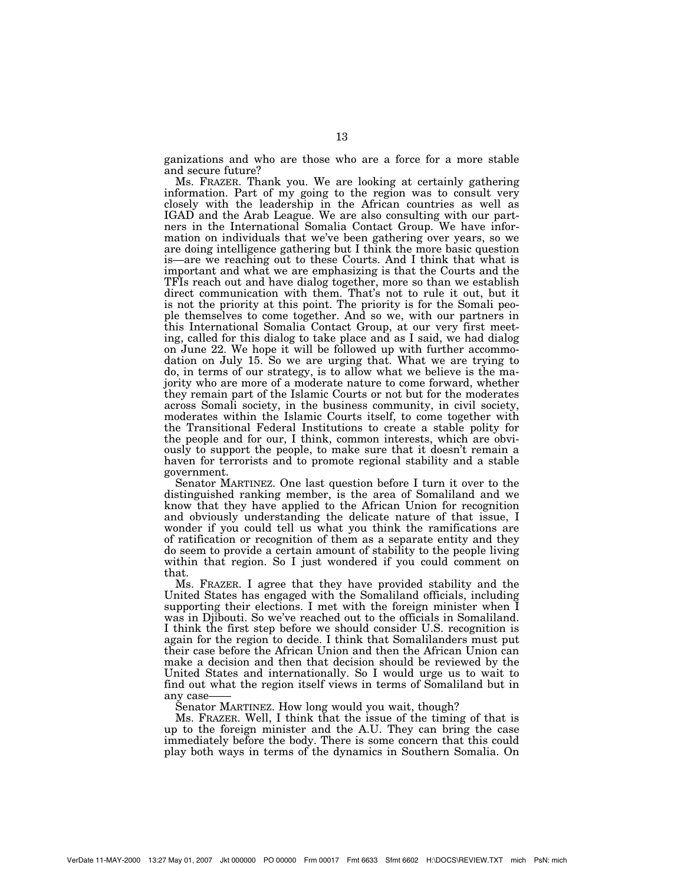ganizations and who are those who are a force for a more stable and secure future?

Ms. FRAZER. Thank you. We are looking at certainly gathering information. Part of my going to the region was to consult very closely with the leadership in the African countries as well as IGAD and the Arab League. We are also consulting with our partners in the International Somalia Contact Group. We have information on individuals that we've been gathering over years, so we are doing intelligence gathering but I think the more basic question is—are we reaching out to these Courts. And I think that what is important and what we are emphasizing is that the Courts and the TFIs reach out and have dialog together, more so than we establish direct communication with them. That's not to rule it out, but it is not the priority at this point. The priority is for the Somali people themselves to come together. And so we, with our partners in this International Somalia Contact Group, at our very first meeting, called for this dialog to take place and as I said, we had dialog on June 22. We hope it will be followed up with further accommodation on July 15. So we are urging that. What we are trying to do, in terms of our strategy, is to allow what we believe is the majority who are more of a moderate nature to come forward, whether they remain part of the Islamic Courts or not but for the moderates across Somali society, in the business community, in civil society, moderates within the Islamic Courts itself, to come together with the Transitional Federal Institutions to create a stable polity for the people and for our, I think, common interests, which are obviously to support the people, to make sure that it doesn't remain a haven for terrorists and to promote regional stability and a stable government.

Senator MARTINEZ. One last question before I turn it over to the distinguished ranking member, is the area of Somaliland and we know that they have applied to the African Union for recognition and obviously understanding the delicate nature of that issue, I wonder if you could tell us what you think the ramifications are of ratification or recognition of them as a separate entity and they do seem to provide a certain amount of stability to the people living within that region. So I just wondered if you could comment on that.

Ms. FRAZER. I agree that they have provided stability and the United States has engaged with the Somaliland officials, including supporting their elections. I met with the foreign minister when I was in Djibouti. So we've reached out to the officials in Somaliland. I think the first step before we should consider U.S. recognition is again for the region to decide. I think that Somalilanders must put their case before the African Union and then the African Union can make a decision and then that decision should be reviewed by the United States and internationally. So I would urge us to wait to find out what the region itself views in terms of Somaliland but in any case——

Senator MARTINEZ. How long would you wait, though?

Ms. FRAZER. Well, I think that the issue of the timing of that is up to the foreign minister and the A.U. They can bring the case immediately before the body. There is some concern that this could play both ways in terms of the dynamics in Southern Somalia. On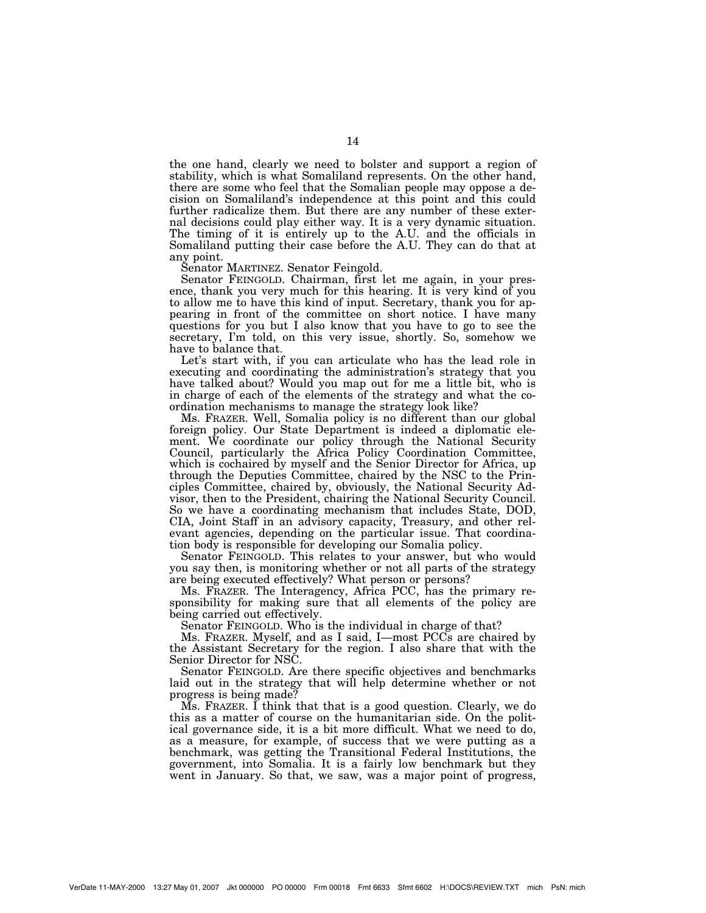the one hand, clearly we need to bolster and support a region of stability, which is what Somaliland represents. On the other hand, there are some who feel that the Somalian people may oppose a decision on Somaliland's independence at this point and this could further radicalize them. But there are any number of these external decisions could play either way. It is a very dynamic situation. The timing of it is entirely up to the A.U. and the officials in Somaliland putting their case before the A.U. They can do that at any point.

Senator MARTINEZ. Senator Feingold.

Senator FEINGOLD. Chairman, first let me again, in your presence, thank you very much for this hearing. It is very kind of you to allow me to have this kind of input. Secretary, thank you for appearing in front of the committee on short notice. I have many questions for you but I also know that you have to go to see the secretary, I'm told, on this very issue, shortly. So, somehow we have to balance that.

Let's start with, if you can articulate who has the lead role in executing and coordinating the administration's strategy that you have talked about? Would you map out for me a little bit, who is in charge of each of the elements of the strategy and what the coordination mechanisms to manage the strategy look like?

Ms. FRAZER. Well, Somalia policy is no different than our global foreign policy. Our State Department is indeed a diplomatic element. We coordinate our policy through the National Security Council, particularly the Africa Policy Coordination Committee, which is cochaired by myself and the Senior Director for Africa, up through the Deputies Committee, chaired by the NSC to the Principles Committee, chaired by, obviously, the National Security Advisor, then to the President, chairing the National Security Council. So we have a coordinating mechanism that includes State, DOD, CIA, Joint Staff in an advisory capacity, Treasury, and other relevant agencies, depending on the particular issue. That coordination body is responsible for developing our Somalia policy.

Senator FEINGOLD. This relates to your answer, but who would you say then, is monitoring whether or not all parts of the strategy are being executed effectively? What person or persons?

Ms. FRAZER. The Interagency, Africa PCC, has the primary responsibility for making sure that all elements of the policy are being carried out effectively.

Senator FEINGOLD. Who is the individual in charge of that?

Ms. FRAZER. Myself, and as I said, I—most PCCs are chaired by the Assistant Secretary for the region. I also share that with the Senior Director for NSC.

Senator FEINGOLD. Are there specific objectives and benchmarks laid out in the strategy that will help determine whether or not progress is being made?

Ms. FRAZER. I think that that is a good question. Clearly, we do this as a matter of course on the humanitarian side. On the political governance side, it is a bit more difficult. What we need to do, as a measure, for example, of success that we were putting as a benchmark, was getting the Transitional Federal Institutions, the government, into Somalia. It is a fairly low benchmark but they went in January. So that, we saw, was a major point of progress,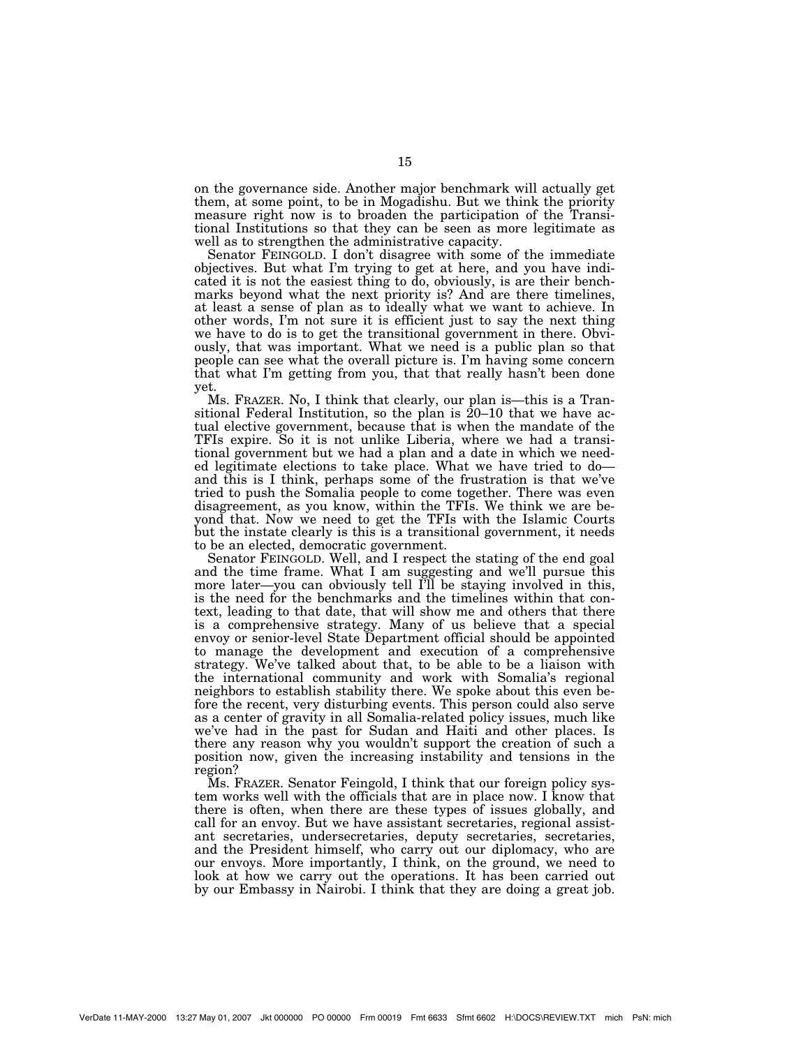on the governance side. Another major benchmark will actually get them, at some point, to be in Mogadishu. But we think the priority measure right now is to broaden the participation of the Transitional Institutions so that they can be seen as more legitimate as well as to strengthen the administrative capacity.

Senator FEINGOLD. I don't disagree with some of the immediate objectives. But what I'm trying to get at here, and you have indicated it is not the easiest thing to do, obviously, is are their benchmarks beyond what the next priority is? And are there timelines, at least a sense of plan as to ideally what we want to achieve. In other words, I'm not sure it is efficient just to say the next thing we have to do is to get the transitional government in there. Obviously, that was important. What we need is a public plan so that people can see what the overall picture is. I'm having some concern that what I'm getting from you, that that really hasn't been done yet.

Ms. FRAZER. No, I think that clearly, our plan is—this is a Transitional Federal Institution, so the plan is 20–10 that we have actual elective government, because that is when the mandate of the TFIs expire. So it is not unlike Liberia, where we had a transitional government but we had a plan and a date in which we needed legitimate elections to take place. What we have tried to do—and this is I think, perhaps some of the frustration is that we've tried to push the Somalia people to come together. There was even disagreement, as you know, within the TFIs. We think we are beyond that. Now we need to get the TFIs with the Islamic Courts but the instate clearly is this is a transitional government, it needs to be an elected, democratic government.

Senator FEINGOLD. Well, and I respect the stating of the end goal and the time frame. What I am suggesting and we'll pursue this more later—you can obviously tell I'll be staying involved in this, is the need for the benchmarks and the timelines within that context, leading to that date, that will show me and others that there is a comprehensive strategy. Many of us believe that a special envoy or senior-level State Department official should be appointed to manage the development and execution of a comprehensive strategy. We've talked about that, to be able to be a liaison with the international community and work with Somalia's regional neighbors to establish stability there. We spoke about this even before the recent, very disturbing events. This person could also serve as a center of gravity in all Somalia-related policy issues, much like we've had in the past for Sudan and Haiti and other places. Is there any reason why you wouldn't support the creation of such a position now, given the increasing instability and tensions in the region?

Ms. FRAZER. Senator Feingold, I think that our foreign policy system works well with the officials that are in place now. I know that there is often, when there are these types of issues globally, and call for an envoy. But we have assistant secretaries, regional assistant secretaries, undersecretaries, deputy secretaries, secretaries, and the President himself, who carry out our diplomacy, who are our envoys. More importantly, I think, on the ground, we need to look at how we carry out the operations. It has been carried out by our Embassy in Nairobi. I think that they are doing a great job.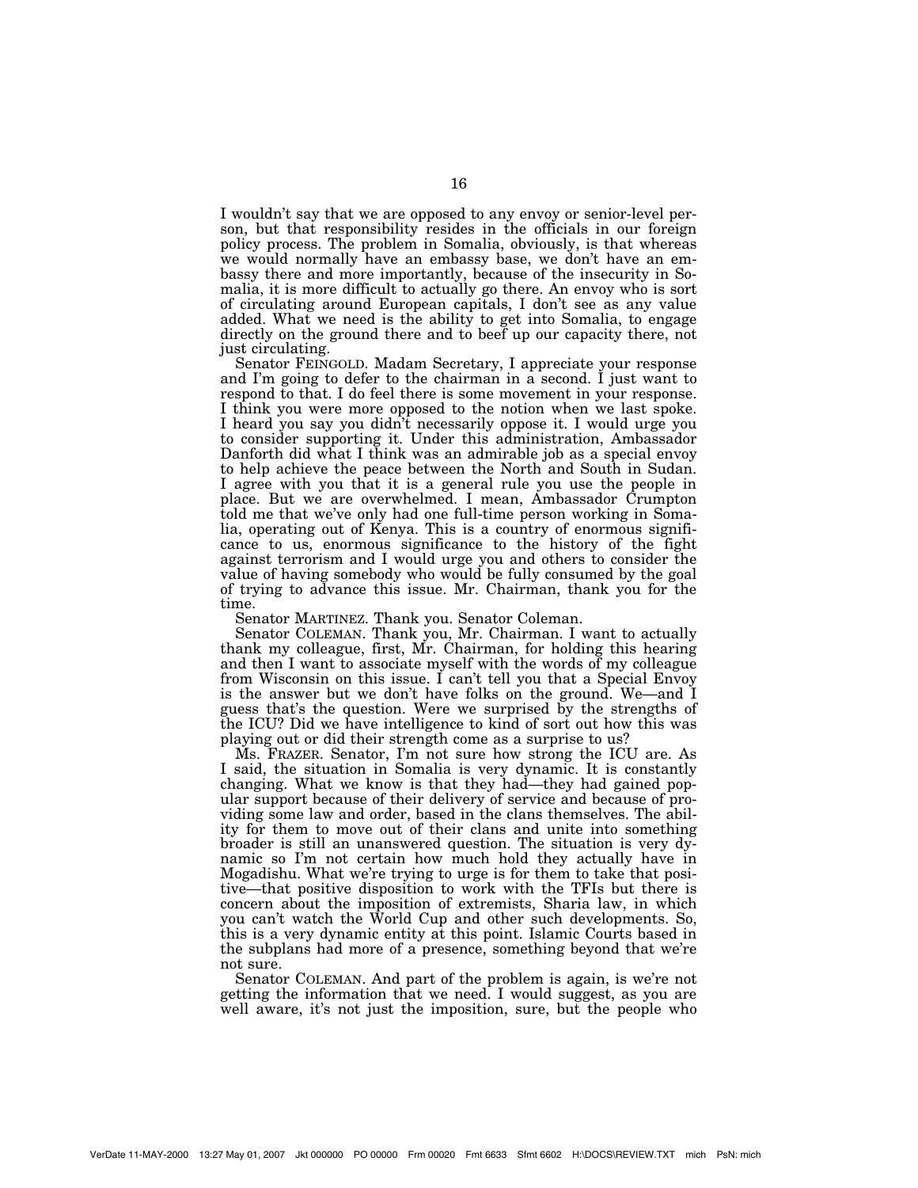I wouldn't say that we are opposed to any envoy or senior-level person, but that responsibility resides in the officials in our foreign policy process. The problem in Somalia, obviously, is that whereas we would normally have an embassy base, we don't have an embassy there and more importantly, because of the insecurity in Somalia, it is more difficult to actually go there. An envoy who is sort of circulating around European capitals, I don't see as any value added. What we need is the ability to get into Somalia, to engage directly on the ground there and to beef up our capacity there, not just circulating.

Senator FEINGOLD. Madam Secretary, I appreciate your response and I'm going to defer to the chairman in a second. I just want to respond to that. I do feel there is some movement in your response. I think you were more opposed to the notion when we last spoke. I heard you say you didn't necessarily oppose it. I would urge you to consider supporting it. Under this administration, Ambassador Danforth did what I think was an admirable job as a special envoy to help achieve the peace between the North and South in Sudan. I agree with you that it is a general rule you use the people in place. But we are overwhelmed. I mean, Ambassador Crumpton told me that we've only had one full-time person working in Somalia, operating out of Kenya. This is a country of enormous significance to us, enormous significance to the history of the fight against terrorism and I would urge you and others to consider the value of having somebody who would be fully consumed by the goal of trying to advance this issue. Mr. Chairman, thank you for the time.

Senator MARTINEZ. Thank you. Senator Coleman.

Senator COLEMAN. Thank you, Mr. Chairman. I want to actually thank my colleague, first, Mr. Chairman, for holding this hearing and then I want to associate myself with the words of my colleague from Wisconsin on this issue. I can't tell you that a Special Envoy is the answer but we don't have folks on the ground. We—and I guess that's the question. Were we surprised by the strengths of the ICU? Did we have intelligence to kind of sort out how this was playing out or did their strength come as a surprise to us?

Ms. FRAZER. Senator, I'm not sure how strong the ICU are. As I said, the situation in Somalia is very dynamic. It is constantly changing. What we know is that they had—they had gained popular support because of their delivery of service and because of providing some law and order, based in the clans themselves. The ability for them to move out of their clans and unite into something broader is still an unanswered question. The situation is very dynamic so I'm not certain how much hold they actually have in Mogadishu. What we're trying to urge is for them to take that positive—that positive disposition to work with the TFIs but there is concern about the imposition of extremists, Sharia law, in which you can't watch the World Cup and other such developments. So, this is a very dynamic entity at this point. Islamic Courts based in the subplans had more of a presence, something beyond that we're not sure.

Senator COLEMAN. And part of the problem is again, is we're not getting the information that we need. I would suggest, as you are well aware, it's not just the imposition, sure, but the people who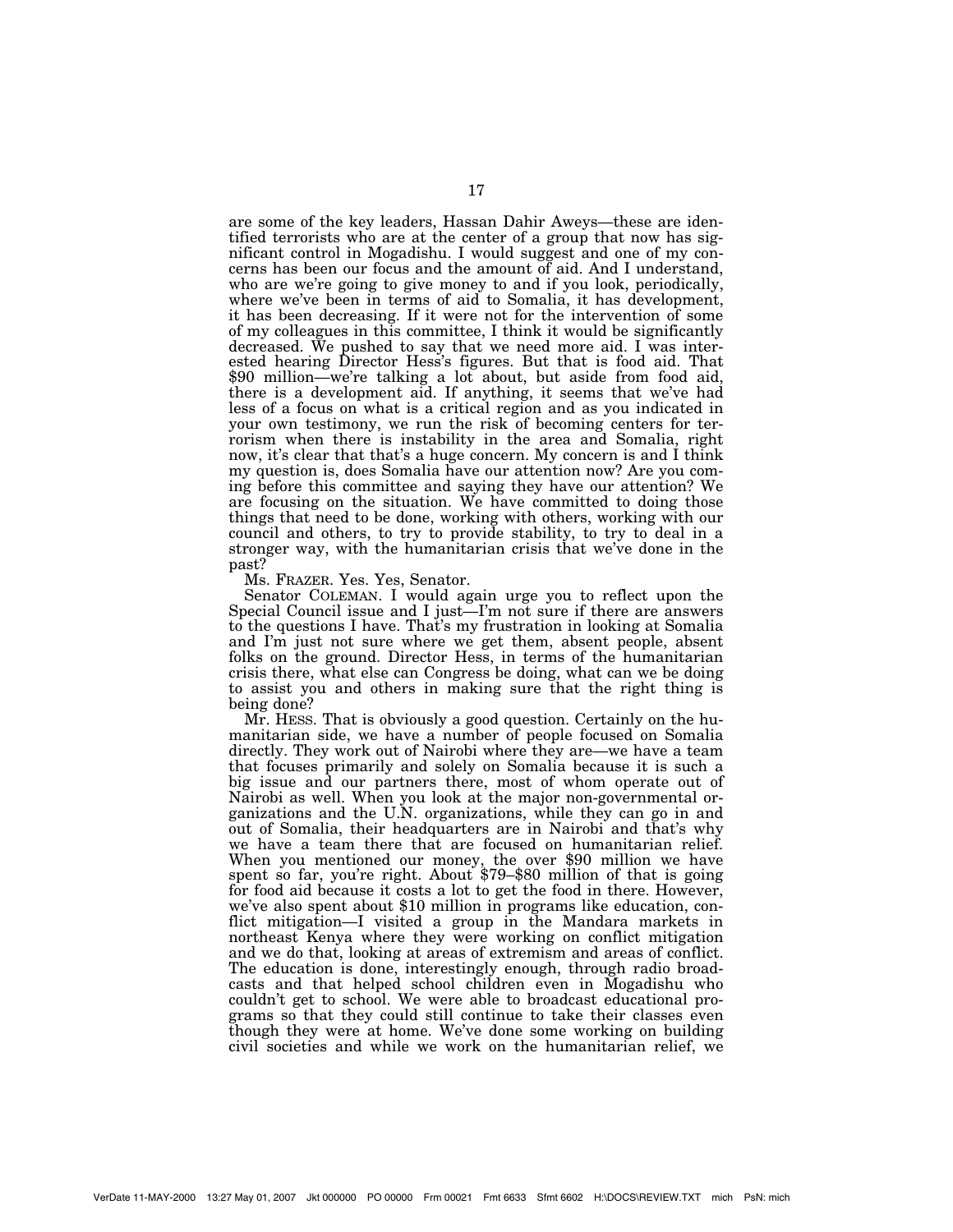are some of the key leaders, Hassan Dahir Aweys—these are identified terrorists who are at the center of a group that now has significant control in Mogadishu. I would suggest and one of my concerns has been our focus and the amount of aid. And I understand, who are we're going to give money to and if you look, periodically, where we've been in terms of aid to Somalia, it has development, it has been decreasing. If it were not for the intervention of some of my colleagues in this committee, I think it would be significantly decreased. We pushed to say that we need more aid. I was interested hearing Director Hess's figures. But that is food aid. That $90 million—we're talking a lot about, but aside from food aid, there is a development aid. If anything, it seems that we've had less of a focus on what is a critical region and as you indicated in your own testimony, we run the risk of becoming centers for terrorism when there is instability in the area and Somalia, right now, it's clear that that's a huge concern. My concern is and I think my question is, does Somalia have our attention now? Are you coming before this committee and saying they have our attention? We are focusing on the situation. We have committed to doing those things that need to be done, working with others, working with our council and others, to try to provide stability, to try to deal in a stronger way, with the humanitarian crisis that we've done in the past?

Ms. FRAZER. Yes. Yes, Senator.

Senator COLEMAN. I would again urge you to reflect upon the Special Council issue and I just—I'm not sure if there are answers to the questions I have. That's my frustration in looking at Somalia and I'm just not sure where we get them, absent people, absent folks on the ground. Director Hess, in terms of the humanitarian crisis there, what else can Congress be doing, what can we be doing to assist you and others in making sure that the right thing is being done?

Mr. HESS. That is obviously a good question. Certainly on the humanitarian side, we have a number of people focused on Somalia directly. They work out of Nairobi where they are—we have a team that focuses primarily and solely on Somalia because it is such a big issue and our partners there, most of whom operate out of Nairobi as well. When you look at the major non-governmental organizations and the U.N. organizations, while they can go in and out of Somalia, their headquarters are in Nairobi and that's why we have a team there that are focused on humanitarian relief. When you mentioned our money, the over $90 million we have spent so far, you're right. About $79–$80 million of that is going for food aid because it costs a lot to get the food in there. However, we've also spent about $10 million in programs like education, conflict mitigation—I visited a group in the Mandara markets in northeast Kenya where they were working on conflict mitigation and we do that, looking at areas of extremism and areas of conflict. The education is done, interestingly enough, through radio broadcasts and that helped school children even in Mogadishu who couldn't get to school. We were able to broadcast educational programs so that they could still continue to take their classes even though they were at home. We've done some working on building civil societies and while we work on the humanitarian relief, we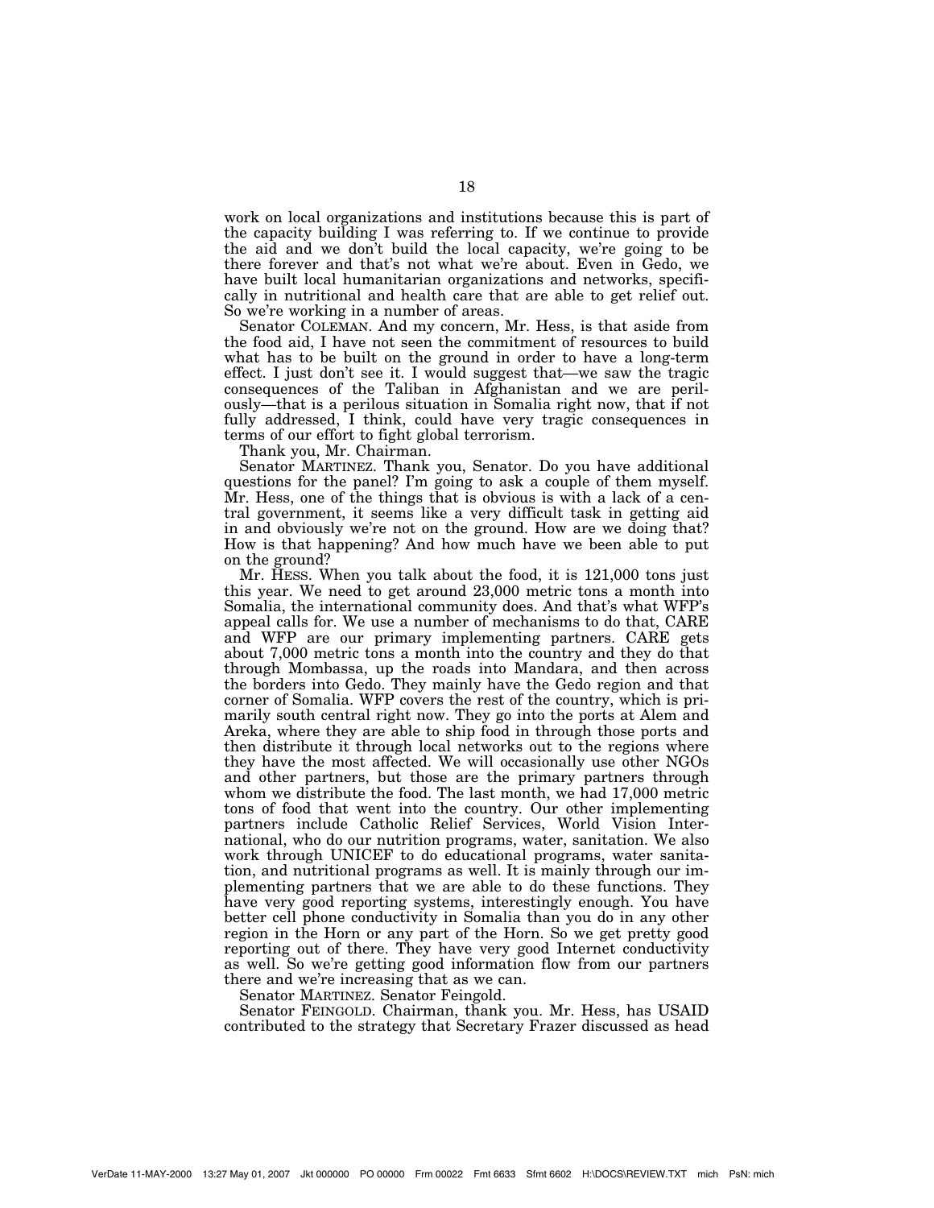work on local organizations and institutions because this is part of the capacity building I was referring to. If we continue to provide the aid and we don't build the local capacity, we're going to be there forever and that's not what we're about. Even in Gedo, we have built local humanitarian organizations and networks, specifically in nutritional and health care that are able to get relief out. So we're working in a number of areas.

Senator COLEMAN. And my concern, Mr. Hess, is that aside from the food aid, I have not seen the commitment of resources to build what has to be built on the ground in order to have a long-term effect. I just don't see it. I would suggest that—we saw the tragic consequences of the Taliban in Afghanistan and we are perilously—that is a perilous situation in Somalia right now, that if not fully addressed, I think, could have very tragic consequences in terms of our effort to fight global terrorism.

Thank you, Mr. Chairman.

Senator MARTINEZ. Thank you, Senator. Do you have additional questions for the panel? I'm going to ask a couple of them myself. Mr. Hess, one of the things that is obvious is with a lack of a central government, it seems like a very difficult task in getting aid in and obviously we're not on the ground. How are we doing that? How is that happening? And how much have we been able to put on the ground?

Mr. HESS. When you talk about the food, it is 121,000 tons just this year. We need to get around 23,000 metric tons a month into Somalia, the international community does. And that's what WFP's appeal calls for. We use a number of mechanisms to do that, CARE and WFP are our primary implementing partners. CARE gets about 7,000 metric tons a month into the country and they do that through Mombassa, up the roads into Mandara, and then across the borders into Gedo. They mainly have the Gedo region and that corner of Somalia. WFP covers the rest of the country, which is primarily south central right now. They go into the ports at Alem and Areka, where they are able to ship food in through those ports and then distribute it through local networks out to the regions where they have the most affected. We will occasionally use other NGOs and other partners, but those are the primary partners through whom we distribute the food. The last month, we had 17,000 metric tons of food that went into the country. Our other implementing partners include Catholic Relief Services, World Vision International, who do our nutrition programs, water, sanitation. We also work through UNICEF to do educational programs, water sanitation, and nutritional programs as well. It is mainly through our implementing partners that we are able to do these functions. They have very good reporting systems, interestingly enough. You have better cell phone conductivity in Somalia than you do in any other region in the Horn or any part of the Horn. So we get pretty good reporting out of there. They have very good Internet conductivity as well. So we're getting good information flow from our partners there and we're increasing that as we can.

Senator MARTINEZ. Senator Feingold.

Senator FEINGOLD. Chairman, thank you. Mr. Hess, has USAID contributed to the strategy that Secretary Frazer discussed as head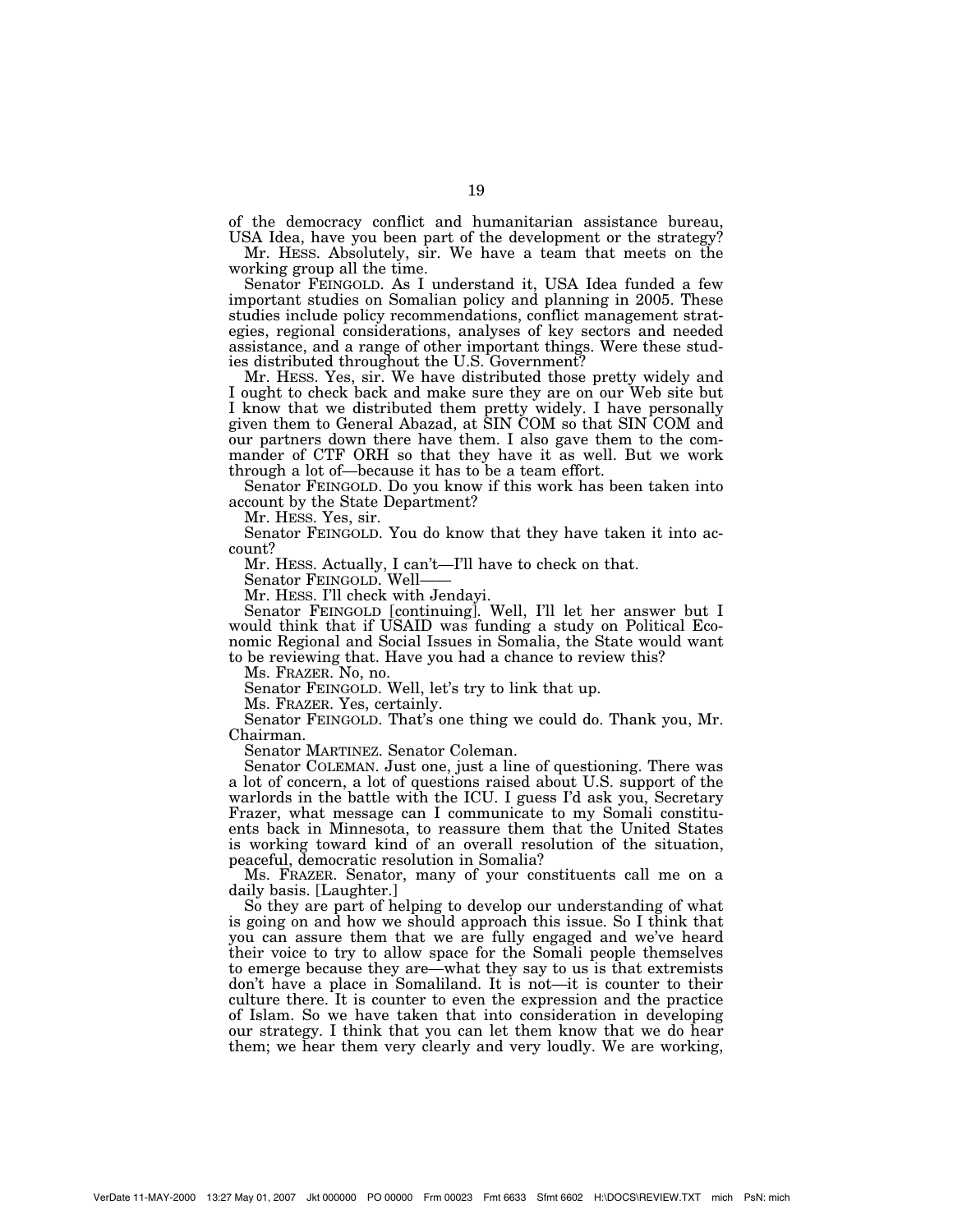of the democracy conflict and humanitarian assistance bureau, USA Idea, have you been part of the development or the strategy?

Mr. HESS. Absolutely, sir. We have a team that meets on the working group all the time.

Senator FEINGOLD. As I understand it, USA Idea funded a few important studies on Somalian policy and planning in 2005. These studies include policy recommendations, conflict management strategies, regional considerations, analyses of key sectors and needed assistance, and a range of other important things. Were these studies distributed throughout the U.S. Government?

Mr. HESS. Yes, sir. We have distributed those pretty widely and I ought to check back and make sure they are on our Web site but I know that we distributed them pretty widely. I have personally given them to General Abazad, at SIN COM so that SIN COM and our partners down there have them. I also gave them to the commander of CTF ORH so that they have it as well. But we work through a lot of—because it has to be a team effort.

Senator FEINGOLD. Do you know if this work has been taken into account by the State Department?

Mr. HESS. Yes, sir.

Senator FEINGOLD. You do know that they have taken it into account?

Mr. HESS. Actually, I can't—I'll have to check on that.

Senator FEINGOLD. Well——

Mr. HESS. I'll check with Jendayi.

Senator FEINGOLD [continuing]. Well, I'll let her answer but I would think that if USAID was funding a study on Political Economic Regional and Social Issues in Somalia, the State would want to be reviewing that. Have you had a chance to review this?

Ms. FRAZER. No, no.

Senator FEINGOLD. Well, let's try to link that up.

Ms. FRAZER. Yes, certainly.

Senator FEINGOLD. That's one thing we could do. Thank you, Mr. Chairman.

Senator MARTINEZ. Senator Coleman.

Senator COLEMAN. Just one, just a line of questioning. There was a lot of concern, a lot of questions raised about U.S. support of the warlords in the battle with the ICU. I guess I'd ask you, Secretary Frazer, what message can I communicate to my Somali constituents back in Minnesota, to reassure them that the United States is working toward kind of an overall resolution of the situation, peaceful, democratic resolution in Somalia?

Ms. FRAZER. Senator, many of your constituents call me on a daily basis. [Laughter.]

So they are part of helping to develop our understanding of what is going on and how we should approach this issue. So I think that you can assure them that we are fully engaged and we've heard their voice to try to allow space for the Somali people themselves to emerge because they are—what they say to us is that extremists don't have a place in Somaliland. It is not—it is counter to their culture there. It is counter to even the expression and the practice of Islam. So we have taken that into consideration in developing our strategy. I think that you can let them know that we do hear them; we hear them very clearly and very loudly. We are working,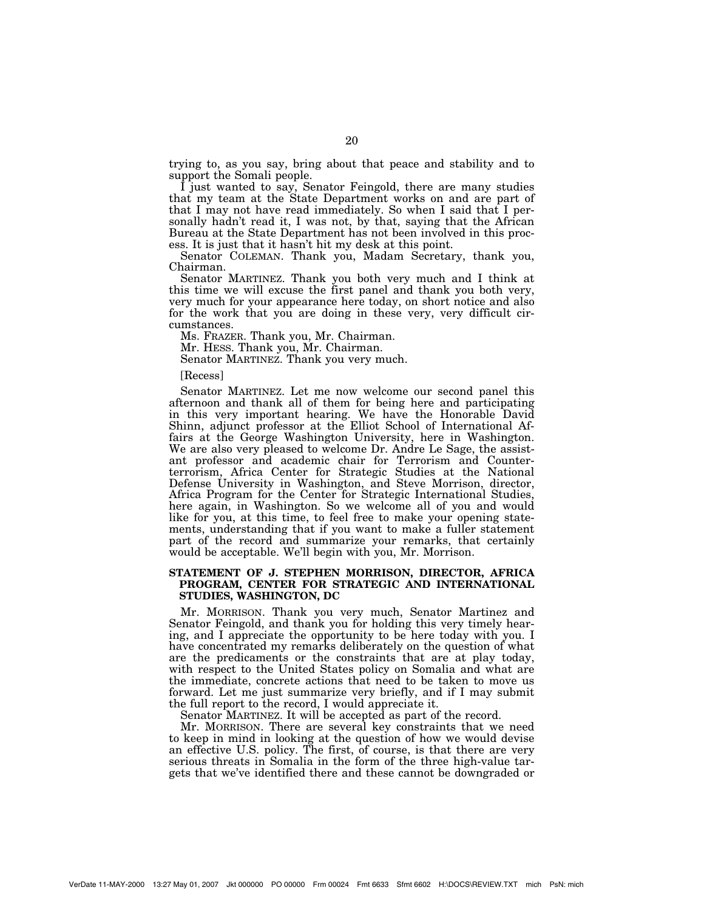trying to, as you say, bring about that peace and stability and to support the Somali people.

I just wanted to say, Senator Feingold, there are many studies that my team at the State Department works on and are part of that I may not have read immediately. So when I said that I personally hadn't read it, I was not, by that, saying that the African Bureau at the State Department has not been involved in this process. It is just that it hasn't hit my desk at this point.

Senator COLEMAN. Thank you, Madam Secretary, thank you, Chairman.

Senator MARTINEZ. Thank you both very much and I think at this time we will excuse the first panel and thank you both very, very much for your appearance here today, on short notice and also for the work that you are doing in these very, very difficult circumstances.

Ms. FRAZER. Thank you, Mr. Chairman.

Mr. HESS. Thank you, Mr. Chairman.

Senator MARTINEZ. Thank you very much.

[Recess]

Senator MARTINEZ. Let me now welcome our second panel this afternoon and thank all of them for being here and participating in this very important hearing. We have the Honorable David Shinn, adjunct professor at the Elliot School of International Affairs at the George Washington University, here in Washington. We are also very pleased to welcome Dr. Andre Le Sage, the assistant professor and academic chair for Terrorism and Counterterrorism, Africa Center for Strategic Studies at the National Defense University in Washington, and Steve Morrison, director, Africa Program for the Center for Strategic International Studies, here again, in Washington. So we welcome all of you and would like for you, at this time, to feel free to make your opening statements, understanding that if you want to make a fuller statement part of the record and summarize your remarks, that certainly would be acceptable. We'll begin with you, Mr. Morrison.

## STATEMENT OF J. STEPHEN MORRISON, DIRECTOR, AFRICA PROGRAM, CENTER FOR STRATEGIC AND INTERNATIONAL STUDIES, WASHINGTON, DC

Mr. MORRISON. Thank you very much, Senator Martinez and Senator Feingold, and thank you for holding this very timely hearing, and I appreciate the opportunity to be here today with you. I have concentrated my remarks deliberately on the question of what are the predicaments or the constraints that are at play today, with respect to the United States policy on Somalia and what are the immediate, concrete actions that need to be taken to move us forward. Let me just summarize very briefly, and if I may submit the full report to the record, I would appreciate it.

Senator MARTINEZ. It will be accepted as part of the record.

Mr. MORRISON. There are several key constraints that we need to keep in mind in looking at the question of how we would devise an effective U.S. policy. The first, of course, is that there are very serious threats in Somalia in the form of the three high-value targets that we've identified there and these cannot be downgraded or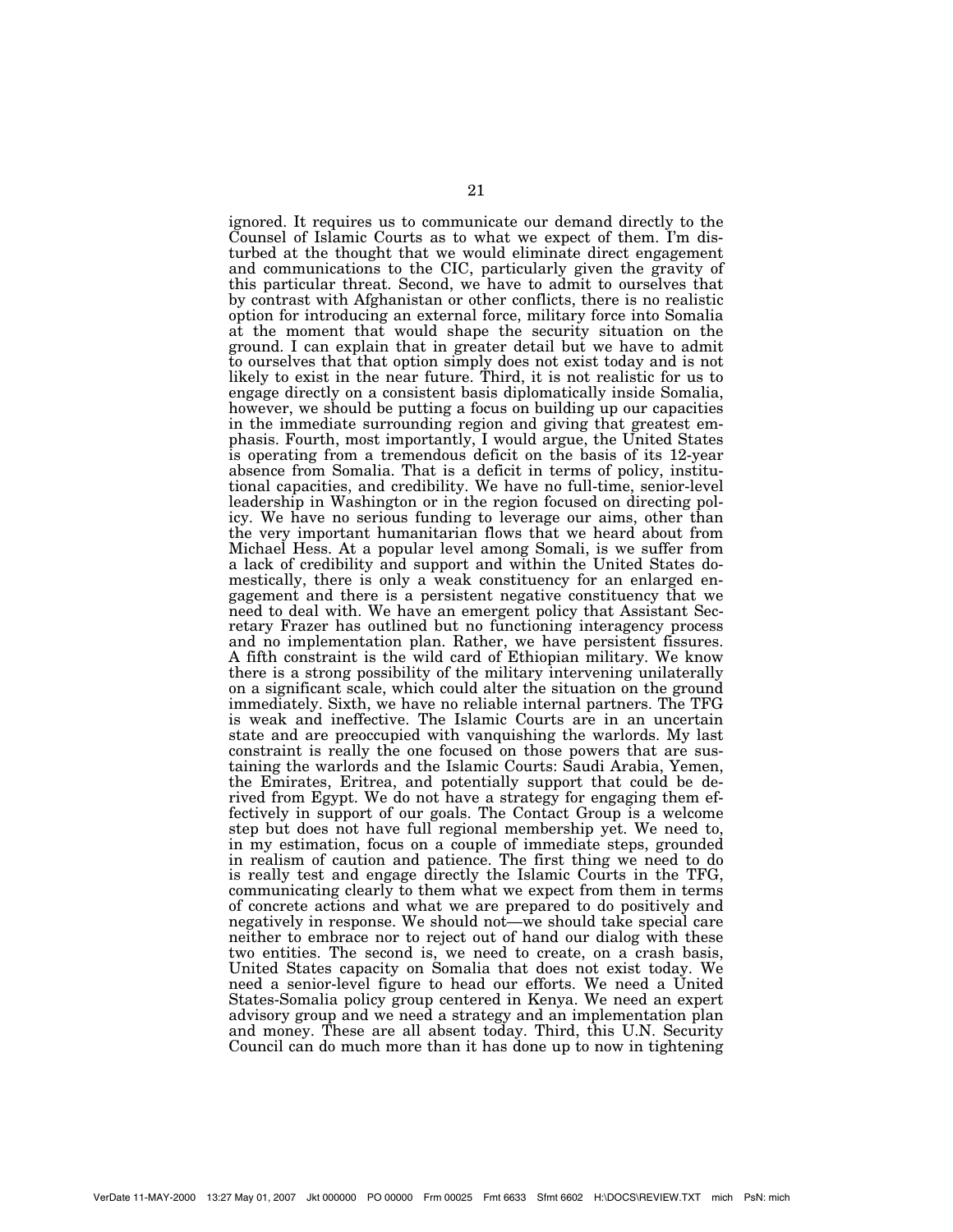ignored. It requires us to communicate our demand directly to the Counsel of Islamic Courts as to what we expect of them. I'm disturbed at the thought that we would eliminate direct engagement and communications to the CIC, particularly given the gravity of this particular threat. Second, we have to admit to ourselves that by contrast with Afghanistan or other conflicts, there is no realistic option for introducing an external force, military force into Somalia at the moment that would shape the security situation on the ground. I can explain that in greater detail but we have to admit to ourselves that that option simply does not exist today and is not likely to exist in the near future. Third, it is not realistic for us to engage directly on a consistent basis diplomatically inside Somalia, however, we should be putting a focus on building up our capacities in the immediate surrounding region and giving that greatest emphasis. Fourth, most importantly, I would argue, the United States is operating from a tremendous deficit on the basis of its 12-year absence from Somalia. That is a deficit in terms of policy, institutional capacities, and credibility. We have no full-time, senior-level leadership in Washington or in the region focused on directing policy. We have no serious funding to leverage our aims, other than the very important humanitarian flows that we heard about from Michael Hess. At a popular level among Somali, is we suffer from a lack of credibility and support and within the United States domestically, there is only a weak constituency for an enlarged engagement and there is a persistent negative constituency that we need to deal with. We have an emergent policy that Assistant Secretary Frazer has outlined but no functioning interagency process and no implementation plan. Rather, we have persistent fissures. A fifth constraint is the wild card of Ethiopian military. We know there is a strong possibility of the military intervening unilaterally on a significant scale, which could alter the situation on the ground immediately. Sixth, we have no reliable internal partners. The TFG is weak and ineffective. The Islamic Courts are in an uncertain state and are preoccupied with vanquishing the warlords. My last constraint is really the one focused on those powers that are sustaining the warlords and the Islamic Courts: Saudi Arabia, Yemen, the Emirates, Eritrea, and potentially support that could be derived from Egypt. We do not have a strategy for engaging them effectively in support of our goals. The Contact Group is a welcome step but does not have full regional membership yet. We need to, in my estimation, focus on a couple of immediate steps, grounded in realism of caution and patience. The first thing we need to do is really test and engage directly the Islamic Courts in the TFG, communicating clearly to them what we expect from them in terms of concrete actions and what we are prepared to do positively and negatively in response. We should not—we should take special care neither to embrace nor to reject out of hand our dialog with these two entities. The second is, we need to create, on a crash basis, United States capacity on Somalia that does not exist today. We need a senior-level figure to head our efforts. We need a United States-Somalia policy group centered in Kenya. We need an expert advisory group and we need a strategy and an implementation plan and money. These are all absent today. Third, this U.N. Security Council can do much more than it has done up to now in tightening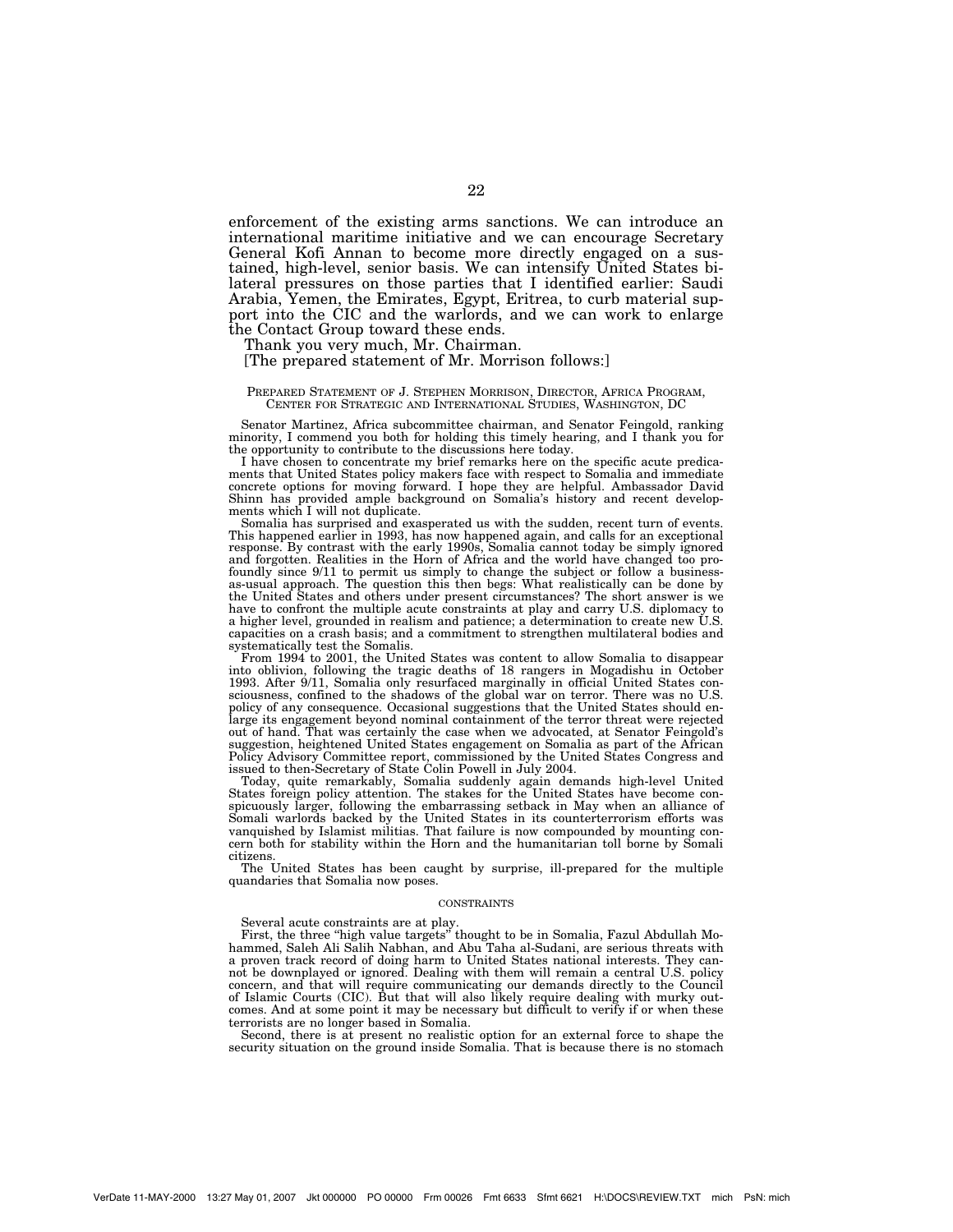enforcement of the existing arms sanctions. We can introduce an international maritime initiative and we can encourage Secretary General Kofi Annan to become more directly engaged on a sustained, high-level, senior basis. We can intensify United States bilateral pressures on those parties that I identified earlier: Saudi Arabia, Yemen, the Emirates, Egypt, Eritrea, to curb material support into the CIC and the warlords, and we can work to enlarge the Contact Group toward these ends.

Thank you very much, Mr. Chairman.

[The prepared statement of Mr. Morrison follows:]

PREPARED STATEMENT OF J. STEPHEN MORRISON, DIRECTOR, AFRICA PROGRAM, CENTER FOR STRATEGIC AND INTERNATIONAL STUDIES, WASHINGTON, DC

Senator Martinez, Africa subcommittee chairman, and Senator Feingold, ranking minority, I commend you both for holding this timely hearing, and I thank you for the opportunity to contribute to the discussions here today.

I have chosen to concentrate my brief remarks here on the specific acute predicaments that United States policy makers face with respect to Somalia and immediate concrete options for moving forward. I hope they are helpful. Ambassador David Shinn has provided ample background on Somalia's history and recent developments which I will not duplicate.

Somalia has surprised and exasperated us with the sudden, recent turn of events. This happened earlier in 1993, has now happened again, and calls for an exceptional response. By contrast with the early 1990s, Somalia cannot today be simply ignored and forgotten. Realities in the Horn of Africa and the world have changed too profoundly since 9/11 to permit us simply to change the subject or follow a business-as-usual approach. The question this then begs: What realistically can be done by the United States and others under present circumstances? The short answer is we have to confront the multiple acute constraints at play and carry U.S. diplomacy to a higher level, grounded in realism and patience; a determination to create new U.S. capacities on a crash basis; and a commitment to strengthen multilateral bodies and systematically test the Somalis.

From 1994 to 2001, the United States was content to allow Somalia to disappear into oblivion, following the tragic deaths of 18 rangers in Mogadishu in October 1993. After 9/11, Somalia only resurfaced marginally in official United States consciousness, confined to the shadows of the global war on terror. There was no U.S. policy of any consequence. Occasional suggestions that the United States should enlarge its engagement beyond nominal containment of the terror threat were rejected out of hand. That was certainly the case when we advocated, at Senator Feingold's suggestion, heightened United States engagement on Somalia as part of the African Policy Advisory Committee report, commissioned by the United States Congress and issued to then-Secretary of State Colin Powell in July 2004.

Today, quite remarkably, Somalia suddenly again demands high-level United States foreign policy attention. The stakes for the United States have become conspicuously larger, following the embarrassing setback in May when an alliance of Somali warlords backed by the United States in its counterterrorism efforts was vanquished by Islamist militias. That failure is now compounded by mounting concern both for stability within the Horn and the humanitarian toll borne by Somali citizens.

The United States has been caught by surprise, ill-prepared for the multiple quandaries that Somalia now poses.

CONSTRAINTS

Several acute constraints are at play.

First, the three "high value targets" thought to be in Somalia, Fazul Abdullah Mohammed, Saleh Ali Salih Nabhan, and Abu Taha al-Sudani, are serious threats with a proven track record of doing harm to United States national interests. They cannot be downplayed or ignored. Dealing with them will remain a central U.S. policy concern, and that will require communicating our demands directly to the Council of Islamic Courts (CIC). But that will also likely require dealing with murky outcomes. And at some point it may be necessary but difficult to verify if or when these terrorists are no longer based in Somalia.

Second, there is at present no realistic option for an external force to shape the security situation on the ground inside Somalia. That is because there is no stomach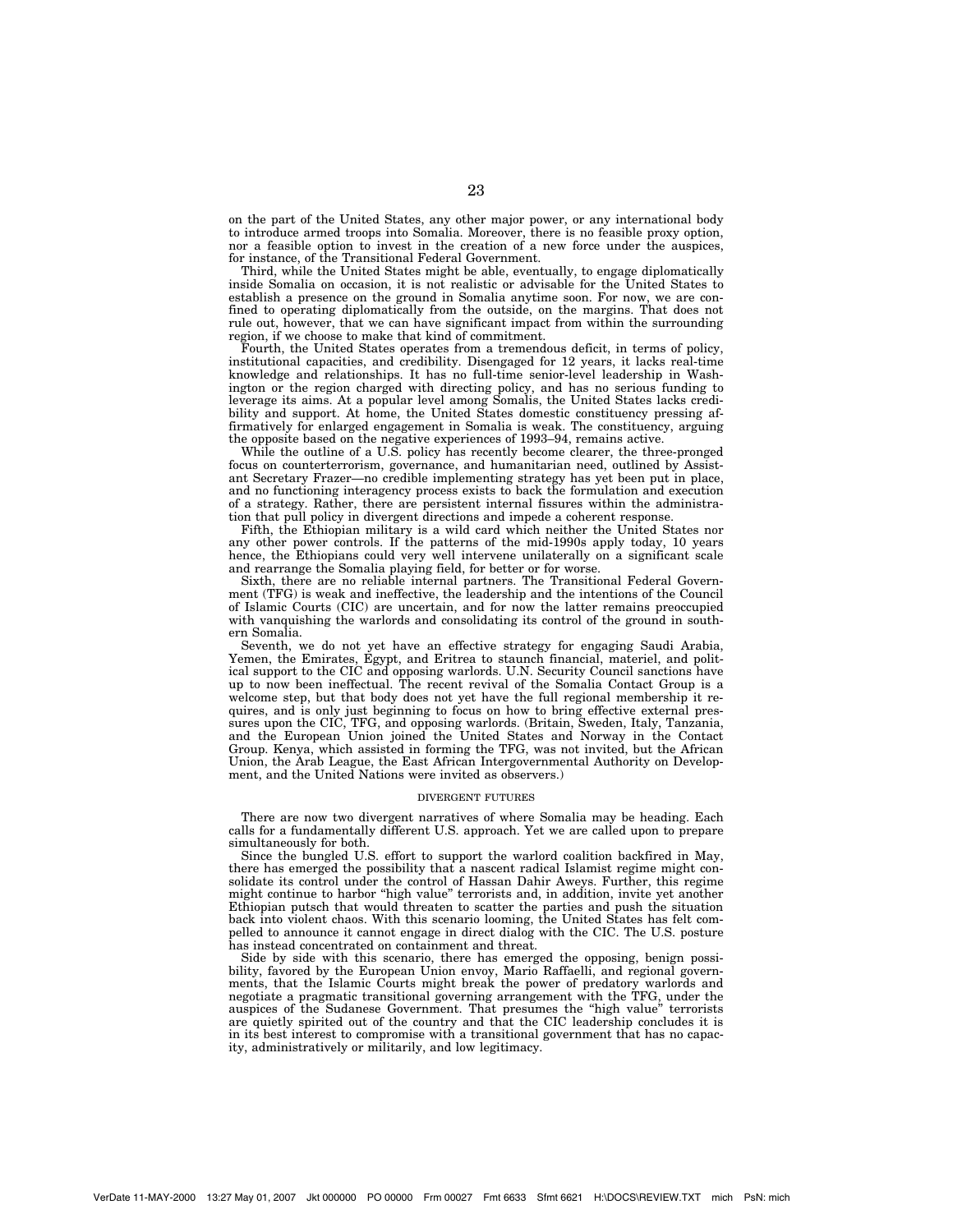on the part of the United States, any other major power, or any international body to introduce armed troops into Somalia. Moreover, there is no feasible proxy option, nor a feasible option to invest in the creation of a new force under the auspices, for instance, of the Transitional Federal Government.

Third, while the United States might be able, eventually, to engage diplomatically inside Somalia on occasion, it is not realistic or advisable for the United States to establish a presence on the ground in Somalia anytime soon. For now, we are confined to operating diplomatically from the outside, on the margins. That does not rule out, however, that we can have significant impact from within the surrounding region, if we choose to make that kind of commitment.

Fourth, the United States operates from a tremendous deficit, in terms of policy, institutional capacities, and credibility. Disengaged for 12 years, it lacks real-time knowledge and relationships. It has no full-time senior-level leadership in Washington or the region charged with directing policy, and has no serious funding to leverage its aims. At a popular level among Somalis, the United States lacks credibility and support. At home, the United States domestic constituency pressing affirmatively for enlarged engagement in Somalia is weak. The constituency, arguing the opposite based on the negative experiences of 1993–94, remains active.

While the outline of a U.S. policy has recently become clearer, the three-pronged focus on counterterrorism, governance, and humanitarian need, outlined by Assistant Secretary Frazer—no credible implementing strategy has yet been put in place, and no functioning interagency process exists to back the formulation and execution of a strategy. Rather, there are persistent internal fissures within the administration that pull policy in divergent directions and impede a coherent response.

Fifth, the Ethiopian military is a wild card which neither the United States nor any other power controls. If the patterns of the mid-1990s apply today, 10 years hence, the Ethiopians could very well intervene unilaterally on a significant scale and rearrange the Somalia playing field, for better or for worse.

Sixth, there are no reliable internal partners. The Transitional Federal Government (TFG) is weak and ineffective, the leadership and the intentions of the Council of Islamic Courts (CIC) are uncertain, and for now the latter remains preoccupied with vanquishing the warlords and consolidating its control of the ground in southern Somalia.

Seventh, we do not yet have an effective strategy for engaging Saudi Arabia, Yemen, the Emirates, Egypt, and Eritrea to staunch financial, materiel, and political support to the CIC and opposing warlords. U.N. Security Council sanctions have up to now been ineffectual. The recent revival of the Somalia Contact Group is a welcome step, but that body does not yet have the full regional membership it requires, and is only just beginning to focus on how to bring effective external pressures upon the CIC, TFG, and opposing warlords. (Britain, Sweden, Italy, Tanzania, and the European Union joined the United States and Norway in the Contact Group. Kenya, which assisted in forming the TFG, was not invited, but the African Union, the Arab League, the East African Intergovernmental Authority on Development, and the United Nations were invited as observers.)

## DIVERGENT FUTURES

There are now two divergent narratives of where Somalia may be heading. Each calls for a fundamentally different U.S. approach. Yet we are called upon to prepare simultaneously for both.

Since the bungled U.S. effort to support the warlord coalition backfired in May, there has emerged the possibility that a nascent radical Islamist regime might consolidate its control under the control of Hassan Dahir Aweys. Further, this regime might continue to harbor "high value" terrorists and, in addition, invite yet another Ethiopian putsch that would threaten to scatter the parties and push the situation back into violent chaos. With this scenario looming, the United States has felt compelled to announce it cannot engage in direct dialog with the CIC. The U.S. posture has instead concentrated on containment and threat.

Side by side with this scenario, there has emerged the opposing, benign possibility, favored by the European Union envoy, Mario Raffaelli, and regional governments, that the Islamic Courts might break the power of predatory warlords and negotiate a pragmatic transitional governing arrangement with the TFG, under the auspices of the Sudanese Government. That presumes the "high value" terrorists are quietly spirited out of the country and that the CIC leadership concludes it is in its best interest to compromise with a transitional government that has no capacity, administratively or militarily, and low legitimacy.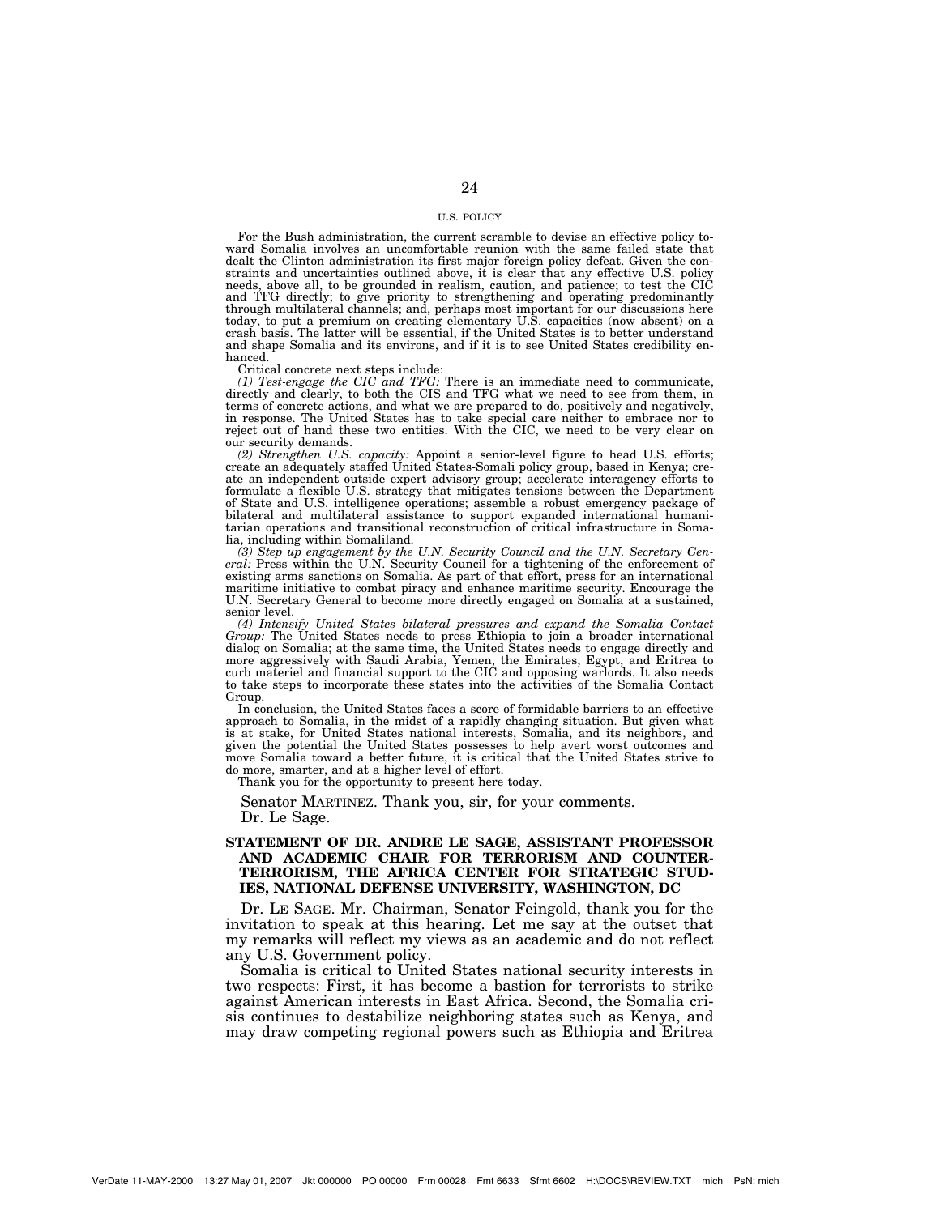## U.S. POLICY

For the Bush administration, the current scramble to devise an effective policy toward Somalia involves an uncomfortable reunion with the same failed state that dealt the Clinton administration its first major foreign policy defeat. Given the constraints and uncertainties outlined above, it is clear that any effective U.S. policy needs, above all, to be grounded in realism, caution, and patience; to test the CIC and TFG directly; to give priority to strengthening and operating predominantly through multilateral channels; and, perhaps most important for our discussions here today, to put a premium on creating elementary U.S. capacities (now absent) on a crash basis. The latter will be essential, if the United States is to better understand and shape Somalia and its environs, and if it is to see United States credibility enhanced.

Critical concrete next steps include:

*(1) Test-engage the CIC and TFG:* There is an immediate need to communicate, directly and clearly, to both the CIS and TFG what we need to see from them, in terms of concrete actions, and what we are prepared to do, positively and negatively, in response. The United States has to take special care neither to embrace nor to reject out of hand these two entities. With the CIC, we need to be very clear on our security demands.

*(2) Strengthen U.S. capacity:* Appoint a senior-level figure to head U.S. efforts; create an adequately staffed United States-Somali policy group, based in Kenya; create an independent outside expert advisory group; accelerate interagency efforts to formulate a flexible U.S. strategy that mitigates tensions between the Department of State and U.S. intelligence operations; assemble a robust emergency package of bilateral and multilateral assistance to support expanded international humanitarian operations and transitional reconstruction of critical infrastructure in Somalia, including within Somaliland.

*(3) Step up engagement by the U.N. Security Council and the U.N. Secretary General:* Press within the U.N. Security Council for a tightening of the enforcement of existing arms sanctions on Somalia. As part of that effort, press for an international maritime initiative to combat piracy and enhance maritime security. Encourage the U.N. Secretary General to become more directly engaged on Somalia at a sustained, senior level.

*(4) Intensify United States bilateral pressures and expand the Somalia Contact Group:* The United States needs to press Ethiopia to join a broader international dialog on Somalia; at the same time, the United States needs to engage directly and more aggressively with Saudi Arabia, Yemen, the Emirates, Egypt, and Eritrea to curb materiel and financial support to the CIC and opposing warlords. It also needs to take steps to incorporate these states into the activities of the Somalia Contact Group.

In conclusion, the United States faces a score of formidable barriers to an effective approach to Somalia, in the midst of a rapidly changing situation. But given what is at stake, for United States national interests, Somalia, and its neighbors, and given the potential the United States possesses to help avert worst outcomes and move Somalia toward a better future, it is critical that the United States strive to do more, smarter, and at a higher level of effort.

Thank you for the opportunity to present here today.

Senator MARTINEZ. Thank you, sir, for your comments.

Dr. Le Sage.

## STATEMENT OF DR. ANDRE LE SAGE, ASSISTANT PROFESSOR AND ACADEMIC CHAIR FOR TERRORISM AND COUNTER-TERRORISM, THE AFRICA CENTER FOR STRATEGIC STUDIES, NATIONAL DEFENSE UNIVERSITY, WASHINGTON, DC

Dr. LE SAGE. Mr. Chairman, Senator Feingold, thank you for the invitation to speak at this hearing. Let me say at the outset that my remarks will reflect my views as an academic and do not reflect any U.S. Government policy.

Somalia is critical to United States national security interests in two respects: First, it has become a bastion for terrorists to strike against American interests in East Africa. Second, the Somalia crisis continues to destabilize neighboring states such as Kenya, and may draw competing regional powers such as Ethiopia and Eritrea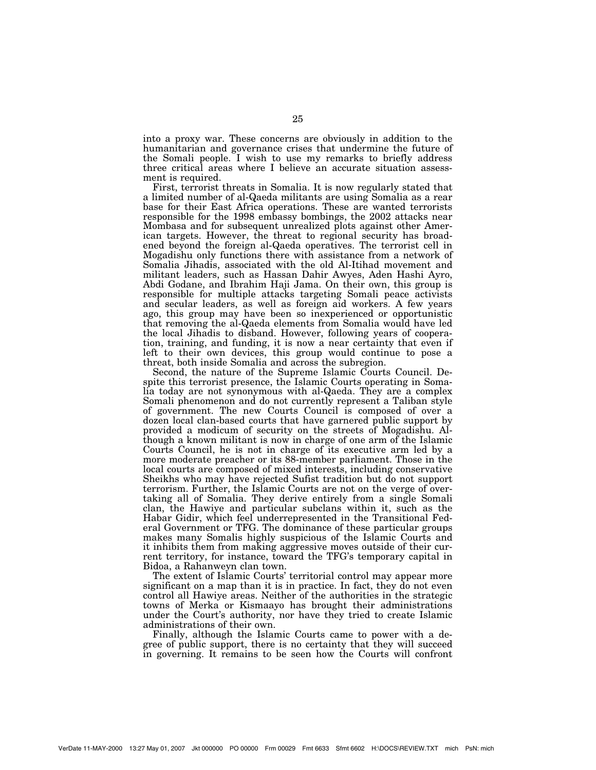into a proxy war. These concerns are obviously in addition to the humanitarian and governance crises that undermine the future of the Somali people. I wish to use my remarks to briefly address three critical areas where I believe an accurate situation assessment is required.

First, terrorist threats in Somalia. It is now regularly stated that a limited number of al-Qaeda militants are using Somalia as a rear base for their East Africa operations. These are wanted terrorists responsible for the 1998 embassy bombings, the 2002 attacks near Mombasa and for subsequent unrealized plots against other American targets. However, the threat to regional security has broadened beyond the foreign al-Qaeda operatives. The terrorist cell in Mogadishu only functions there with assistance from a network of Somalia Jihadis, associated with the old Al-Itihad movement and militant leaders, such as Hassan Dahir Awyes, Aden Hashi Ayro, Abdi Godane, and Ibrahim Haji Jama. On their own, this group is responsible for multiple attacks targeting Somali peace activists and secular leaders, as well as foreign aid workers. A few years ago, this group may have been so inexperienced or opportunistic that removing the al-Qaeda elements from Somalia would have led the local Jihadis to disband. However, following years of cooperation, training, and funding, it is now a near certainty that even if left to their own devices, this group would continue to pose a threat, both inside Somalia and across the subregion.

Second, the nature of the Supreme Islamic Courts Council. Despite this terrorist presence, the Islamic Courts operating in Somalia today are not synonymous with al-Qaeda. They are a complex Somali phenomenon and do not currently represent a Taliban style of government. The new Courts Council is composed of over a dozen local clan-based courts that have garnered public support by provided a modicum of security on the streets of Mogadishu. Although a known militant is now in charge of one arm of the Islamic Courts Council, he is not in charge of its executive arm led by a more moderate preacher or its 88-member parliament. Those in the local courts are composed of mixed interests, including conservative Sheikhs who may have rejected Sufist tradition but do not support terrorism. Further, the Islamic Courts are not on the verge of overtaking all of Somalia. They derive entirely from a single Somali clan, the Hawiye and particular subclans within it, such as the Habar Gidir, which feel underrepresented in the Transitional Federal Government or TFG. The dominance of these particular groups makes many Somalis highly suspicious of the Islamic Courts and it inhibits them from making aggressive moves outside of their current territory, for instance, toward the TFG's temporary capital in Bidoa, a Rahanweyn clan town.

The extent of Islamic Courts' territorial control may appear more significant on a map than it is in practice. In fact, they do not even control all Hawiye areas. Neither of the authorities in the strategic towns of Merka or Kismaayo has brought their administrations under the Court's authority, nor have they tried to create Islamic administrations of their own.

Finally, although the Islamic Courts came to power with a degree of public support, there is no certainty that they will succeed in governing. It remains to be seen how the Courts will confront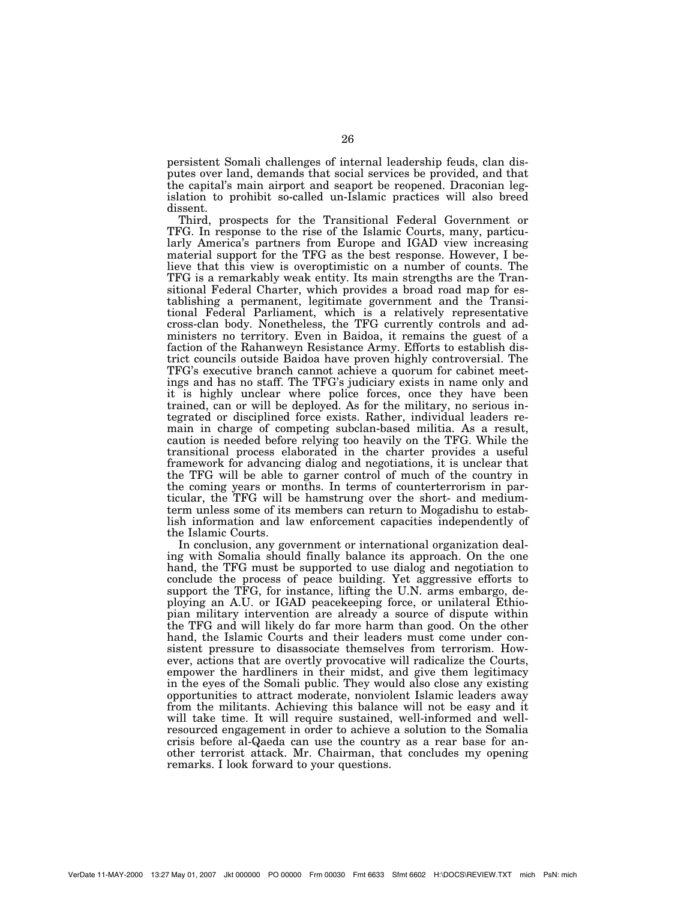persistent Somali challenges of internal leadership feuds, clan disputes over land, demands that social services be provided, and that the capital's main airport and seaport be reopened. Draconian legislation to prohibit so-called un-Islamic practices will also breed dissent.

Third, prospects for the Transitional Federal Government or TFG. In response to the rise of the Islamic Courts, many, particularly America's partners from Europe and IGAD view increasing material support for the TFG as the best response. However, I believe that this view is overoptimistic on a number of counts. The TFG is a remarkably weak entity. Its main strengths are the Transitional Federal Charter, which provides a broad road map for establishing a permanent, legitimate government and the Transitional Federal Parliament, which is a relatively representative cross-clan body. Nonetheless, the TFG currently controls and administers no territory. Even in Baidoa, it remains the guest of a faction of the Rahanweyn Resistance Army. Efforts to establish district councils outside Baidoa have proven highly controversial. The TFG's executive branch cannot achieve a quorum for cabinet meetings and has no staff. The TFG's judiciary exists in name only and it is highly unclear where police forces, once they have been trained, can or will be deployed. As for the military, no serious integrated or disciplined force exists. Rather, individual leaders remain in charge of competing subclan-based militia. As a result, caution is needed before relying too heavily on the TFG. While the transitional process elaborated in the charter provides a useful framework for advancing dialog and negotiations, it is unclear that the TFG will be able to garner control of much of the country in the coming years or months. In terms of counterterrorism in particular, the TFG will be hamstrung over the short- and medium-term unless some of its members can return to Mogadishu to establish information and law enforcement capacities independently of the Islamic Courts.

In conclusion, any government or international organization dealing with Somalia should finally balance its approach. On the one hand, the TFG must be supported to use dialog and negotiation to conclude the process of peace building. Yet aggressive efforts to support the TFG, for instance, lifting the U.N. arms embargo, deploying an A.U. or IGAD peacekeeping force, or unilateral Ethiopian military intervention are already a source of dispute within the TFG and will likely do far more harm than good. On the other hand, the Islamic Courts and their leaders must come under consistent pressure to disassociate themselves from terrorism. However, actions that are overtly provocative will radicalize the Courts, empower the hardliners in their midst, and give them legitimacy in the eyes of the Somali public. They would also close any existing opportunities to attract moderate, nonviolent Islamic leaders away from the militants. Achieving this balance will not be easy and it will take time. It will require sustained, well-informed and well-resourced engagement in order to achieve a solution to the Somalia crisis before al-Qaeda can use the country as a rear base for another terrorist attack. Mr. Chairman, that concludes my opening remarks. I look forward to your questions.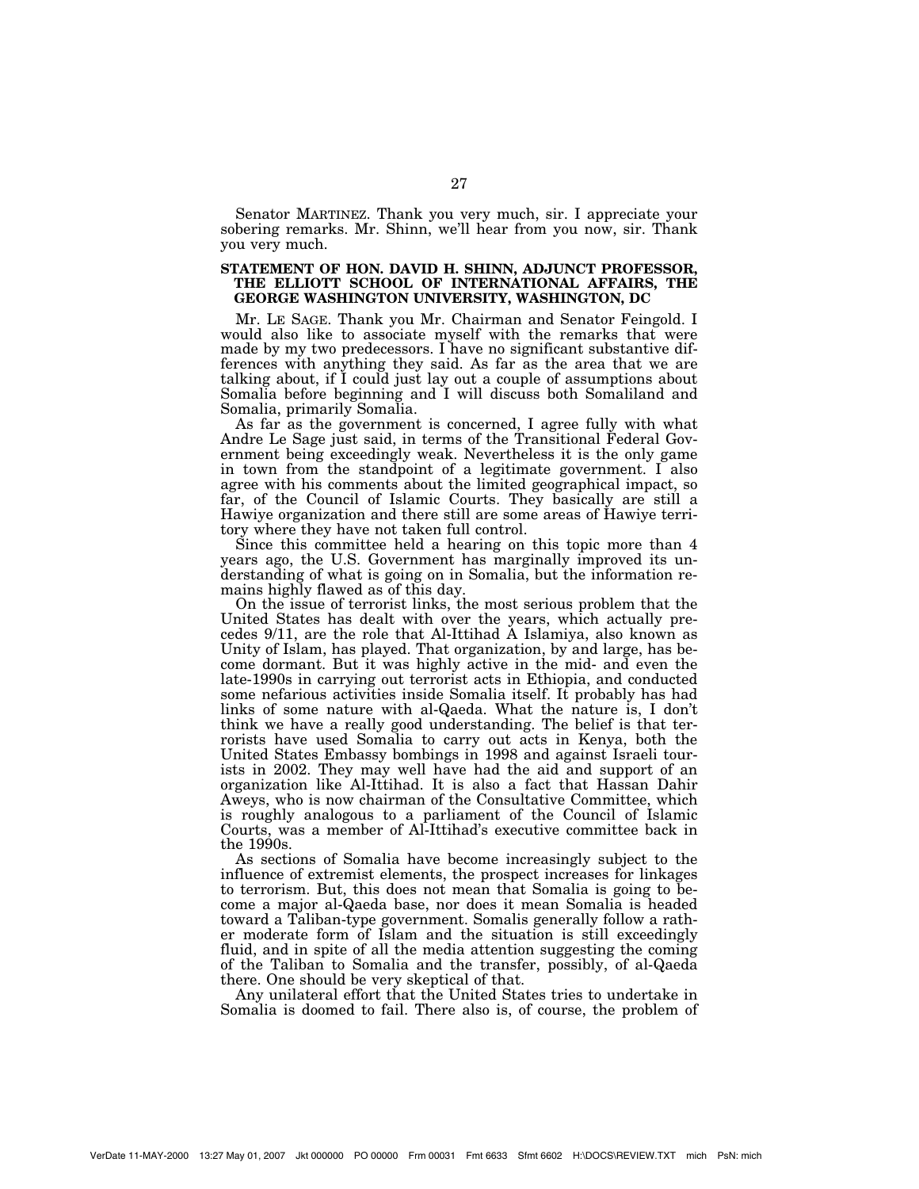Senator MARTINEZ. Thank you very much, sir. I appreciate your sobering remarks. Mr. Shinn, we'll hear from you now, sir. Thank you very much.

## STATEMENT OF HON. DAVID H. SHINN, ADJUNCT PROFESSOR, THE ELLIOTT SCHOOL OF INTERNATIONAL AFFAIRS, THE GEORGE WASHINGTON UNIVERSITY, WASHINGTON, DC

Mr. LE SAGE. Thank you Mr. Chairman and Senator Feingold. I would also like to associate myself with the remarks that were made by my two predecessors. I have no significant substantive differences with anything they said. As far as the area that we are talking about, if I could just lay out a couple of assumptions about Somalia before beginning and I will discuss both Somaliland and Somalia, primarily Somalia.

As far as the government is concerned, I agree fully with what Andre Le Sage just said, in terms of the Transitional Federal Government being exceedingly weak. Nevertheless it is the only game in town from the standpoint of a legitimate government. I also agree with his comments about the limited geographical impact, so far, of the Council of Islamic Courts. They basically are still a Hawiye organization and there still are some areas of Hawiye territory where they have not taken full control.

Since this committee held a hearing on this topic more than 4 years ago, the U.S. Government has marginally improved its understanding of what is going on in Somalia, but the information remains highly flawed as of this day.

On the issue of terrorist links, the most serious problem that the United States has dealt with over the years, which actually precedes 9/11, are the role that Al-Ittihad A Islamiya, also known as Unity of Islam, has played. That organization, by and large, has become dormant. But it was highly active in the mid- and even the late-1990s in carrying out terrorist acts in Ethiopia, and conducted some nefarious activities inside Somalia itself. It probably has had links of some nature with al-Qaeda. What the nature is, I don't think we have a really good understanding. The belief is that terrorists have used Somalia to carry out acts in Kenya, both the United States Embassy bombings in 1998 and against Israeli tourists in 2002. They may well have had the aid and support of an organization like Al-Ittihad. It is also a fact that Hassan Dahir Aweys, who is now chairman of the Consultative Committee, which is roughly analogous to a parliament of the Council of Islamic Courts, was a member of Al-Ittihad's executive committee back in the 1990s.

As sections of Somalia have become increasingly subject to the influence of extremist elements, the prospect increases for linkages to terrorism. But, this does not mean that Somalia is going to become a major al-Qaeda base, nor does it mean Somalia is headed toward a Taliban-type government. Somalis generally follow a rather moderate form of Islam and the situation is still exceedingly fluid, and in spite of all the media attention suggesting the coming of the Taliban to Somalia and the transfer, possibly, of al-Qaeda there. One should be very skeptical of that.

Any unilateral effort that the United States tries to undertake in Somalia is doomed to fail. There also is, of course, the problem of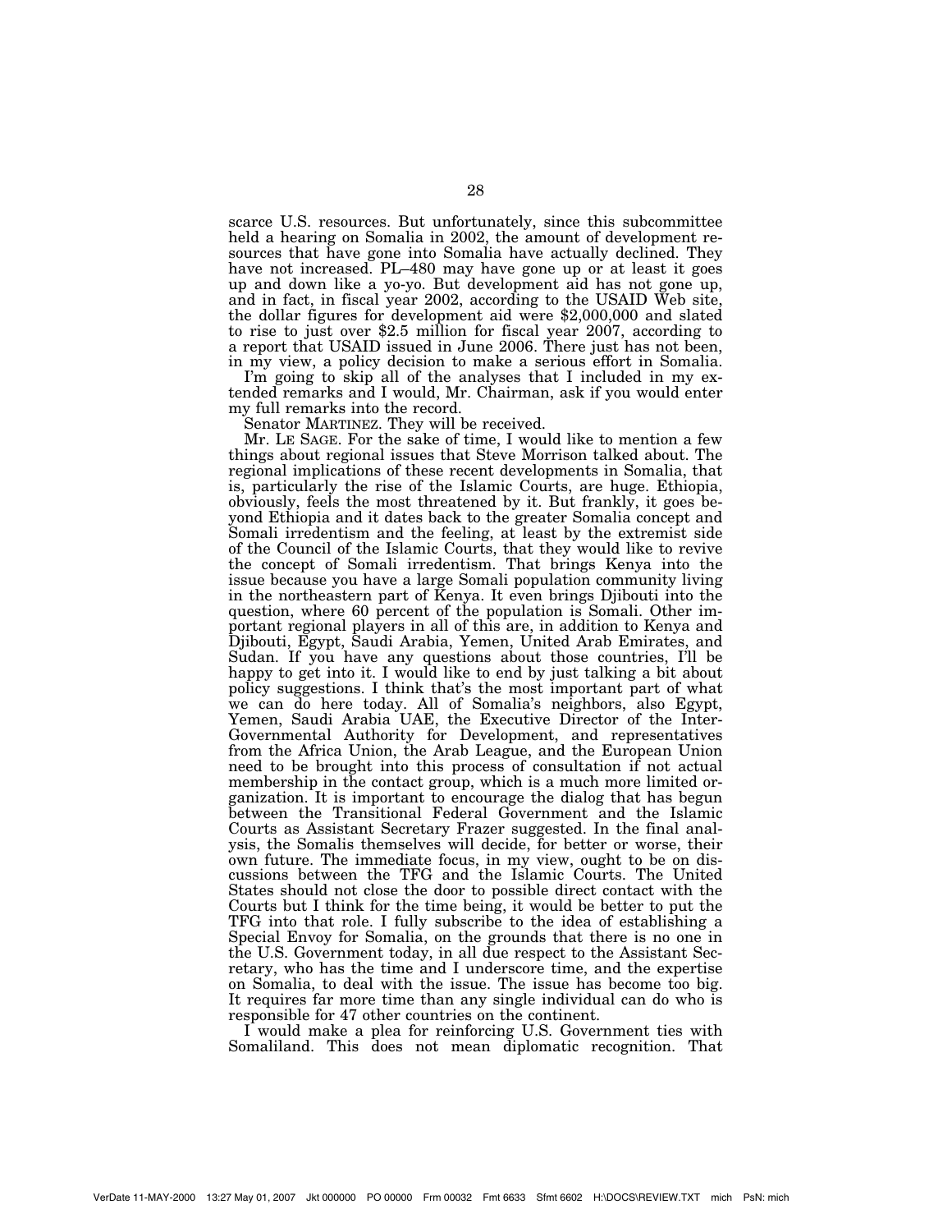scarce U.S. resources. But unfortunately, since this subcommittee held a hearing on Somalia in 2002, the amount of development resources that have gone into Somalia have actually declined. They have not increased. PL–480 may have gone up or at least it goes up and down like a yo-yo. But development aid has not gone up, and in fact, in fiscal year 2002, according to the USAID Web site, the dollar figures for development aid were $2,000,000 and slated to rise to just over $2.5 million for fiscal year 2007, according to a report that USAID issued in June 2006. There just has not been, in my view, a policy decision to make a serious effort in Somalia.

I'm going to skip all of the analyses that I included in my extended remarks and I would, Mr. Chairman, ask if you would enter my full remarks into the record.

Senator MARTINEZ. They will be received.

Mr. LE SAGE. For the sake of time, I would like to mention a few things about regional issues that Steve Morrison talked about. The regional implications of these recent developments in Somalia, that is, particularly the rise of the Islamic Courts, are huge. Ethiopia, obviously, feels the most threatened by it. But frankly, it goes beyond Ethiopia and it dates back to the greater Somalia concept and Somali irredentism and the feeling, at least by the extremist side of the Council of the Islamic Courts, that they would like to revive the concept of Somali irredentism. That brings Kenya into the issue because you have a large Somali population community living in the northeastern part of Kenya. It even brings Djibouti into the question, where 60 percent of the population is Somali. Other important regional players in all of this are, in addition to Kenya and Djibouti, Egypt, Saudi Arabia, Yemen, United Arab Emirates, and Sudan. If you have any questions about those countries, I'll be happy to get into it. I would like to end by just talking a bit about policy suggestions. I think that's the most important part of what we can do here today. All of Somalia's neighbors, also Egypt, Yemen, Saudi Arabia UAE, the Executive Director of the Inter-Governmental Authority for Development, and representatives from the Africa Union, the Arab League, and the European Union need to be brought into this process of consultation if not actual membership in the contact group, which is a much more limited organization. It is important to encourage the dialog that has begun between the Transitional Federal Government and the Islamic Courts as Assistant Secretary Frazer suggested. In the final analysis, the Somalis themselves will decide, for better or worse, their own future. The immediate focus, in my view, ought to be on discussions between the TFG and the Islamic Courts. The United States should not close the door to possible direct contact with the Courts but I think for the time being, it would be better to put the TFG into that role. I fully subscribe to the idea of establishing a Special Envoy for Somalia, on the grounds that there is no one in the U.S. Government today, in all due respect to the Assistant Secretary, who has the time and I underscore time, and the expertise on Somalia, to deal with the issue. The issue has become too big. It requires far more time than any single individual can do who is responsible for 47 other countries on the continent.

I would make a plea for reinforcing U.S. Government ties with Somaliland. This does not mean diplomatic recognition. That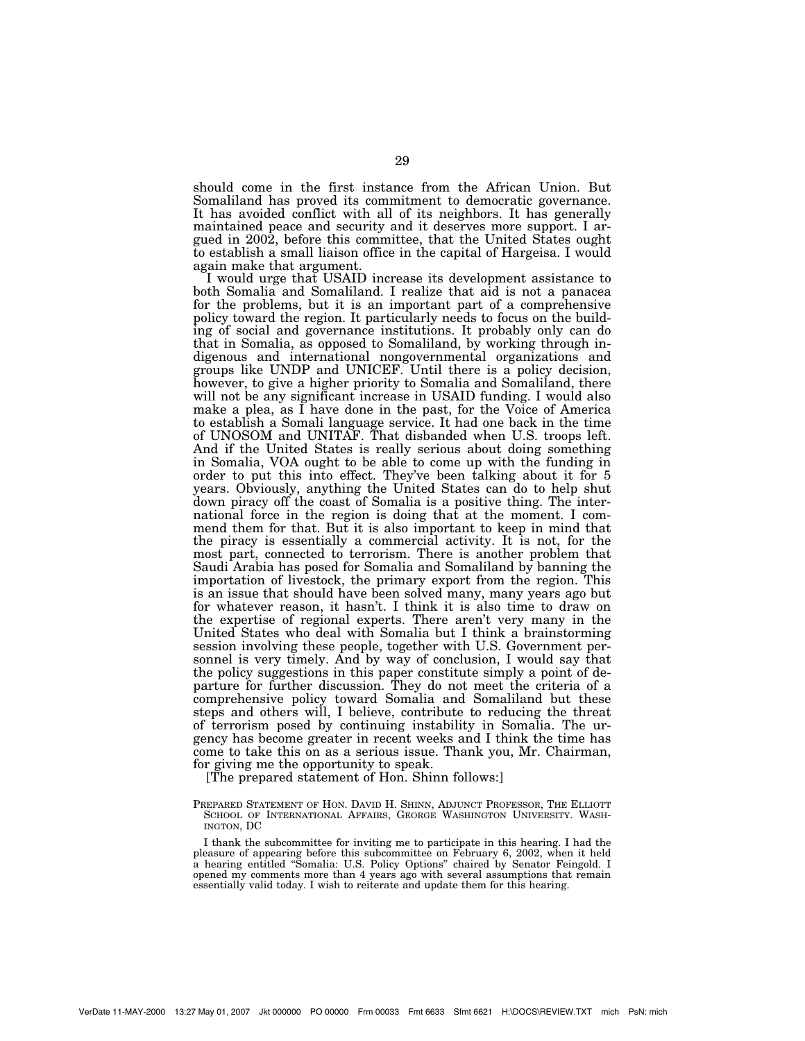should come in the first instance from the African Union. But Somaliland has proved its commitment to democratic governance. It has avoided conflict with all of its neighbors. It has generally maintained peace and security and it deserves more support. I argued in 2002, before this committee, that the United States ought to establish a small liaison office in the capital of Hargeisa. I would again make that argument.

I would urge that USAID increase its development assistance to both Somalia and Somaliland. I realize that aid is not a panacea for the problems, but it is an important part of a comprehensive policy toward the region. It particularly needs to focus on the building of social and governance institutions. It probably only can do that in Somalia, as opposed to Somaliland, by working through indigenous and international nongovernmental organizations and groups like UNDP and UNICEF. Until there is a policy decision, however, to give a higher priority to Somalia and Somaliland, there will not be any significant increase in USAID funding. I would also make a plea, as I have done in the past, for the Voice of America to establish a Somali language service. It had one back in the time of UNOSOM and UNITAF. That disbanded when U.S. troops left. And if the United States is really serious about doing something in Somalia, VOA ought to be able to come up with the funding in order to put this into effect. They've been talking about it for 5 years. Obviously, anything the United States can do to help shut down piracy off the coast of Somalia is a positive thing. The international force in the region is doing that at the moment. I commend them for that. But it is also important to keep in mind that the piracy is essentially a commercial activity. It is not, for the most part, connected to terrorism. There is another problem that Saudi Arabia has posed for Somalia and Somaliland by banning the importation of livestock, the primary export from the region. This is an issue that should have been solved many, many years ago but for whatever reason, it hasn't. I think it is also time to draw on the expertise of regional experts. There aren't very many in the United States who deal with Somalia but I think a brainstorming session involving these people, together with U.S. Government personnel is very timely. And by way of conclusion, I would say that the policy suggestions in this paper constitute simply a point of departure for further discussion. They do not meet the criteria of a comprehensive policy toward Somalia and Somaliland but these steps and others will, I believe, contribute to reducing the threat of terrorism posed by continuing instability in Somalia. The urgency has become greater in recent weeks and I think the time has come to take this on as a serious issue. Thank you, Mr. Chairman, for giving me the opportunity to speak.

[The prepared statement of Hon. Shinn follows:]

PREPARED STATEMENT OF HON. DAVID H. SHINN, ADJUNCT PROFESSOR, THE ELLIOTT SCHOOL OF INTERNATIONAL AFFAIRS, GEORGE WASHINGTON UNIVERSITY. WASHINGTON, DC

I thank the subcommittee for inviting me to participate in this hearing. I had the pleasure of appearing before this subcommittee on February 6, 2002, when it held a hearing entitled "Somalia: U.S. Policy Options" chaired by Senator Feingold. I opened my comments more than 4 years ago with several assumptions that remain essentially valid today. I wish to reiterate and update them for this hearing.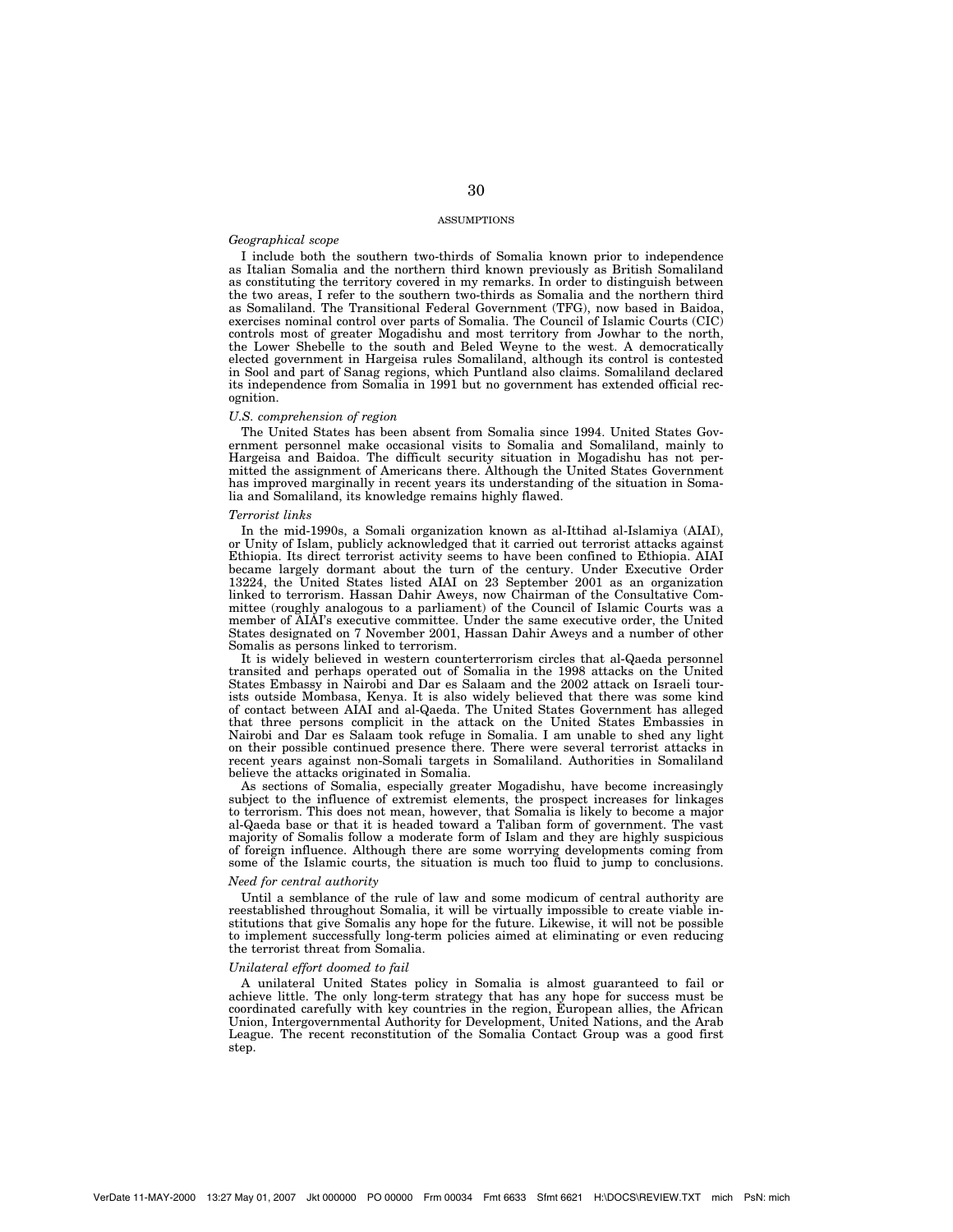## ASSUMPTIONS

### *Geographical scope*

I include both the southern two-thirds of Somalia known prior to independence as Italian Somalia and the northern third known previously as British Somaliland as constituting the territory covered in my remarks. In order to distinguish between the two areas, I refer to the southern two-thirds as Somalia and the northern third as Somaliland. The Transitional Federal Government (TFG), now based in Baidoa, exercises nominal control over parts of Somalia. The Council of Islamic Courts (CIC) controls most of greater Mogadishu and most territory from Jowhar to the north, the Lower Shebelle to the south and Beled Weyne to the west. A democratically elected government in Hargeisa rules Somaliland, although its control is contested in Sool and part of Sanag regions, which Puntland also claims. Somaliland declared its independence from Somalia in 1991 but no government has extended official recognition.

### *U.S. comprehension of region*

The United States has been absent from Somalia since 1994. United States Government personnel make occasional visits to Somalia and Somaliland, mainly to Hargeisa and Baidoa. The difficult security situation in Mogadishu has not permitted the assignment of Americans there. Although the United States Government has improved marginally in recent years its understanding of the situation in Somalia and Somaliland, its knowledge remains highly flawed.

### *Terrorist links*

In the mid-1990s, a Somali organization known as al-Ittihad al-Islamiya (AIAI), or Unity of Islam, publicly acknowledged that it carried out terrorist attacks against Ethiopia. Its direct terrorist activity seems to have been confined to Ethiopia. AIAI became largely dormant about the turn of the century. Under Executive Order 13224, the United States listed AIAI on 23 September 2001 as an organization linked to terrorism. Hassan Dahir Aweys, now Chairman of the Consultative Committee (roughly analogous to a parliament) of the Council of Islamic Courts was a member of AIAI's executive committee. Under the same executive order, the United States designated on 7 November 2001, Hassan Dahir Aweys and a number of other Somalis as persons linked to terrorism.

It is widely believed in western counterterrorism circles that al-Qaeda personnel transited and perhaps operated out of Somalia in the 1998 attacks on the United States Embassy in Nairobi and Dar es Salaam and the 2002 attack on Israeli tourists outside Mombasa, Kenya. It is also widely believed that there was some kind of contact between AIAI and al-Qaeda. The United States Government has alleged that three persons complicit in the attack on the United States Embassies in Nairobi and Dar es Salaam took refuge in Somalia. I am unable to shed any light on their possible continued presence there. There were several terrorist attacks in recent years against non-Somali targets in Somaliland. Authorities in Somaliland believe the attacks originated in Somalia.

As sections of Somalia, especially greater Mogadishu, have become increasingly subject to the influence of extremist elements, the prospect increases for linkages to terrorism. This does not mean, however, that Somalia is likely to become a major al-Qaeda base or that it is headed toward a Taliban form of government. The vast majority of Somalis follow a moderate form of Islam and they are highly suspicious of foreign influence. Although there are some worrying developments coming from some of the Islamic courts, the situation is much too fluid to jump to conclusions.

### *Need for central authority*

Until a semblance of the rule of law and some modicum of central authority are reestablished throughout Somalia, it will be virtually impossible to create viable institutions that give Somalis any hope for the future. Likewise, it will not be possible to implement successfully long-term policies aimed at eliminating or even reducing the terrorist threat from Somalia.

### *Unilateral effort doomed to fail*

A unilateral United States policy in Somalia is almost guaranteed to fail or achieve little. The only long-term strategy that has any hope for success must be coordinated carefully with key countries in the region, European allies, the African Union, Intergovernmental Authority for Development, United Nations, and the Arab League. The recent reconstitution of the Somalia Contact Group was a good first step.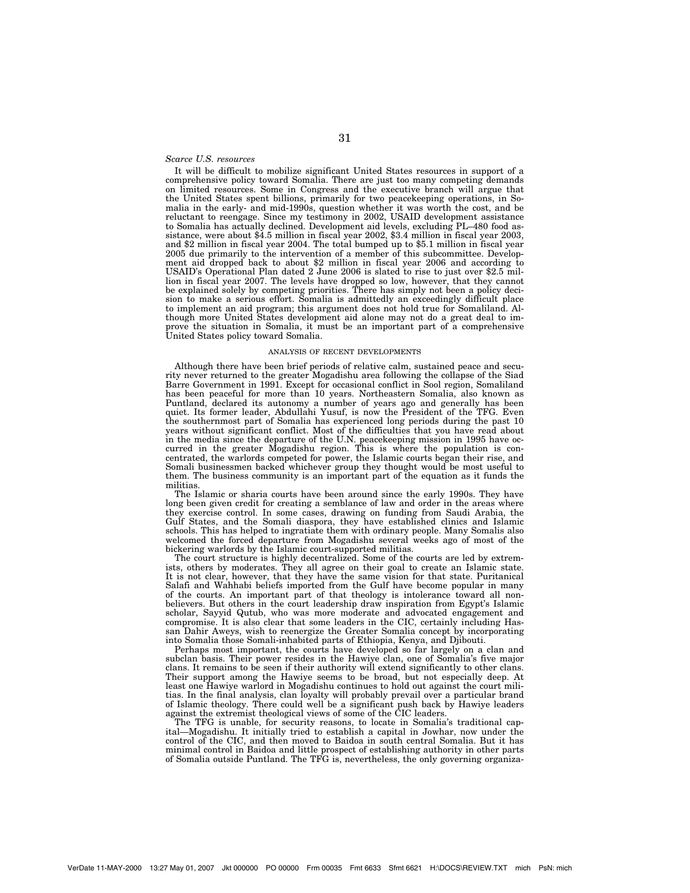*Scarce U.S. resources*

It will be difficult to mobilize significant United States resources in support of a comprehensive policy toward Somalia. There are just too many competing demands on limited resources. Some in Congress and the executive branch will argue that the United States spent billions, primarily for two peacekeeping operations, in Somalia in the early- and mid-1990s, question whether it was worth the cost, and be reluctant to reengage. Since my testimony in 2002, USAID development assistance to Somalia has actually declined. Development aid levels, excluding PL–480 food assistance, were about $4.5 million in fiscal year 2002, $3.4 million in fiscal year 2003, and $2 million in fiscal year 2004. The total bumped up to $5.1 million in fiscal year 2005 due primarily to the intervention of a member of this subcommittee. Development aid dropped back to about $2 million in fiscal year 2006 and according to USAID's Operational Plan dated 2 June 2006 is slated to rise to just over $2.5 million in fiscal year 2007. The levels have dropped so low, however, that they cannot be explained solely by competing priorities. There has simply not been a policy decision to make a serious effort. Somalia is admittedly an exceedingly difficult place to implement an aid program; this argument does not hold true for Somaliland. Although more United States development aid alone may not do a great deal to improve the situation in Somalia, it must be an important part of a comprehensive United States policy toward Somalia.

## ANALYSIS OF RECENT DEVELOPMENTS

Although there have been brief periods of relative calm, sustained peace and security never returned to the greater Mogadishu area following the collapse of the Siad Barre Government in 1991. Except for occasional conflict in Sool region, Somaliland has been peaceful for more than 10 years. Northeastern Somalia, also known as Puntland, declared its autonomy a number of years ago and generally has been quiet. Its former leader, Abdullahi Yusuf, is now the President of the TFG. Even the southernmost part of Somalia has experienced long periods during the past 10 years without significant conflict. Most of the difficulties that you have read about in the media since the departure of the U.N. peacekeeping mission in 1995 have occurred in the greater Mogadishu region. This is where the population is concentrated, the warlords competed for power, the Islamic courts began their rise, and Somali businessmen backed whichever group they thought would be most useful to them. The business community is an important part of the equation as it funds the militias.

The Islamic or sharia courts have been around since the early 1990s. They have long been given credit for creating a semblance of law and order in the areas where they exercise control. In some cases, drawing on funding from Saudi Arabia, the Gulf States, and the Somali diaspora, they have established clinics and Islamic schools. This has helped to ingratiate them with ordinary people. Many Somalis also welcomed the forced departure from Mogadishu several weeks ago of most of the bickering warlords by the Islamic court-supported militias.

The court structure is highly decentralized. Some of the courts are led by extremists, others by moderates. They all agree on their goal to create an Islamic state. It is not clear, however, that they have the same vision for that state. Puritanical Salafi and Wahhabi beliefs imported from the Gulf have become popular in many of the courts. An important part of that theology is intolerance toward all nonbelievers. But others in the court leadership draw inspiration from Egypt's Islamic scholar, Sayyid Qutub, who was more moderate and advocated engagement and compromise. It is also clear that some leaders in the CIC, certainly including Hassan Dahir Aweys, wish to reenergize the Greater Somalia concept by incorporating into Somalia those Somali-inhabited parts of Ethiopia, Kenya, and Djibouti.

Perhaps most important, the courts have developed so far largely on a clan and subclan basis. Their power resides in the Hawiye clan, one of Somalia's five major clans. It remains to be seen if their authority will extend significantly to other clans. Their support among the Hawiye seems to be broad, but not especially deep. At least one Hawiye warlord in Mogadishu continues to hold out against the court militias. In the final analysis, clan loyalty will probably prevail over a particular brand of Islamic theology. There could well be a significant push back by Hawiye leaders against the extremist theological views of some of the CIC leaders.

The TFG is unable, for security reasons, to locate in Somalia's traditional capital—Mogadishu. It initially tried to establish a capital in Jowhar, now under the control of the CIC, and then moved to Baidoa in south central Somalia. But it has minimal control in Baidoa and little prospect of establishing authority in other parts of Somalia outside Puntland. The TFG is, nevertheless, the only governing organiza-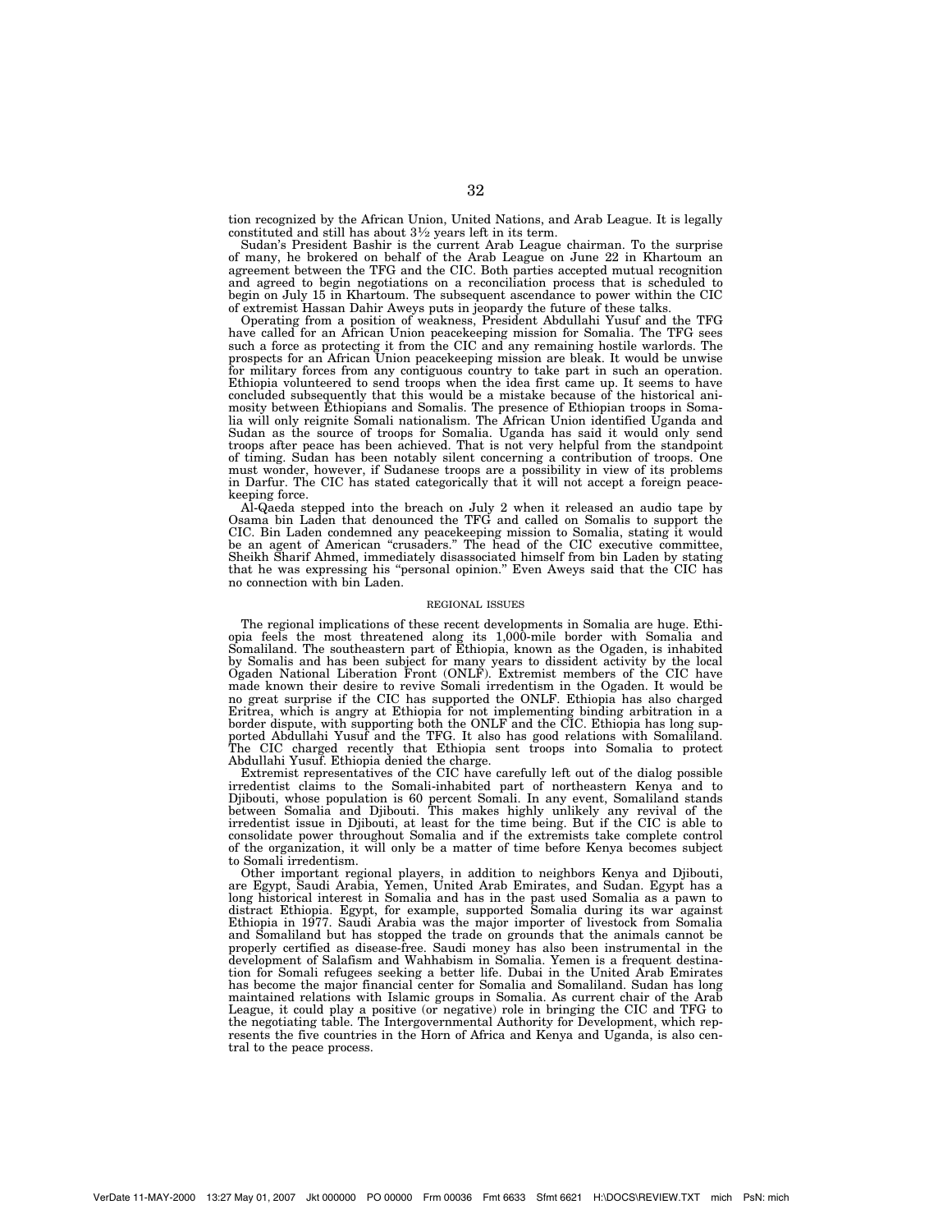tion recognized by the African Union, United Nations, and Arab League. It is legally constituted and still has about 3½ years left in its term.

Sudan's President Bashir is the current Arab League chairman. To the surprise of many, he brokered on behalf of the Arab League on June 22 in Khartoum an agreement between the TFG and the CIC. Both parties accepted mutual recognition and agreed to begin negotiations on a reconciliation process that is scheduled to begin on July 15 in Khartoum. The subsequent ascendance to power within the CIC of extremist Hassan Dahir Aweys puts in jeopardy the future of these talks.

Operating from a position of weakness, President Abdullahi Yusuf and the TFG have called for an African Union peacekeeping mission for Somalia. The TFG sees such a force as protecting it from the CIC and any remaining hostile warlords. The prospects for an African Union peacekeeping mission are bleak. It would be unwise for military forces from any contiguous country to take part in such an operation. Ethiopia volunteered to send troops when the idea first came up. It seems to have concluded subsequently that this would be a mistake because of the historical animosity between Ethiopians and Somalis. The presence of Ethiopian troops in Somalia will only reignite Somali nationalism. The African Union identified Uganda and Sudan as the source of troops for Somalia. Uganda has said it would only send troops after peace has been achieved. That is not very helpful from the standpoint of timing. Sudan has been notably silent concerning a contribution of troops. One must wonder, however, if Sudanese troops are a possibility in view of its problems in Darfur. The CIC has stated categorically that it will not accept a foreign peacekeeping force.

Al-Qaeda stepped into the breach on July 2 when it released an audio tape by Osama bin Laden that denounced the TFG and called on Somalis to support the CIC. Bin Laden condemned any peacekeeping mission to Somalia, stating it would be an agent of American "crusaders." The head of the CIC executive committee, Sheikh Sharif Ahmed, immediately disassociated himself from bin Laden by stating that he was expressing his "personal opinion." Even Aweys said that the CIC has no connection with bin Laden.

## REGIONAL ISSUES

The regional implications of these recent developments in Somalia are huge. Ethiopia feels the most threatened along its 1,000-mile border with Somalia and Somaliland. The southeastern part of Ethiopia, known as the Ogaden, is inhabited by Somalis and has been subject for many years to dissident activity by the local Ogaden National Liberation Front (ONLF). Extremist members of the CIC have made known their desire to revive Somali irredentism in the Ogaden. It would be no great surprise if the CIC has supported the ONLF. Ethiopia has also charged Eritrea, which is angry at Ethiopia for not implementing binding arbitration in a border dispute, with supporting both the ONLF and the CIC. Ethiopia has long supported Abdullahi Yusuf and the TFG. It also has good relations with Somaliland. The CIC charged recently that Ethiopia sent troops into Somalia to protect Abdullahi Yusuf. Ethiopia denied the charge.

Extremist representatives of the CIC have carefully left out of the dialog possible irredentist claims to the Somali-inhabited part of northeastern Kenya and to Djibouti, whose population is 60 percent Somali. In any event, Somaliland stands between Somalia and Djibouti. This makes highly unlikely any revival of the irredentist issue in Djibouti, at least for the time being. But if the CIC is able to consolidate power throughout Somalia and if the extremists take complete control of the organization, it will only be a matter of time before Kenya becomes subject to Somali irredentism.

Other important regional players, in addition to neighbors Kenya and Djibouti, are Egypt, Saudi Arabia, Yemen, United Arab Emirates, and Sudan. Egypt has a long historical interest in Somalia and has in the past used Somalia as a pawn to distract Ethiopia. Egypt, for example, supported Somalia during its war against Ethiopia in 1977. Saudi Arabia was the major importer of livestock from Somalia and Somaliland but has stopped the trade on grounds that the animals cannot be properly certified as disease-free. Saudi money has also been instrumental in the development of Salafism and Wahhabism in Somalia. Yemen is a frequent destination for Somali refugees seeking a better life. Dubai in the United Arab Emirates has become the major financial center for Somalia and Somaliland. Sudan has long maintained relations with Islamic groups in Somalia. As current chair of the Arab League, it could play a positive (or negative) role in bringing the CIC and TFG to the negotiating table. The Intergovernmental Authority for Development, which represents the five countries in the Horn of Africa and Kenya and Uganda, is also central to the peace process.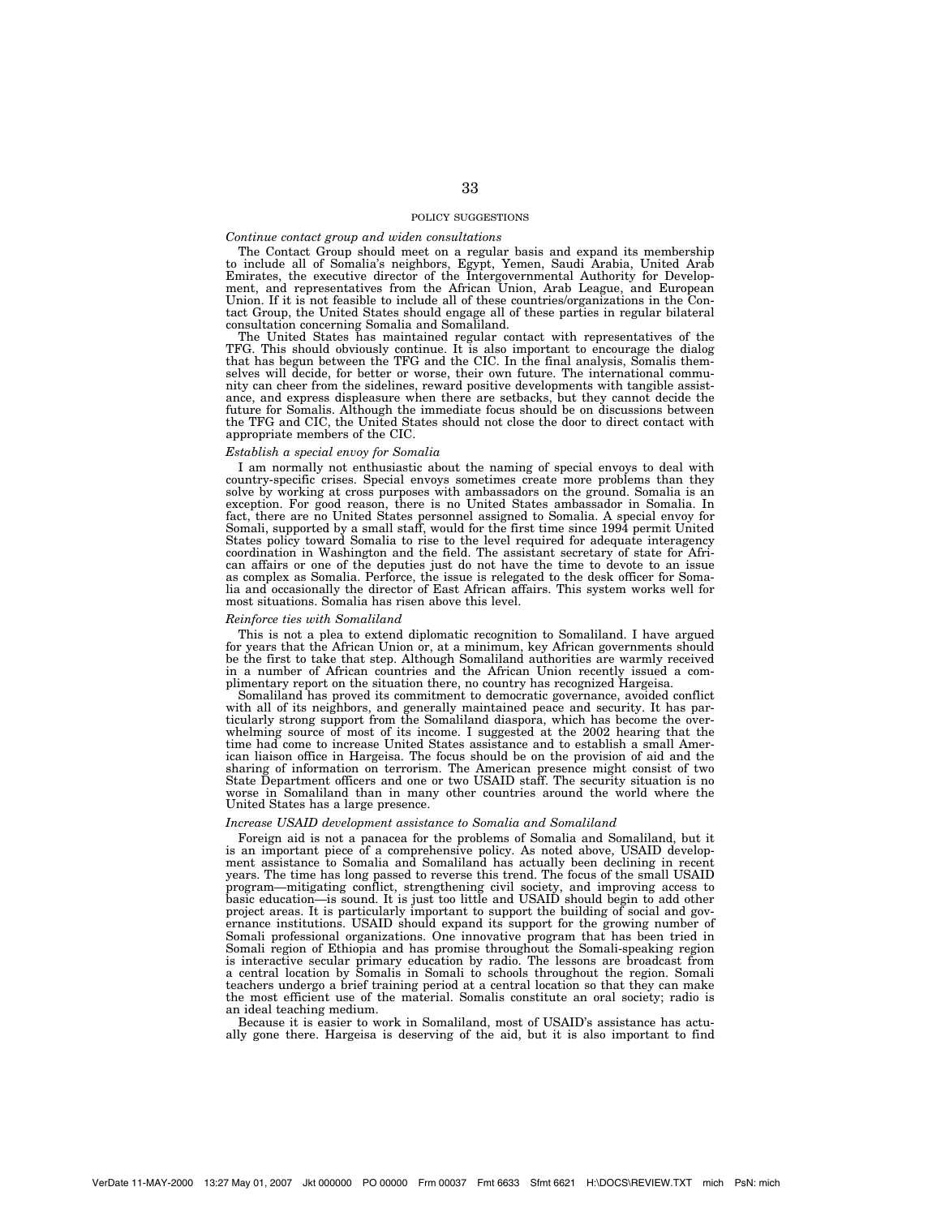## POLICY SUGGESTIONS

### *Continue contact group and widen consultations*

The Contact Group should meet on a regular basis and expand its membership to include all of Somalia's neighbors, Egypt, Yemen, Saudi Arabia, United Arab Emirates, the executive director of the Intergovernmental Authority for Development, and representatives from the African Union, Arab League, and European Union. If it is not feasible to include all of these countries/organizations in the Contact Group, the United States should engage all of these parties in regular bilateral consultation concerning Somalia and Somaliland.

The United States has maintained regular contact with representatives of the TFG. This should obviously continue. It is also important to encourage the dialog that has begun between the TFG and the CIC. In the final analysis, Somalis themselves will decide, for better or worse, their own future. The international community can cheer from the sidelines, reward positive developments with tangible assistance, and express displeasure when there are setbacks, but they cannot decide the future for Somalis. Although the immediate focus should be on discussions between the TFG and CIC, the United States should not close the door to direct contact with appropriate members of the CIC.

### *Establish a special envoy for Somalia*

I am normally not enthusiastic about the naming of special envoys to deal with country-specific crises. Special envoys sometimes create more problems than they solve by working at cross purposes with ambassadors on the ground. Somalia is an exception. For good reason, there is no United States ambassador in Somalia. In fact, there are no United States personnel assigned to Somalia. A special envoy for Somali, supported by a small staff, would for the first time since 1994 permit United States policy toward Somalia to rise to the level required for adequate interagency coordination in Washington and the field. The assistant secretary of state for African affairs or one of the deputies just do not have the time to devote to an issue as complex as Somalia. Perforce, the issue is relegated to the desk officer for Somalia and occasionally the director of East African affairs. This system works well for most situations. Somalia has risen above this level.

### *Reinforce ties with Somaliland*

This is not a plea to extend diplomatic recognition to Somaliland. I have argued for years that the African Union or, at a minimum, key African governments should be the first to take that step. Although Somaliland authorities are warmly received in a number of African countries and the African Union recently issued a complimentary report on the situation there, no country has recognized Hargeisa.

Somaliland has proved its commitment to democratic governance, avoided conflict with all of its neighbors, and generally maintained peace and security. It has particularly strong support from the Somaliland diaspora, which has become the overwhelming source of most of its income. I suggested at the 2002 hearing that the time had come to increase United States assistance and to establish a small American liaison office in Hargeisa. The focus should be on the provision of aid and the sharing of information on terrorism. The American presence might consist of two State Department officers and one or two USAID staff. The security situation is no worse in Somaliland than in many other countries around the world where the United States has a large presence.

### *Increase USAID development assistance to Somalia and Somaliland*

Foreign aid is not a panacea for the problems of Somalia and Somaliland, but it is an important piece of a comprehensive policy. As noted above, USAID development assistance to Somalia and Somaliland has actually been declining in recent years. The time has long passed to reverse this trend. The focus of the small USAID program—mitigating conflict, strengthening civil society, and improving access to basic education—is sound. It is just too little and USAID should begin to add other project areas. It is particularly important to support the building of social and governance institutions. USAID should expand its support for the growing number of Somali professional organizations. One innovative program that has been tried in Somali region of Ethiopia and has promise throughout the Somali-speaking region is interactive secular primary education by radio. The lessons are broadcast from a central location by Somalis in Somali to schools throughout the region. Somali teachers undergo a brief training period at a central location so that they can make the most efficient use of the material. Somalis constitute an oral society; radio is an ideal teaching medium.

Because it is easier to work in Somaliland, most of USAID's assistance has actually gone there. Hargeisa is deserving of the aid, but it is also important to find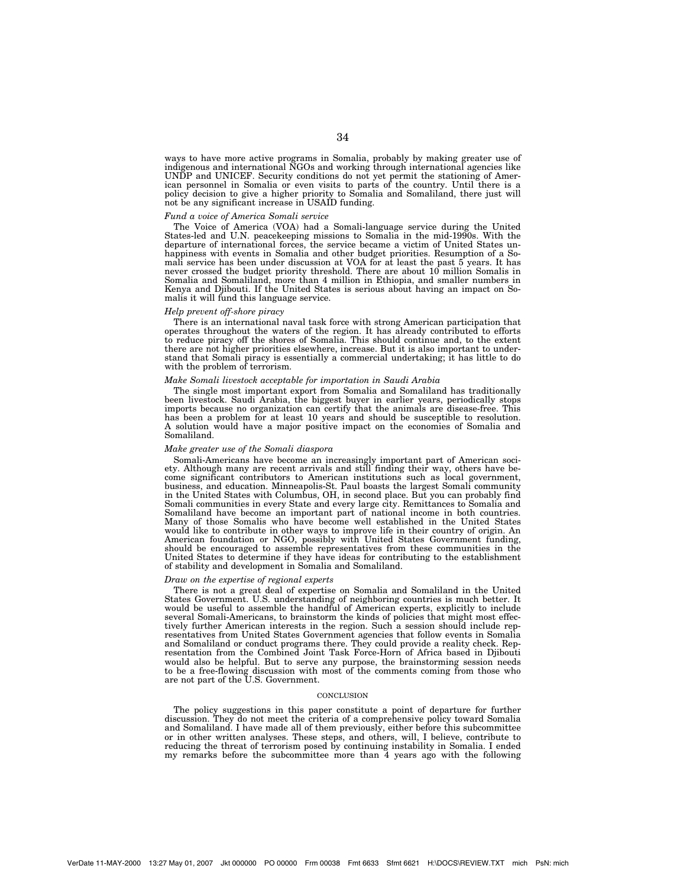ways to have more active programs in Somalia, probably by making greater use of indigenous and international NGOs and working through international agencies like UNDP and UNICEF. Security conditions do not yet permit the stationing of American personnel in Somalia or even visits to parts of the country. Until there is a policy decision to give a higher priority to Somalia and Somaliland, there just will not be any significant increase in USAID funding.

*Fund a voice of America Somali service*

The Voice of America (VOA) had a Somali-language service during the United States-led and U.N. peacekeeping missions to Somalia in the mid-1990s. With the departure of international forces, the service became a victim of United States unhappiness with events in Somalia and other budget priorities. Resumption of a Somali service has been under discussion at VOA for at least the past 5 years. It has never crossed the budget priority threshold. There are about 10 million Somalis in Somalia and Somaliland, more than 4 million in Ethiopia, and smaller numbers in Kenya and Djibouti. If the United States is serious about having an impact on Somalis it will fund this language service.

*Help prevent off-shore piracy*

There is an international naval task force with strong American participation that operates throughout the waters of the region. It has already contributed to efforts to reduce piracy off the shores of Somalia. This should continue and, to the extent there are not higher priorities elsewhere, increase. But it is also important to understand that Somali piracy is essentially a commercial undertaking; it has little to do with the problem of terrorism.

*Make Somali livestock acceptable for importation in Saudi Arabia*

The single most important export from Somalia and Somaliland has traditionally been livestock. Saudi Arabia, the biggest buyer in earlier years, periodically stops imports because no organization can certify that the animals are disease-free. This has been a problem for at least 10 years and should be susceptible to resolution. A solution would have a major positive impact on the economies of Somalia and Somaliland.

*Make greater use of the Somali diaspora*

Somali-Americans have become an increasingly important part of American society. Although many are recent arrivals and still finding their way, others have become significant contributors to American institutions such as local government, business, and education. Minneapolis-St. Paul boasts the largest Somali community in the United States with Columbus, OH, in second place. But you can probably find Somali communities in every State and every large city. Remittances to Somalia and Somaliland have become an important part of national income in both countries. Many of those Somalis who have become well established in the United States would like to contribute in other ways to improve life in their country of origin. An American foundation or NGO, possibly with United States Government funding, should be encouraged to assemble representatives from these communities in the United States to determine if they have ideas for contributing to the establishment of stability and development in Somalia and Somaliland.

*Draw on the expertise of regional experts*

There is not a great deal of expertise on Somalia and Somaliland in the United States Government. U.S. understanding of neighboring countries is much better. It would be useful to assemble the handful of American experts, explicitly to include several Somali-Americans, to brainstorm the kinds of policies that might most effectively further American interests in the region. Such a session should include representatives from United States Government agencies that follow events in Somalia and Somaliland or conduct programs there. They could provide a reality check. Representation from the Combined Joint Task Force-Horn of Africa based in Djibouti would also be helpful. But to serve any purpose, the brainstorming session needs to be a free-flowing discussion with most of the comments coming from those who are not part of the U.S. Government.

## CONCLUSION

The policy suggestions in this paper constitute a point of departure for further discussion. They do not meet the criteria of a comprehensive policy toward Somalia and Somaliland. I have made all of them previously, either before this subcommittee or in other written analyses. These steps, and others, will, I believe, contribute to reducing the threat of terrorism posed by continuing instability in Somalia. I ended my remarks before the subcommittee more than 4 years ago with the following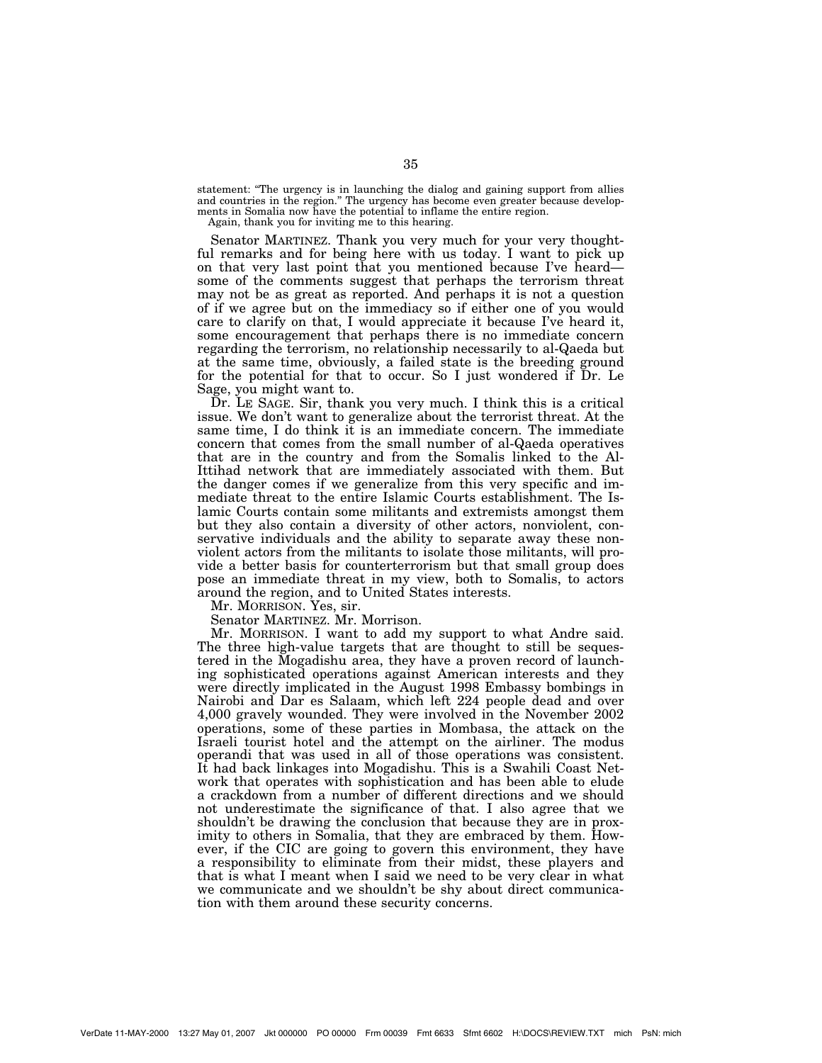statement: "The urgency is in launching the dialog and gaining support from allies and countries in the region." The urgency has become even greater because developments in Somalia now have the potential to inflame the entire region.

Again, thank you for inviting me to this hearing.

Senator MARTINEZ. Thank you very much for your very thoughtful remarks and for being here with us today. I want to pick up on that very last point that you mentioned because I've heard—some of the comments suggest that perhaps the terrorism threat may not be as great as reported. And perhaps it is not a question of if we agree but on the immediacy so if either one of you would care to clarify on that, I would appreciate it because I've heard it, some encouragement that perhaps there is no immediate concern regarding the terrorism, no relationship necessarily to al-Qaeda but at the same time, obviously, a failed state is the breeding ground for the potential for that to occur. So I just wondered if Dr. Le Sage, you might want to.

Dr. LE SAGE. Sir, thank you very much. I think this is a critical issue. We don't want to generalize about the terrorist threat. At the same time, I do think it is an immediate concern. The immediate concern that comes from the small number of al-Qaeda operatives that are in the country and from the Somalis linked to the Al-Ittihad network that are immediately associated with them. But the danger comes if we generalize from this very specific and immediate threat to the entire Islamic Courts establishment. The Islamic Courts contain some militants and extremists amongst them but they also contain a diversity of other actors, nonviolent, conservative individuals and the ability to separate away these nonviolent actors from the militants to isolate those militants, will provide a better basis for counterterrorism but that small group does pose an immediate threat in my view, both to Somalis, to actors around the region, and to United States interests.

Mr. MORRISON. Yes, sir.

Senator MARTINEZ. Mr. Morrison.

Mr. MORRISON. I want to add my support to what Andre said. The three high-value targets that are thought to still be sequestered in the Mogadishu area, they have a proven record of launching sophisticated operations against American interests and they were directly implicated in the August 1998 Embassy bombings in Nairobi and Dar es Salaam, which left 224 people dead and over 4,000 gravely wounded. They were involved in the November 2002 operations, some of these parties in Mombasa, the attack on the Israeli tourist hotel and the attempt on the airliner. The modus operandi that was used in all of those operations was consistent. It had back linkages into Mogadishu. This is a Swahili Coast Network that operates with sophistication and has been able to elude a crackdown from a number of different directions and we should not underestimate the significance of that. I also agree that we shouldn't be drawing the conclusion that because they are in proximity to others in Somalia, that they are embraced by them. However, if the CIC are going to govern this environment, they have a responsibility to eliminate from their midst, these players and that is what I meant when I said we need to be very clear in what we communicate and we shouldn't be shy about direct communication with them around these security concerns.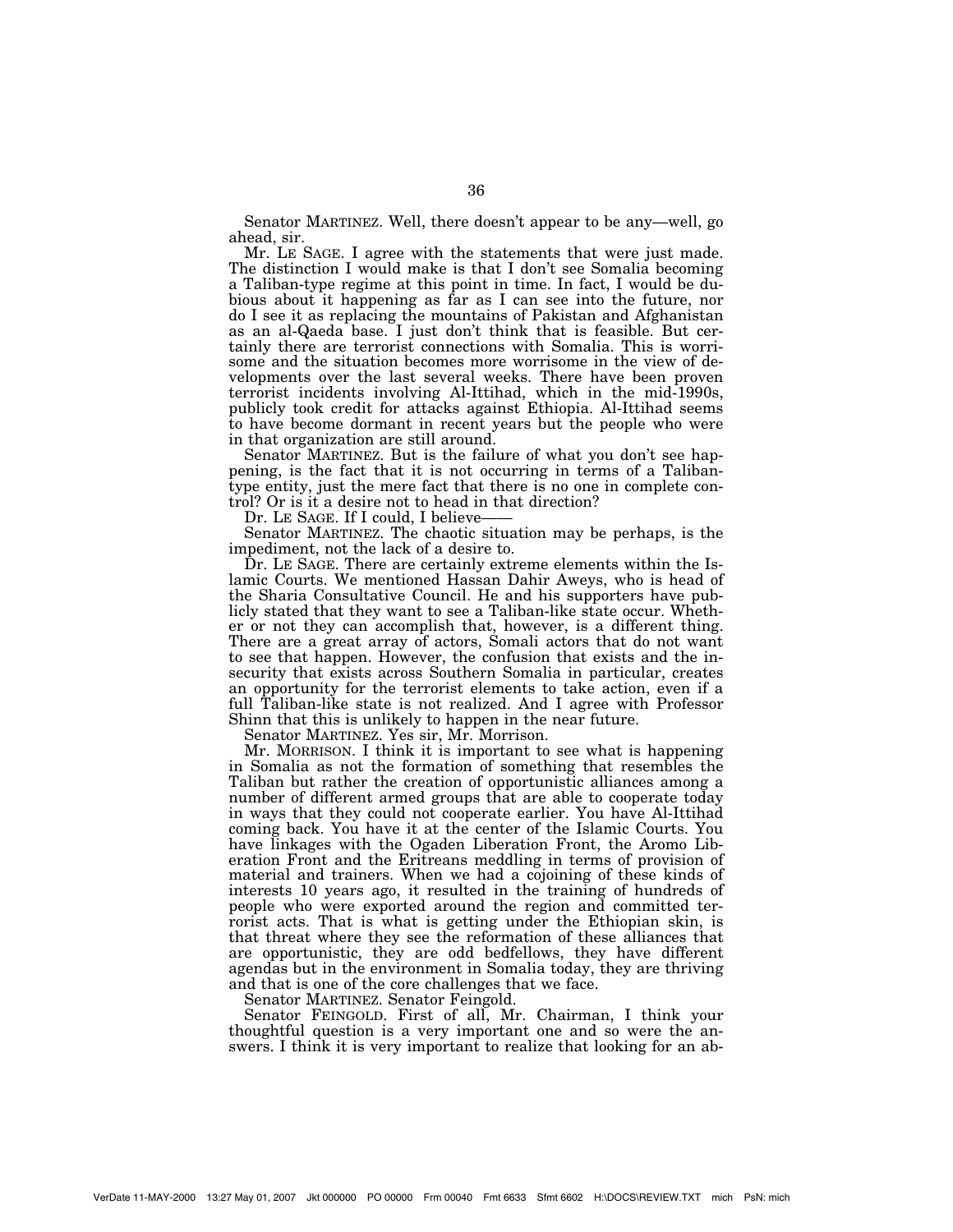Senator MARTINEZ. Well, there doesn't appear to be any—well, go ahead, sir.

Mr. LE SAGE. I agree with the statements that were just made. The distinction I would make is that I don't see Somalia becoming a Taliban-type regime at this point in time. In fact, I would be dubious about it happening as far as I can see into the future, nor do I see it as replacing the mountains of Pakistan and Afghanistan as an al-Qaeda base. I just don't think that is feasible. But certainly there are terrorist connections with Somalia. This is worrisome and the situation becomes more worrisome in the view of developments over the last several weeks. There have been proven terrorist incidents involving Al-Ittihad, which in the mid-1990s, publicly took credit for attacks against Ethiopia. Al-Ittihad seems to have become dormant in recent years but the people who were in that organization are still around.

Senator MARTINEZ. But is the failure of what you don't see happening, is the fact that it is not occurring in terms of a Taliban-type entity, just the mere fact that there is no one in complete control? Or is it a desire not to head in that direction?

Dr. LE SAGE. If I could, I believe——

Senator MARTINEZ. The chaotic situation may be perhaps, is the impediment, not the lack of a desire to.

Dr. LE SAGE. There are certainly extreme elements within the Islamic Courts. We mentioned Hassan Dahir Aweys, who is head of the Sharia Consultative Council. He and his supporters have publicly stated that they want to see a Taliban-like state occur. Whether or not they can accomplish that, however, is a different thing. There are a great array of actors, Somali actors that do not want to see that happen. However, the confusion that exists and the insecurity that exists across Southern Somalia in particular, creates an opportunity for the terrorist elements to take action, even if a full Taliban-like state is not realized. And I agree with Professor Shinn that this is unlikely to happen in the near future.

Senator MARTINEZ. Yes sir, Mr. Morrison.

Mr. MORRISON. I think it is important to see what is happening in Somalia as not the formation of something that resembles the Taliban but rather the creation of opportunistic alliances among a number of different armed groups that are able to cooperate today in ways that they could not cooperate earlier. You have Al-Ittihad coming back. You have it at the center of the Islamic Courts. You have linkages with the Ogaden Liberation Front, the Aromo Liberation Front and the Eritreans meddling in terms of provision of material and trainers. When we had a cojoining of these kinds of interests 10 years ago, it resulted in the training of hundreds of people who were exported around the region and committed terrorist acts. That is what is getting under the Ethiopian skin, is that threat where they see the reformation of these alliances that are opportunistic, they are odd bedfellows, they have different agendas but in the environment in Somalia today, they are thriving and that is one of the core challenges that we face.

Senator MARTINEZ. Senator Feingold.

Senator FEINGOLD. First of all, Mr. Chairman, I think your thoughtful question is a very important one and so were the answers. I think it is very important to realize that looking for an ab-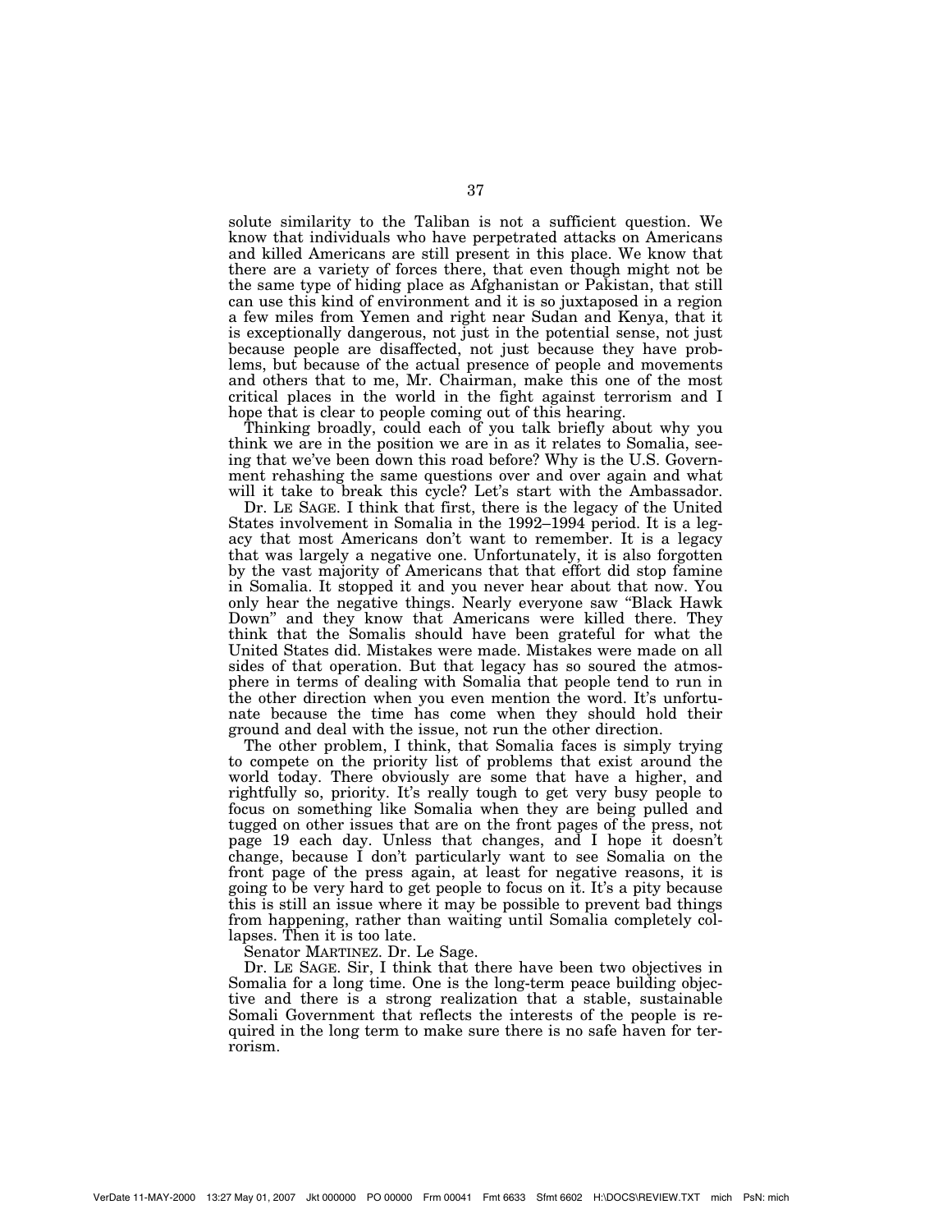solute similarity to the Taliban is not a sufficient question. We know that individuals who have perpetrated attacks on Americans and killed Americans are still present in this place. We know that there are a variety of forces there, that even though might not be the same type of hiding place as Afghanistan or Pakistan, that still can use this kind of environment and it is so juxtaposed in a region a few miles from Yemen and right near Sudan and Kenya, that it is exceptionally dangerous, not just in the potential sense, not just because people are disaffected, not just because they have problems, but because of the actual presence of people and movements and others that to me, Mr. Chairman, make this one of the most critical places in the world in the fight against terrorism and I hope that is clear to people coming out of this hearing.

Thinking broadly, could each of you talk briefly about why you think we are in the position we are in as it relates to Somalia, seeing that we've been down this road before? Why is the U.S. Government rehashing the same questions over and over again and what will it take to break this cycle? Let's start with the Ambassador.

Dr. LE SAGE. I think that first, there is the legacy of the United States involvement in Somalia in the 1992–1994 period. It is a legacy that most Americans don't want to remember. It is a legacy that was largely a negative one. Unfortunately, it is also forgotten by the vast majority of Americans that that effort did stop famine in Somalia. It stopped it and you never hear about that now. You only hear the negative things. Nearly everyone saw "Black Hawk Down" and they know that Americans were killed there. They think that the Somalis should have been grateful for what the United States did. Mistakes were made. Mistakes were made on all sides of that operation. But that legacy has so soured the atmosphere in terms of dealing with Somalia that people tend to run in the other direction when you even mention the word. It's unfortunate because the time has come when they should hold their ground and deal with the issue, not run the other direction.

The other problem, I think, that Somalia faces is simply trying to compete on the priority list of problems that exist around the world today. There obviously are some that have a higher, and rightfully so, priority. It's really tough to get very busy people to focus on something like Somalia when they are being pulled and tugged on other issues that are on the front pages of the press, not page 19 each day. Unless that changes, and I hope it doesn't change, because I don't particularly want to see Somalia on the front page of the press again, at least for negative reasons, it is going to be very hard to get people to focus on it. It's a pity because this is still an issue where it may be possible to prevent bad things from happening, rather than waiting until Somalia completely collapses. Then it is too late.

Senator MARTINEZ. Dr. Le Sage.

Dr. LE SAGE. Sir, I think that there have been two objectives in Somalia for a long time. One is the long-term peace building objective and there is a strong realization that a stable, sustainable Somali Government that reflects the interests of the people is required in the long term to make sure there is no safe haven for terrorism.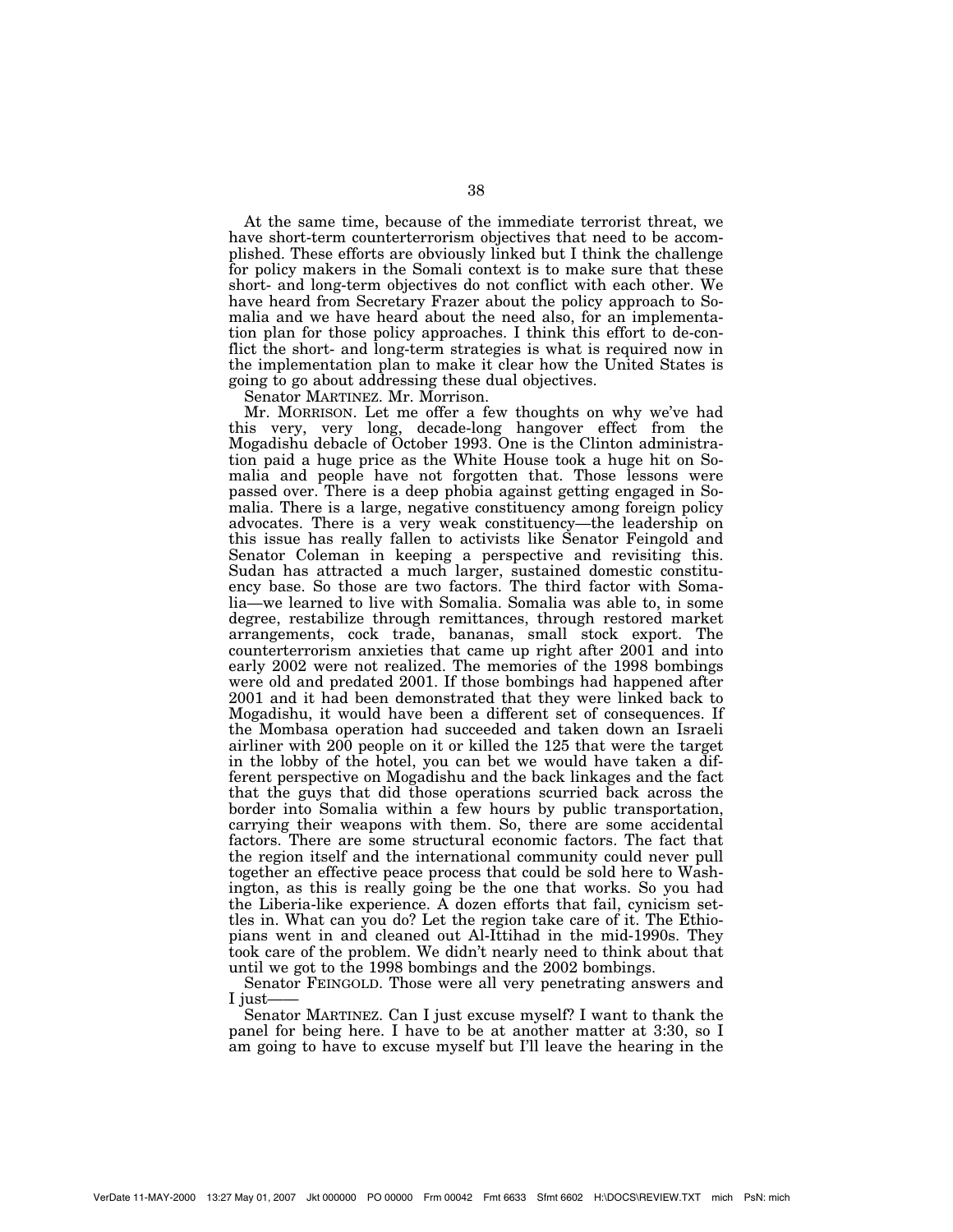At the same time, because of the immediate terrorist threat, we have short-term counterterrorism objectives that need to be accomplished. These efforts are obviously linked but I think the challenge for policy makers in the Somali context is to make sure that these short- and long-term objectives do not conflict with each other. We have heard from Secretary Frazer about the policy approach to Somalia and we have heard about the need also, for an implementation plan for those policy approaches. I think this effort to de-conflict the short- and long-term strategies is what is required now in the implementation plan to make it clear how the United States is going to go about addressing these dual objectives.

Senator MARTINEZ. Mr. Morrison.

Mr. MORRISON. Let me offer a few thoughts on why we've had this very, very long, decade-long hangover effect from the Mogadishu debacle of October 1993. One is the Clinton administration paid a huge price as the White House took a huge hit on Somalia and people have not forgotten that. Those lessons were passed over. There is a deep phobia against getting engaged in Somalia. There is a large, negative constituency among foreign policy advocates. There is a very weak constituency—the leadership on this issue has really fallen to activists like Senator Feingold and Senator Coleman in keeping a perspective and revisiting this. Sudan has attracted a much larger, sustained domestic constituency base. So those are two factors. The third factor with Somalia—we learned to live with Somalia. Somalia was able to, in some degree, restabilize through remittances, through restored market arrangements, cock trade, bananas, small stock export. The counterterrorism anxieties that came up right after 2001 and into early 2002 were not realized. The memories of the 1998 bombings were old and predated 2001. If those bombings had happened after 2001 and it had been demonstrated that they were linked back to Mogadishu, it would have been a different set of consequences. If the Mombasa operation had succeeded and taken down an Israeli airliner with 200 people on it or killed the 125 that were the target in the lobby of the hotel, you can bet we would have taken a different perspective on Mogadishu and the back linkages and the fact that the guys that did those operations scurried back across the border into Somalia within a few hours by public transportation, carrying their weapons with them. So, there are some accidental factors. There are some structural economic factors. The fact that the region itself and the international community could never pull together an effective peace process that could be sold here to Washington, as this is really going be the one that works. So you had the Liberia-like experience. A dozen efforts that fail, cynicism settles in. What can you do? Let the region take care of it. The Ethiopians went in and cleaned out Al-Ittihad in the mid-1990s. They took care of the problem. We didn't nearly need to think about that until we got to the 1998 bombings and the 2002 bombings.

Senator FEINGOLD. Those were all very penetrating answers and I just——

Senator MARTINEZ. Can I just excuse myself? I want to thank the panel for being here. I have to be at another matter at 3:30, so I am going to have to excuse myself but I'll leave the hearing in the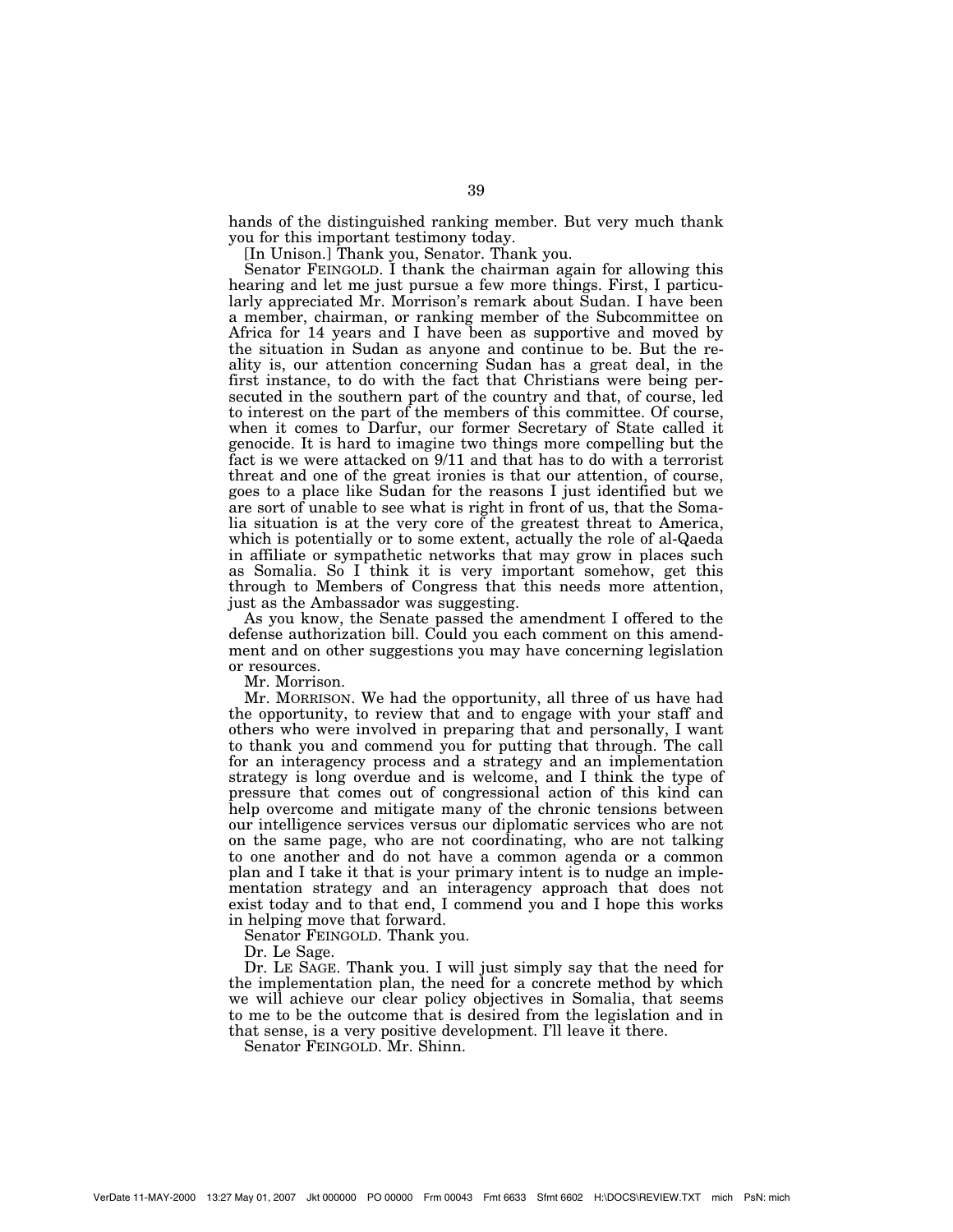hands of the distinguished ranking member. But very much thank you for this important testimony today.

[In Unison.] Thank you, Senator. Thank you.

Senator FEINGOLD. I thank the chairman again for allowing this hearing and let me just pursue a few more things. First, I particularly appreciated Mr. Morrison's remark about Sudan. I have been a member, chairman, or ranking member of the Subcommittee on Africa for 14 years and I have been as supportive and moved by the situation in Sudan as anyone and continue to be. But the reality is, our attention concerning Sudan has a great deal, in the first instance, to do with the fact that Christians were being persecuted in the southern part of the country and that, of course, led to interest on the part of the members of this committee. Of course, when it comes to Darfur, our former Secretary of State called it genocide. It is hard to imagine two things more compelling but the fact is we were attacked on 9/11 and that has to do with a terrorist threat and one of the great ironies is that our attention, of course, goes to a place like Sudan for the reasons I just identified but we are sort of unable to see what is right in front of us, that the Somalia situation is at the very core of the greatest threat to America, which is potentially or to some extent, actually the role of al-Qaeda in affiliate or sympathetic networks that may grow in places such as Somalia. So I think it is very important somehow, get this through to Members of Congress that this needs more attention, just as the Ambassador was suggesting.

As you know, the Senate passed the amendment I offered to the defense authorization bill. Could you each comment on this amendment and on other suggestions you may have concerning legislation or resources.

Mr. Morrison.

Mr. MORRISON. We had the opportunity, all three of us have had the opportunity, to review that and to engage with your staff and others who were involved in preparing that and personally, I want to thank you and commend you for putting that through. The call for an interagency process and a strategy and an implementation strategy is long overdue and is welcome, and I think the type of pressure that comes out of congressional action of this kind can help overcome and mitigate many of the chronic tensions between our intelligence services versus our diplomatic services who are not on the same page, who are not coordinating, who are not talking to one another and do not have a common agenda or a common plan and I take it that is your primary intent is to nudge an implementation strategy and an interagency approach that does not exist today and to that end, I commend you and I hope this works in helping move that forward.

Senator FEINGOLD. Thank you.

Dr. Le Sage.

Dr. LE SAGE. Thank you. I will just simply say that the need for the implementation plan, the need for a concrete method by which we will achieve our clear policy objectives in Somalia, that seems to me to be the outcome that is desired from the legislation and in that sense, is a very positive development. I'll leave it there.

Senator FEINGOLD. Mr. Shinn.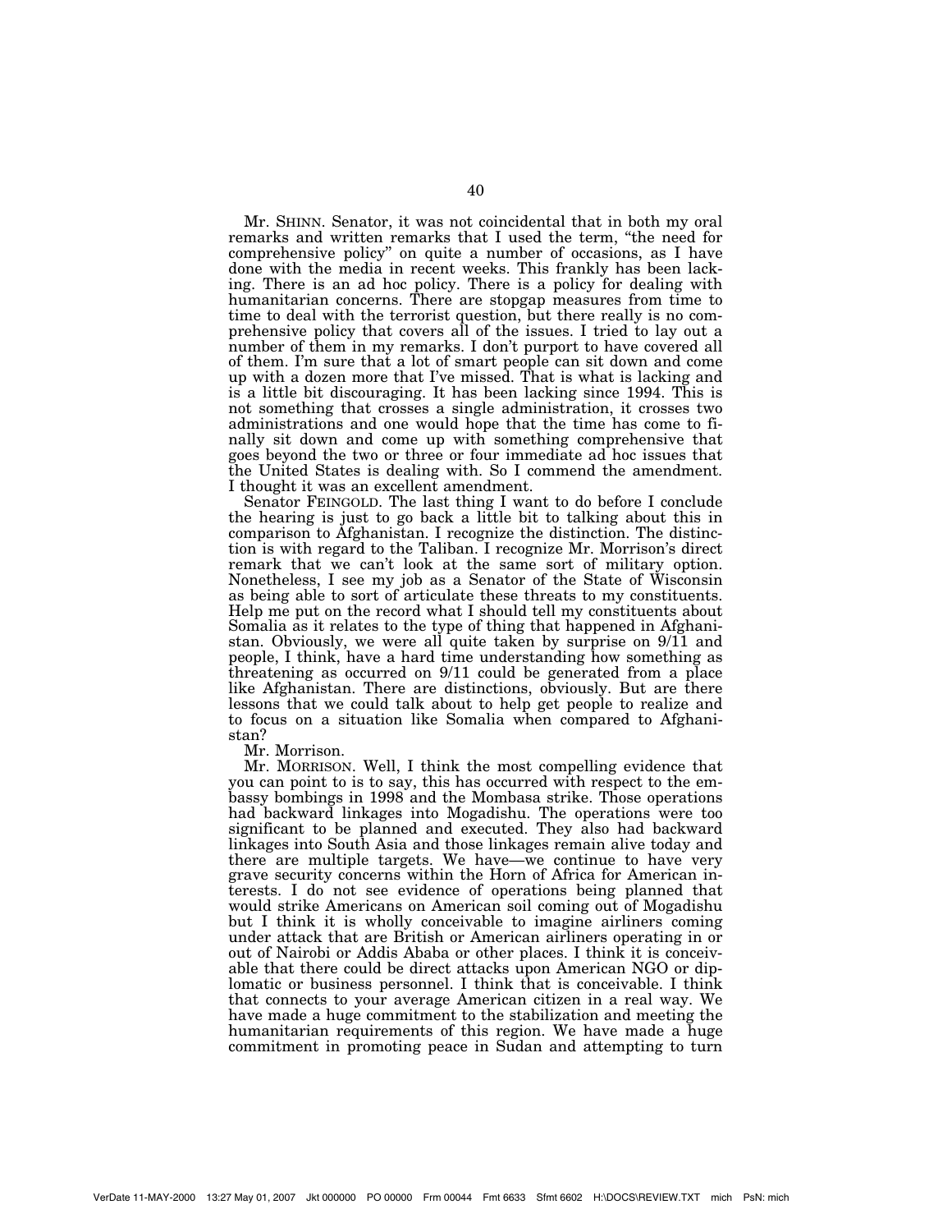Mr. SHINN. Senator, it was not coincidental that in both my oral remarks and written remarks that I used the term, "the need for comprehensive policy" on quite a number of occasions, as I have done with the media in recent weeks. This frankly has been lacking. There is an ad hoc policy. There is a policy for dealing with humanitarian concerns. There are stopgap measures from time to time to deal with the terrorist question, but there really is no comprehensive policy that covers all of the issues. I tried to lay out a number of them in my remarks. I don't purport to have covered all of them. I'm sure that a lot of smart people can sit down and come up with a dozen more that I've missed. That is what is lacking and is a little bit discouraging. It has been lacking since 1994. This is not something that crosses a single administration, it crosses two administrations and one would hope that the time has come to finally sit down and come up with something comprehensive that goes beyond the two or three or four immediate ad hoc issues that the United States is dealing with. So I commend the amendment. I thought it was an excellent amendment.

Senator FEINGOLD. The last thing I want to do before I conclude the hearing is just to go back a little bit to talking about this in comparison to Afghanistan. I recognize the distinction. The distinction is with regard to the Taliban. I recognize Mr. Morrison's direct remark that we can't look at the same sort of military option. Nonetheless, I see my job as a Senator of the State of Wisconsin as being able to sort of articulate these threats to my constituents. Help me put on the record what I should tell my constituents about Somalia as it relates to the type of thing that happened in Afghanistan. Obviously, we were all quite taken by surprise on 9/11 and people, I think, have a hard time understanding how something as threatening as occurred on 9/11 could be generated from a place like Afghanistan. There are distinctions, obviously. But are there lessons that we could talk about to help get people to realize and to focus on a situation like Somalia when compared to Afghanistan?

Mr. Morrison.

Mr. MORRISON. Well, I think the most compelling evidence that you can point to is to say, this has occurred with respect to the embassy bombings in 1998 and the Mombasa strike. Those operations had backward linkages into Mogadishu. The operations were too significant to be planned and executed. They also had backward linkages into South Asia and those linkages remain alive today and there are multiple targets. We have—we continue to have very grave security concerns within the Horn of Africa for American interests. I do not see evidence of operations being planned that would strike Americans on American soil coming out of Mogadishu but I think it is wholly conceivable to imagine airliners coming under attack that are British or American airliners operating in or out of Nairobi or Addis Ababa or other places. I think it is conceivable that there could be direct attacks upon American NGO or diplomatic or business personnel. I think that is conceivable. I think that connects to your average American citizen in a real way. We have made a huge commitment to the stabilization and meeting the humanitarian requirements of this region. We have made a huge commitment in promoting peace in Sudan and attempting to turn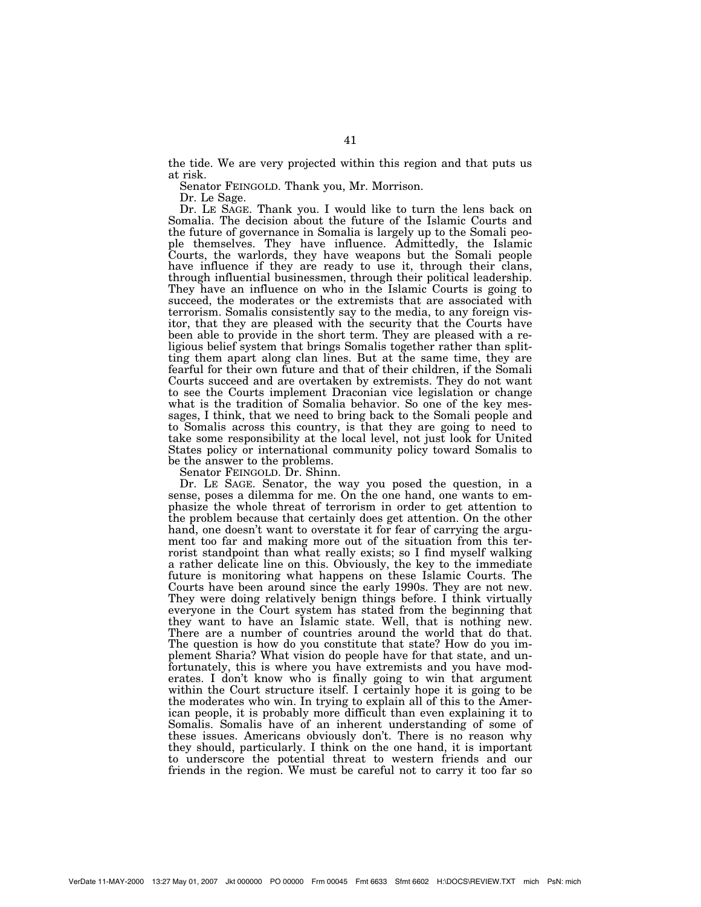the tide. We are very projected within this region and that puts us at risk.

Senator FEINGOLD. Thank you, Mr. Morrison.

Dr. Le Sage.

Dr. LE SAGE. Thank you. I would like to turn the lens back on Somalia. The decision about the future of the Islamic Courts and the future of governance in Somalia is largely up to the Somali people themselves. They have influence. Admittedly, the Islamic Courts, the warlords, they have weapons but the Somali people have influence if they are ready to use it, through their clans, through influential businessmen, through their political leadership. They have an influence on who in the Islamic Courts is going to succeed, the moderates or the extremists that are associated with terrorism. Somalis consistently say to the media, to any foreign visitor, that they are pleased with the security that the Courts have been able to provide in the short term. They are pleased with a religious belief system that brings Somalis together rather than splitting them apart along clan lines. But at the same time, they are fearful for their own future and that of their children, if the Somali Courts succeed and are overtaken by extremists. They do not want to see the Courts implement Draconian vice legislation or change what is the tradition of Somalia behavior. So one of the key messages, I think, that we need to bring back to the Somali people and to Somalis across this country, is that they are going to need to take some responsibility at the local level, not just look for United States policy or international community policy toward Somalis to be the answer to the problems.

Senator FEINGOLD. Dr. Shinn.

Dr. LE SAGE. Senator, the way you posed the question, in a sense, poses a dilemma for me. On the one hand, one wants to emphasize the whole threat of terrorism in order to get attention to the problem because that certainly does get attention. On the other hand, one doesn't want to overstate it for fear of carrying the argument too far and making more out of the situation from this terrorist standpoint than what really exists; so I find myself walking a rather delicate line on this. Obviously, the key to the immediate future is monitoring what happens on these Islamic Courts. The Courts have been around since the early 1990s. They are not new. They were doing relatively benign things before. I think virtually everyone in the Court system has stated from the beginning that they want to have an Islamic state. Well, that is nothing new. There are a number of countries around the world that do that. The question is how do you constitute that state? How do you implement Sharia? What vision do people have for that state, and unfortunately, this is where you have extremists and you have moderates. I don't know who is finally going to win that argument within the Court structure itself. I certainly hope it is going to be the moderates who win. In trying to explain all of this to the American people, it is probably more difficult than even explaining it to Somalis. Somalis have of an inherent understanding of some of these issues. Americans obviously don't. There is no reason why they should, particularly. I think on the one hand, it is important to underscore the potential threat to western friends and our friends in the region. We must be careful not to carry it too far so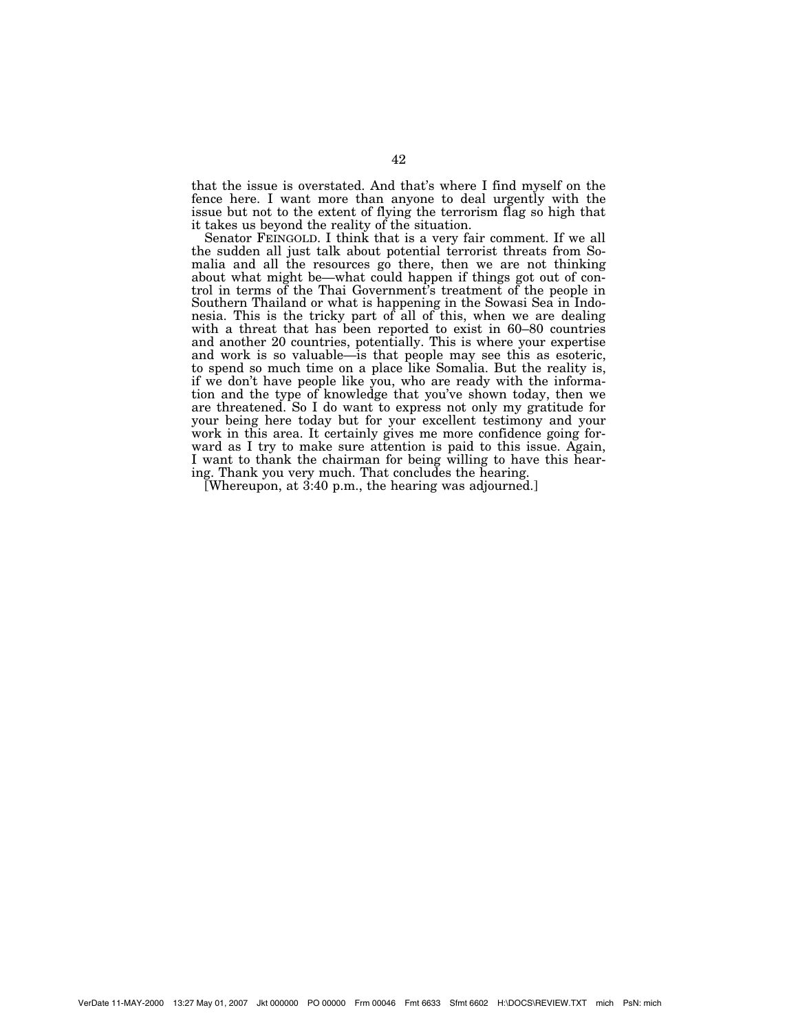that the issue is overstated. And that's where I find myself on the fence here. I want more than anyone to deal urgently with the issue but not to the extent of flying the terrorism flag so high that it takes us beyond the reality of the situation.

Senator FEINGOLD. I think that is a very fair comment. If we all the sudden all just talk about potential terrorist threats from Somalia and all the resources go there, then we are not thinking about what might be—what could happen if things got out of control in terms of the Thai Government's treatment of the people in Southern Thailand or what is happening in the Sowasi Sea in Indonesia. This is the tricky part of all of this, when we are dealing with a threat that has been reported to exist in 60–80 countries and another 20 countries, potentially. This is where your expertise and work is so valuable—is that people may see this as esoteric, to spend so much time on a place like Somalia. But the reality is, if we don't have people like you, who are ready with the information and the type of knowledge that you've shown today, then we are threatened. So I do want to express not only my gratitude for your being here today but for your excellent testimony and your work in this area. It certainly gives me more confidence going forward as I try to make sure attention is paid to this issue. Again, I want to thank the chairman for being willing to have this hearing. Thank you very much. That concludes the hearing.

[Whereupon, at 3:40 p.m., the hearing was adjourned.]